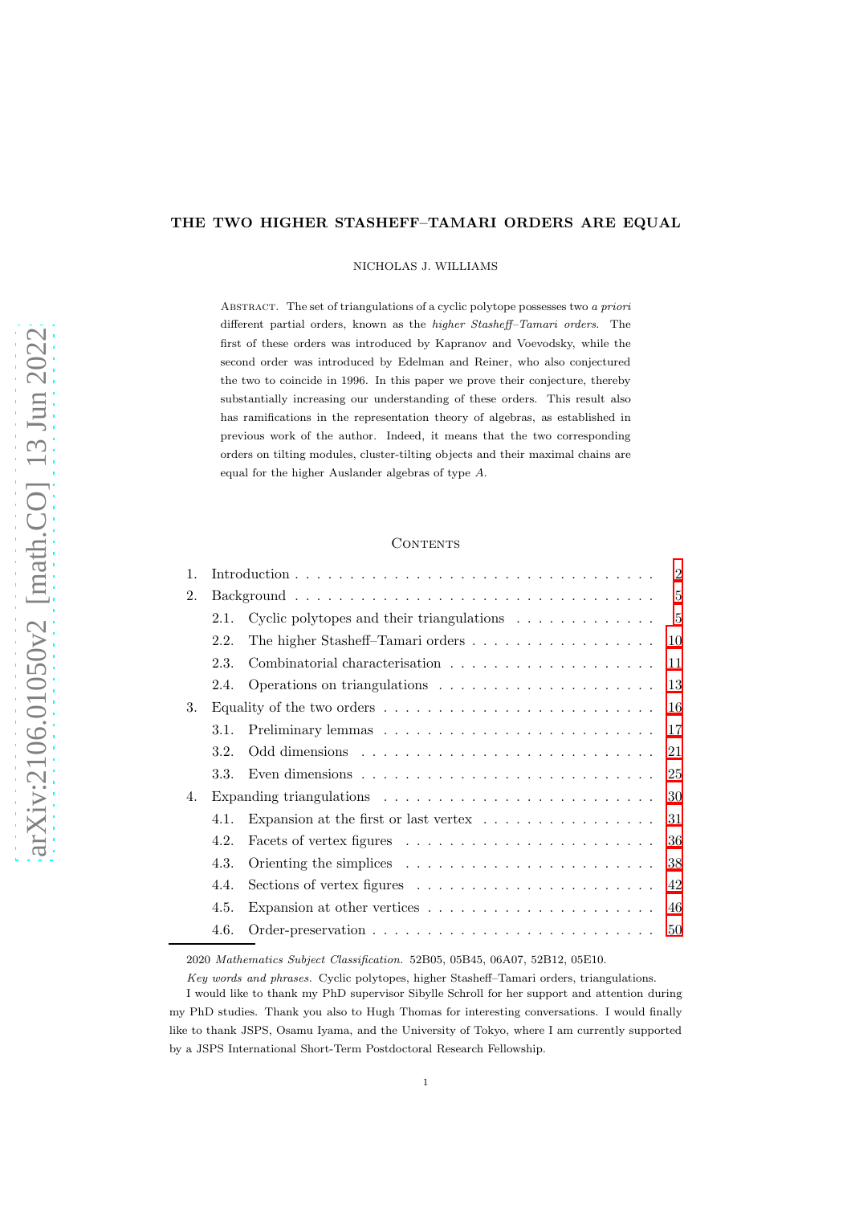# THE TWO HIGHER STASHEFF–TAMARI ORDERS ARE EQUAL

NICHOLAS J. WILLIAMS

ABSTRACT. The set of triangulations of a cyclic polytope possesses two *a priori* different partial orders, known as the *higher Stasheff–Tamari orders*. The first of these orders was introduced by Kapranov and Voevodsky, while the second order was introduced by Edelman and Reiner, who also conjectured the two to coincide in 1996. In this paper we prove their conjecture, thereby substantially increasing our understanding of these orders. This result also has ramifications in the representation theory of algebras, as established in previous work of the author. Indeed, it means that the two corresponding orders on tilting modules, cluster-tilting objects and their maximal chains are equal for the higher Auslander algebras of type $A$.

## CONTENTS

1. Introduction . . . 2
2. Background . . . 5
   - 2.1. Cyclic polytopes and their triangulations . . . 5
   - 2.2. The higher Stasheff–Tamari orders . . . 10
   - 2.3. Combinatorial characterisation . . . 11
   - 2.4. Operations on triangulations . . . 13
3. Equality of the two orders . . . 16
   - 3.1. Preliminary lemmas . . . 17
   - 3.2. Odd dimensions . . . 21
   - 3.3. Even dimensions . . . 25
4. Expanding triangulations . . . 30
   - 4.1. Expansion at the first or last vertex . . . 31
   - 4.2. Facets of vertex figures . . . 36
   - 4.3. Orienting the simplices . . . 38
   - 4.4. Sections of vertex figures . . . 42
   - 4.5. Expansion at other vertices . . . 46
   - 4.6. Order-preservation . . . 50

2020 *Mathematics Subject Classification.* 52B05, 05B45, 06A07, 52B12, 05E10.

*Key words and phrases.* Cyclic polytopes, higher Stasheff–Tamari orders, triangulations.

I would like to thank my PhD supervisor Sibylle Schroll for her support and attention during my PhD studies. Thank you also to Hugh Thomas for interesting conversations. I would finally like to thank JSPS, Osamu Iyama, and the University of Tokyo, where I am currently supported by a JSPS International Short-Term Postdoctoral Research Fellowship.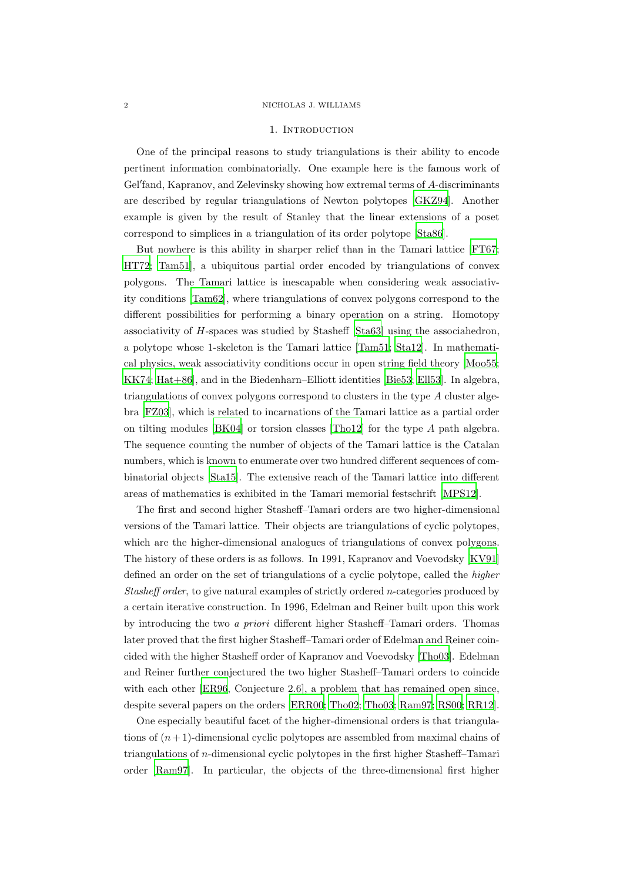## 1. Introduction

One of the principal reasons to study triangulations is their ability to encode pertinent information combinatorially. One example here is the famous work of Gel′fand, Kapranov, and Zelevinsky showing how extremal terms of $A$-discriminants are described by regular triangulations of Newton polytopes [GKZ94]. Another example is given by the result of Stanley that the linear extensions of a poset correspond to simplices in a triangulation of its order polytope [Sta86].

But nowhere is this ability in sharper relief than in the Tamari lattice [FT67; HT72; Tam51], a ubiquitous partial order encoded by triangulations of convex polygons. The Tamari lattice is inescapable when considering weak associativity conditions [Tam62], where triangulations of convex polygons correspond to the different possibilities for performing a binary operation on a string. Homotopy associativity of $H$-spaces was studied by Stasheff [Sta63] using the associahedron, a polytope whose 1-skeleton is the Tamari lattice [Tam51; Sta12]. In mathematical physics, weak associativity conditions occur in open string field theory [Moo55; KK74; Hat+86], and in the Biedenharn–Elliott identities [Bie53; Ell53]. In algebra, triangulations of convex polygons correspond to clusters in the type $A$ cluster algebra [FZ03], which is related to incarnations of the Tamari lattice as a partial order on tilting modules [BK04] or torsion classes [Tho12] for the type $A$ path algebra. The sequence counting the number of objects of the Tamari lattice is the Catalan numbers, which is known to enumerate over two hundred different sequences of combinatorial objects [Sta15]. The extensive reach of the Tamari lattice into different areas of mathematics is exhibited in the Tamari memorial festschrift [MPS12].

The first and second higher Stasheff–Tamari orders are two higher-dimensional versions of the Tamari lattice. Their objects are triangulations of cyclic polytopes, which are the higher-dimensional analogues of triangulations of convex polygons. The history of these orders is as follows. In 1991, Kapranov and Voevodsky [KV91] defined an order on the set of triangulations of a cyclic polytope, called the *higher Stasheff order*, to give natural examples of strictly ordered $n$-categories produced by a certain iterative construction. In 1996, Edelman and Reiner built upon this work by introducing the two *a priori* different higher Stasheff–Tamari orders. Thomas later proved that the first higher Stasheff–Tamari order of Edelman and Reiner coincided with the higher Stasheff order of Kapranov and Voevodsky [Tho03]. Edelman and Reiner further conjectured the two higher Stasheff–Tamari orders to coincide with each other [ER96, Conjecture 2.6], a problem that has remained open since, despite several papers on the orders [ERR00; Tho02; Tho03; Ram97; RS00; RR12].

One especially beautiful facet of the higher-dimensional orders is that triangulations of $(n+1)$-dimensional cyclic polytopes are assembled from maximal chains of triangulations of $n$-dimensional cyclic polytopes in the first higher Stasheff–Tamari order [Ram97]. In particular, the objects of the three-dimensional first higher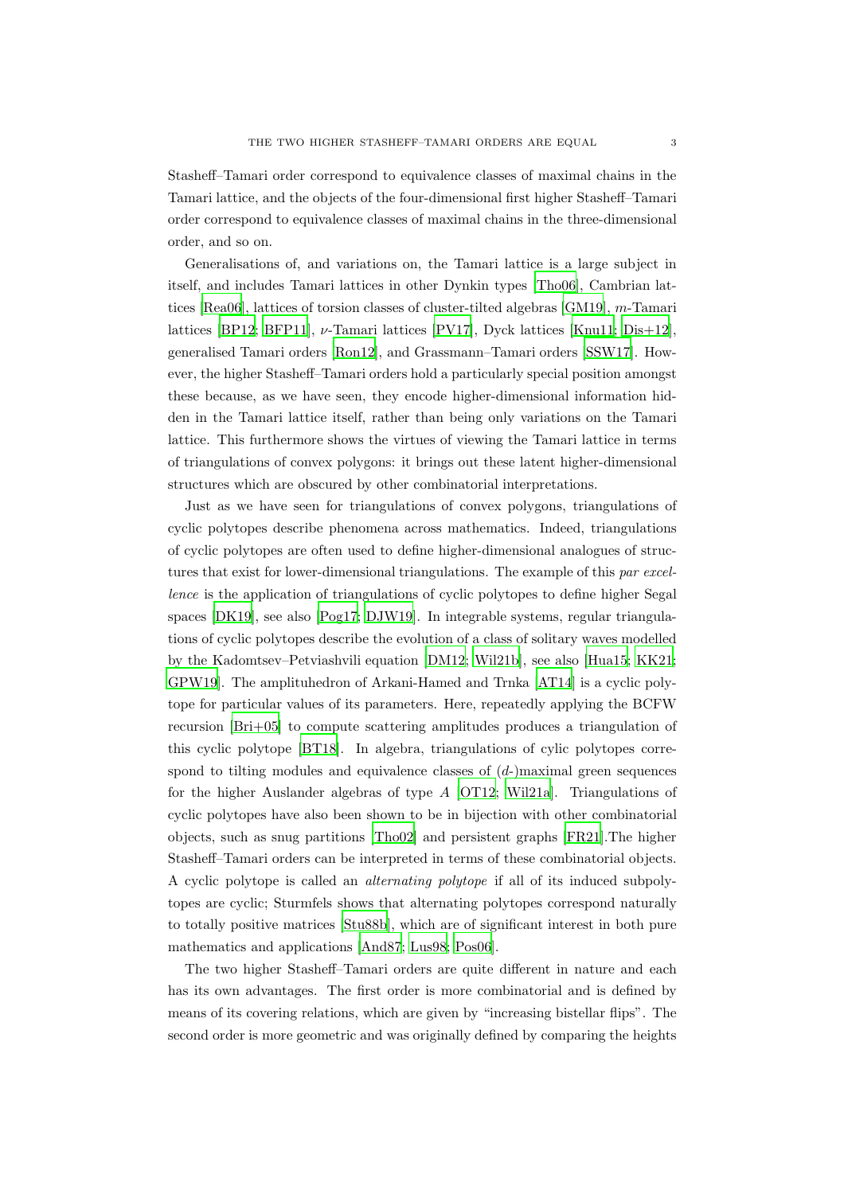Stasheff–Tamari order correspond to equivalence classes of maximal chains in the Tamari lattice, and the objects of the four-dimensional first higher Stasheff–Tamari order correspond to equivalence classes of maximal chains in the three-dimensional order, and so on.

Generalisations of, and variations on, the Tamari lattice is a large subject in itself, and includes Tamari lattices in other Dynkin types [Tho06], Cambrian lattices [Rea06], lattices of torsion classes of cluster-tilted algebras [GM19], $m$-Tamari lattices [BP12; BFP11], $\nu$-Tamari lattices [PV17], Dyck lattices [Knu11; Dis+12], generalised Tamari orders [Ron12], and Grassmann–Tamari orders [SSW17]. However, the higher Stasheff–Tamari orders hold a particularly special position amongst these because, as we have seen, they encode higher-dimensional information hidden in the Tamari lattice itself, rather than being only variations on the Tamari lattice. This furthermore shows the virtues of viewing the Tamari lattice in terms of triangulations of convex polygons: it brings out these latent higher-dimensional structures which are obscured by other combinatorial interpretations.

Just as we have seen for triangulations of convex polygons, triangulations of cyclic polytopes describe phenomena across mathematics. Indeed, triangulations of cyclic polytopes are often used to define higher-dimensional analogues of structures that exist for lower-dimensional triangulations. The example of this *par excellence* is the application of triangulations of cyclic polytopes to define higher Segal spaces [DK19], see also [Pog17; DJW19]. In integrable systems, regular triangulations of cyclic polytopes describe the evolution of a class of solitary waves modelled by the Kadomtsev–Petviashvili equation [DM12; Wil21b], see also [Hua15; KK21; GPW19]. The amplituhedron of Arkani-Hamed and Trnka [AT14] is a cyclic polytope for particular values of its parameters. Here, repeatedly applying the BCFW recursion [Bri+05] to compute scattering amplitudes produces a triangulation of this cyclic polytope [BT18]. In algebra, triangulations of cylic polytopes correspond to tilting modules and equivalence classes of ($d$-)maximal green sequences for the higher Auslander algebras of type $A$ [OT12; Wil21a]. Triangulations of cyclic polytopes have also been shown to be in bijection with other combinatorial objects, such as snug partitions [Tho02] and persistent graphs [FR21].The higher Stasheff–Tamari orders can be interpreted in terms of these combinatorial objects. A cyclic polytope is called an *alternating polytope* if all of its induced subpolytopes are cyclic; Sturmfels shows that alternating polytopes correspond naturally to totally positive matrices [Stu88b], which are of significant interest in both pure mathematics and applications [And87; Lus98; Pos06].

The two higher Stasheff–Tamari orders are quite different in nature and each has its own advantages. The first order is more combinatorial and is defined by means of its covering relations, which are given by "increasing bistellar flips". The second order is more geometric and was originally defined by comparing the heights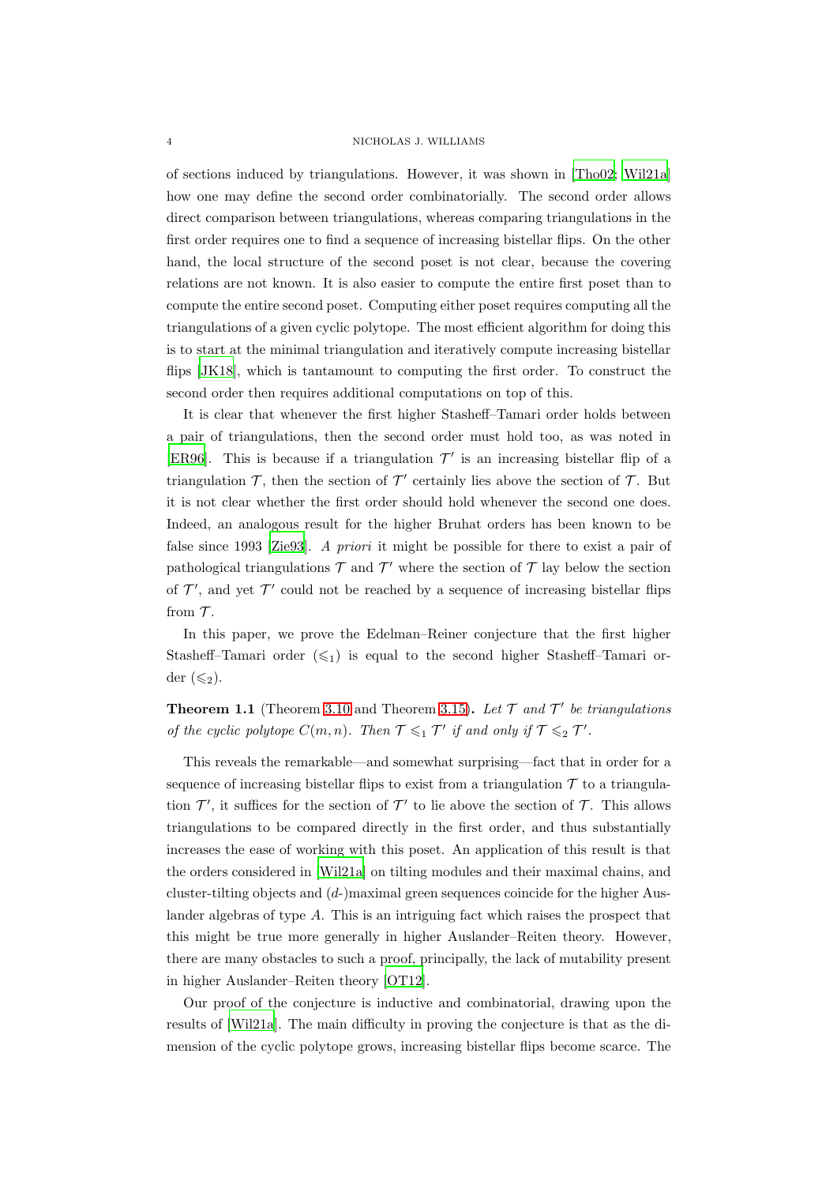of sections induced by triangulations. However, it was shown in [Tho02; Wil21a] how one may define the second order combinatorially. The second order allows direct comparison between triangulations, whereas comparing triangulations in the first order requires one to find a sequence of increasing bistellar flips. On the other hand, the local structure of the second poset is not clear, because the covering relations are not known. It is also easier to compute the entire first poset than to compute the entire second poset. Computing either poset requires computing all the triangulations of a given cyclic polytope. The most efficient algorithm for doing this is to start at the minimal triangulation and iteratively compute increasing bistellar flips [JK18], which is tantamount to computing the first order. To construct the second order then requires additional computations on top of this.

It is clear that whenever the first higher Stasheff–Tamari order holds between a pair of triangulations, then the second order must hold too, as was noted in [ER96]. This is because if a triangulation $\mathcal{T}'$ is an increasing bistellar flip of a triangulation $\mathcal{T}$, then the section of $\mathcal{T}'$ certainly lies above the section of $\mathcal{T}$. But it is not clear whether the first order should hold whenever the second one does. Indeed, an analogous result for the higher Bruhat orders has been known to be false since 1993 [Zie93]. *A priori* it might be possible for there to exist a pair of pathological triangulations $\mathcal{T}$ and $\mathcal{T}'$ where the section of $\mathcal{T}$ lay below the section of $\mathcal{T}'$, and yet $\mathcal{T}'$ could not be reached by a sequence of increasing bistellar flips from $\mathcal{T}$.

In this paper, we prove the Edelman–Reiner conjecture that the first higher Stasheff–Tamari order ($\leqslant_1$) is equal to the second higher Stasheff–Tamari order ($\leqslant_2$).

**Theorem 1.1** (Theorem 3.10 and Theorem 3.15)**.** *Let $\mathcal{T}$ and $\mathcal{T}'$ be triangulations of the cyclic polytope $C(m, n)$. Then $\mathcal{T} \leqslant_1 \mathcal{T}'$ if and only if $\mathcal{T} \leqslant_2 \mathcal{T}'$.*

This reveals the remarkable—and somewhat surprising—fact that in order for a sequence of increasing bistellar flips to exist from a triangulation $\mathcal{T}$ to a triangulation $\mathcal{T}'$, it suffices for the section of $\mathcal{T}'$ to lie above the section of $\mathcal{T}$. This allows triangulations to be compared directly in the first order, and thus substantially increases the ease of working with this poset. An application of this result is that the orders considered in [Wil21a] on tilting modules and their maximal chains, and cluster-tilting objects and ($d$-)maximal green sequences coincide for the higher Auslander algebras of type $A$. This is an intriguing fact which raises the prospect that this might be true more generally in higher Auslander–Reiten theory. However, there are many obstacles to such a proof, principally, the lack of mutability present in higher Auslander–Reiten theory [OT12].

Our proof of the conjecture is inductive and combinatorial, drawing upon the results of [Wil21a]. The main difficulty in proving the conjecture is that as the dimension of the cyclic polytope grows, increasing bistellar flips become scarce. The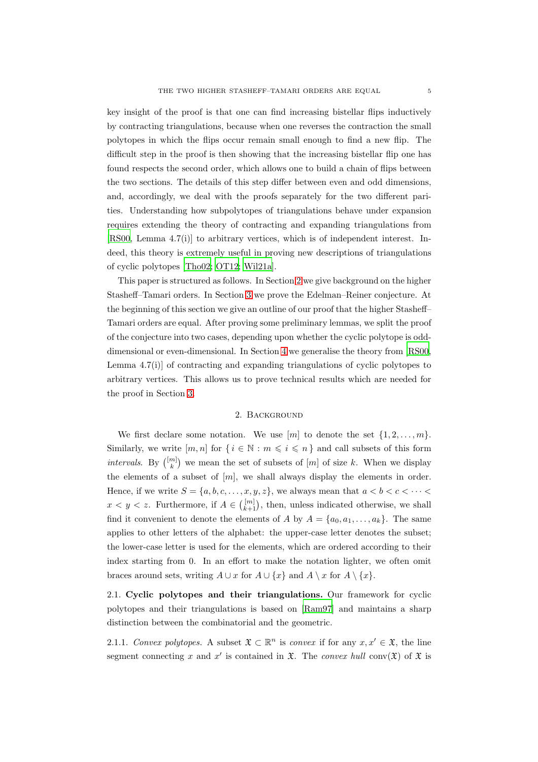key insight of the proof is that one can find increasing bistellar flips inductively by contracting triangulations, because when one reverses the contraction the small polytopes in which the flips occur remain small enough to find a new flip. The difficult step in the proof is then showing that the increasing bistellar flip one has found respects the second order, which allows one to build a chain of flips between the two sections. The details of this step differ between even and odd dimensions, and, accordingly, we deal with the proofs separately for the two different parities. Understanding how subpolytopes of triangulations behave under expansion requires extending the theory of contracting and expanding triangulations from [RS00, Lemma 4.7(i)] to arbitrary vertices, which is of independent interest. Indeed, this theory is extremely useful in proving new descriptions of triangulations of cyclic polytopes [Tho02; OT12; Wil21a].

This paper is structured as follows. In Section 2 we give background on the higher Stasheff–Tamari orders. In Section 3 we prove the Edelman–Reiner conjecture. At the beginning of this section we give an outline of our proof that the higher Stasheff–Tamari orders are equal. After proving some preliminary lemmas, we split the proof of the conjecture into two cases, depending upon whether the cyclic polytope is odd-dimensional or even-dimensional. In Section 4 we generalise the theory from [RS00, Lemma 4.7(i)] of contracting and expanding triangulations of cyclic polytopes to arbitrary vertices. This allows us to prove technical results which are needed for the proof in Section 3.

## 2. Background

We first declare some notation. We use $[m]$ to denote the set $\{1, 2, \ldots, m\}$. Similarly, we write $[m, n]$ for $\{\, i \in \mathbb{N} : m \leqslant i \leqslant n \,\}$ and call subsets of this form *intervals*. By $\binom{[m]}{k}$ we mean the set of subsets of $[m]$ of size $k$. When we display the elements of a subset of $[m]$, we shall always display the elements in order. Hence, if we write $S = \{a, b, c, \ldots, x, y, z\}$, we always mean that $a < b < c < \cdots < x < y < z$. Furthermore, if $A \in \binom{[m]}{k+1}$, then, unless indicated otherwise, we shall find it convenient to denote the elements of $A$ by $A = \{a_0, a_1, \ldots, a_k\}$. The same applies to other letters of the alphabet: the upper-case letter denotes the subset; the lower-case letter is used for the elements, which are ordered according to their index starting from 0. In an effort to make the notation lighter, we often omit braces around sets, writing $A \cup x$ for $A \cup \{x\}$ and $A \setminus x$ for $A \setminus \{x\}$.

2.1. **Cyclic polytopes and their triangulations.** Our framework for cyclic polytopes and their triangulations is based on [Ram97] and maintains a sharp distinction between the combinatorial and the geometric.

2.1.1. *Convex polytopes.* A subset $\mathfrak{X} \subset \mathbb{R}^n$ is *convex* if for any $x, x' \in \mathfrak{X}$, the line segment connecting $x$ and $x'$ is contained in $\mathfrak{X}$. The *convex hull* $\operatorname{conv}(\mathfrak{X})$ of $\mathfrak{X}$ is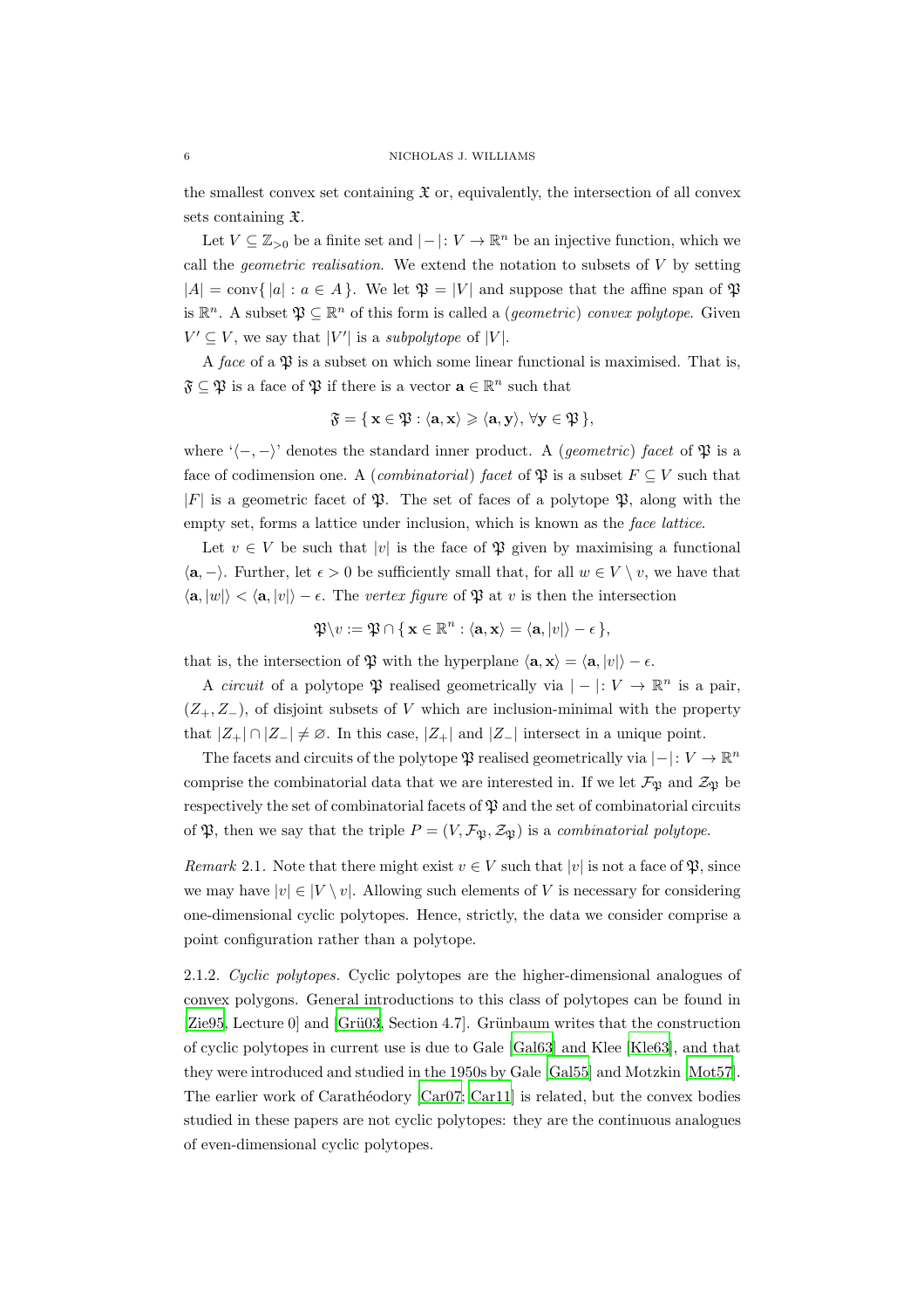the smallest convex set containing $\mathfrak{X}$ or, equivalently, the intersection of all convex sets containing $\mathfrak{X}$.

Let $V \subseteq \mathbb{Z}_{>0}$ be a finite set and $|-|: V \to \mathbb{R}^n$ be an injective function, which we call the *geometric realisation*. We extend the notation to subsets of $V$ by setting $|A| = \mathrm{conv}\{\, |a| : a \in A \,\}$. We let $\mathfrak{P} = |V|$ and suppose that the affine span of $\mathfrak{P}$ is $\mathbb{R}^n$. A subset $\mathfrak{P} \subseteq \mathbb{R}^n$ of this form is called a (*geometric*) *convex polytope*. Given $V' \subseteq V$, we say that $|V'|$ is a *subpolytope* of $|V|$.

A *face* of a $\mathfrak{P}$ is a subset on which some linear functional is maximised. That is, $\mathfrak{F} \subseteq \mathfrak{P}$ is a face of $\mathfrak{P}$ if there is a vector $\mathbf{a} \in \mathbb{R}^n$ such that

$$\mathfrak{F} = \{\, \mathbf{x} \in \mathfrak{P} : \langle \mathbf{a}, \mathbf{x} \rangle \geqslant \langle \mathbf{a}, \mathbf{y} \rangle, \, \forall \mathbf{y} \in \mathfrak{P} \,\},$$

where '$\langle -, - \rangle$' denotes the standard inner product. A (*geometric*) *facet* of $\mathfrak{P}$ is a face of codimension one. A (*combinatorial*) *facet* of $\mathfrak{P}$ is a subset $F \subseteq V$ such that $|F|$ is a geometric facet of $\mathfrak{P}$. The set of faces of a polytope $\mathfrak{P}$, along with the empty set, forms a lattice under inclusion, which is known as the *face lattice*.

Let $v \in V$ be such that $|v|$ is the face of $\mathfrak{P}$ given by maximising a functional $\langle \mathbf{a}, - \rangle$. Further, let $\epsilon > 0$ be sufficiently small that, for all $w \in V \setminus v$, we have that $\langle \mathbf{a}, |w| \rangle < \langle \mathbf{a}, |v| \rangle - \epsilon$. The *vertex figure* of $\mathfrak{P}$ at $v$ is then the intersection

$$\mathfrak{P} \backslash v := \mathfrak{P} \cap \{\, \mathbf{x} \in \mathbb{R}^n : \langle \mathbf{a}, \mathbf{x} \rangle = \langle \mathbf{a}, |v| \rangle - \epsilon \,\},$$

that is, the intersection of $\mathfrak{P}$ with the hyperplane $\langle \mathbf{a}, \mathbf{x} \rangle = \langle \mathbf{a}, |v| \rangle - \epsilon$.

A *circuit* of a polytope $\mathfrak{P}$ realised geometrically via $|-|: V \to \mathbb{R}^n$ is a pair, $(Z_+, Z_-)$, of disjoint subsets of $V$ which are inclusion-minimal with the property that $|Z_+| \cap |Z_-| \neq \varnothing$. In this case, $|Z_+|$ and $|Z_-|$ intersect in a unique point.

The facets and circuits of the polytope $\mathfrak{P}$ realised geometrically via $|-|: V \to \mathbb{R}^n$ comprise the combinatorial data that we are interested in. If we let $\mathcal{F}_{\mathfrak{P}}$ and $\mathcal{Z}_{\mathfrak{P}}$ be respectively the set of combinatorial facets of $\mathfrak{P}$ and the set of combinatorial circuits of $\mathfrak{P}$, then we say that the triple $P = (V, \mathcal{F}_{\mathfrak{P}}, \mathcal{Z}_{\mathfrak{P}})$ is a *combinatorial polytope*.

*Remark* 2.1. Note that there might exist $v \in V$ such that $|v|$ is not a face of $\mathfrak{P}$, since we may have $|v| \in |V \setminus v|$. Allowing such elements of $V$ is necessary for considering one-dimensional cyclic polytopes. Hence, strictly, the data we consider comprise a point configuration rather than a polytope.

2.1.2. *Cyclic polytopes.* Cyclic polytopes are the higher-dimensional analogues of convex polygons. General introductions to this class of polytopes can be found in [Zie95, Lecture 0] and [Grü03, Section 4.7]. Grünbaum writes that the construction of cyclic polytopes in current use is due to Gale [Gal63] and Klee [Kle63], and that they were introduced and studied in the 1950s by Gale [Gal55] and Motzkin [Mot57]. The earlier work of Carathéodory [Car07; Car11] is related, but the convex bodies studied in these papers are not cyclic polytopes: they are the continuous analogues of even-dimensional cyclic polytopes.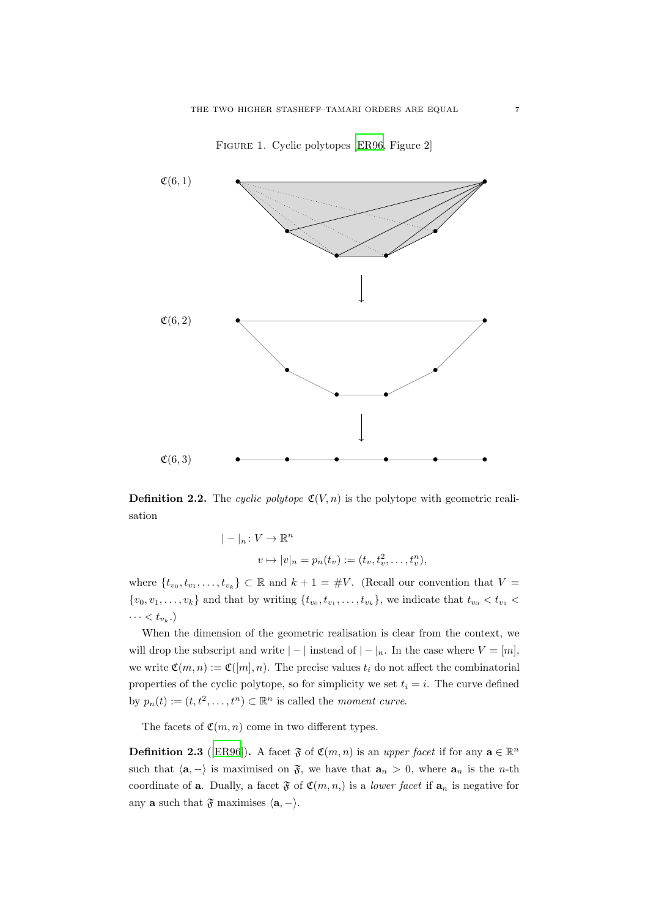Figure 1. Cyclic polytopes [ER96, Figure 2]

$\mathfrak{C}(6,1)$

$\mathfrak{C}(6,2)$

$\mathfrak{C}(6,3)$

**Definition 2.2.** The *cyclic polytope* $\mathfrak{C}(V,n)$ is the polytope with geometric realisation

$$|-|_n \colon V \to \mathbb{R}^n$$
$$v \mapsto |v|_n = p_n(t_v) := (t_v, t_v^2, \ldots, t_v^n),$$

where $\{t_{v_0}, t_{v_1}, \ldots, t_{v_k}\} \subset \mathbb{R}$ and $k+1 = \#V$. (Recall our convention that $V = \{v_0, v_1, \ldots, v_k\}$ and that by writing $\{t_{v_0}, t_{v_1}, \ldots, t_{v_k}\}$, we indicate that $t_{v_0} < t_{v_1} < \cdots < t_{v_k}$.)

When the dimension of the geometric realisation is clear from the context, we will drop the subscript and write $|-|$ instead of $|-|_n$. In the case where $V = [m]$, we write $\mathfrak{C}(m,n) := \mathfrak{C}([m],n)$. The precise values $t_i$ do not affect the combinatorial properties of the cyclic polytope, so for simplicity we set $t_i = i$. The curve defined by $p_n(t) := (t, t^2, \ldots, t^n) \subset \mathbb{R}^n$ is called the *moment curve*.

The facets of $\mathfrak{C}(m,n)$ come in two different types.

**Definition 2.3** ([ER96]). A facet $\mathfrak{F}$ of $\mathfrak{C}(m,n)$ is an *upper facet* if for any $\mathbf{a} \in \mathbb{R}^n$ such that $\langle \mathbf{a}, - \rangle$ is maximised on $\mathfrak{F}$, we have that $\mathbf{a}_n > 0$, where $\mathbf{a}_n$ is the $n$-th coordinate of $\mathbf{a}$. Dually, a facet $\mathfrak{F}$ of $\mathfrak{C}(m,n,)$ is a *lower facet* if $\mathbf{a}_n$ is negative for any $\mathbf{a}$ such that $\mathfrak{F}$ maximises $\langle \mathbf{a}, - \rangle$.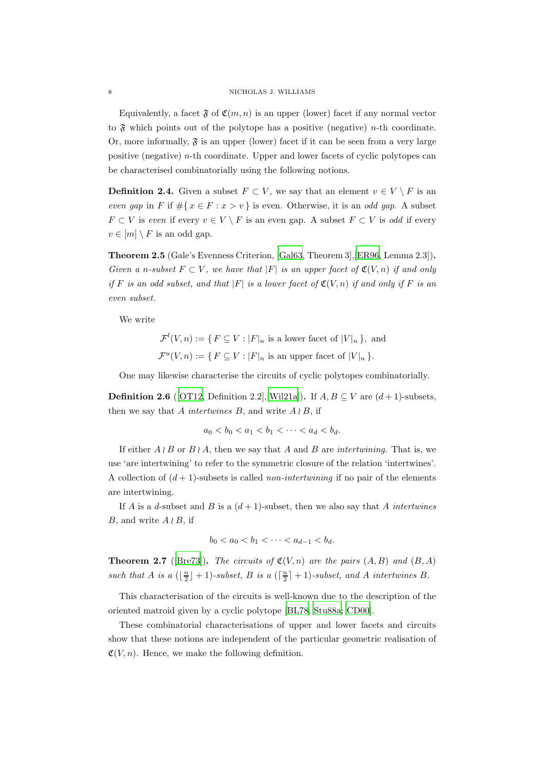Equivalently, a facet $\mathfrak{F}$ of $\mathfrak{C}(m, n)$ is an upper (lower) facet if any normal vector to $\mathfrak{F}$ which points out of the polytope has a positive (negative) $n$-th coordinate. Or, more informally, $\mathfrak{F}$ is an upper (lower) facet if it can be seen from a very large positive (negative) $n$-th coordinate. Upper and lower facets of cyclic polytopes can be characterised combinatorially using the following notions.

**Definition 2.4.** Given a subset $F \subset V$, we say that an element $v \in V \setminus F$ is an *even gap* in $F$ if $\#\{\, x \in F : x > v \,\}$ is even. Otherwise, it is an *odd gap*. A subset $F \subset V$ is *even* if every $v \in V \setminus F$ is an even gap. A subset $F \subset V$ is *odd* if every $v \in [m] \setminus F$ is an odd gap.

**Theorem 2.5** (Gale's Evenness Criterion, [Gal63, Theorem 3],[ER96, Lemma 2.3])**.** *Given a $n$-subset $F \subset V$, we have that $|F|$ is an upper facet of $\mathfrak{C}(V, n)$ if and only if $F$ is an odd subset, and that $|F|$ is a lower facet of $\mathfrak{C}(V, n)$ if and only if $F$ is an even subset.*

We write

$$\mathcal{F}^l(V, n) := \{\, F \subseteq V : |F|_n \text{ is a lower facet of } |V|_n \,\}, \text{ and}$$
$$\mathcal{F}^u(V, n) := \{\, F \subseteq V : |F|_n \text{ is an upper facet of } |V|_n \,\}.$$

One may likewise characterise the circuits of cyclic polytopes combinatorially.

**Definition 2.6** ([OT12, Definition 2.2],[Wil21a])**.** If $A, B \subseteq V$ are $(d+1)$-subsets, then we say that $A$ *intertwines* $B$, and write $A \wr B$, if

$$a_0 < b_0 < a_1 < b_1 < \cdots < a_d < b_d.$$

If either $A \wr B$ or $B \wr A$, then we say that $A$ and $B$ are *intertwining*. That is, we use 'are intertwining' to refer to the symmetric closure of the relation 'intertwines'. A collection of $(d+1)$-subsets is called *non-intertwining* if no pair of the elements are intertwining.

If $A$ is a $d$-subset and $B$ is a $(d+1)$-subset, then we also say that $A$ *intertwines* $B$, and write $A \wr B$, if

$$b_0 < a_0 < b_1 < \cdots < a_{d-1} < b_d.$$

**Theorem 2.7** ([Bre73])**.** *The circuits of $\mathfrak{C}(V, n)$ are the pairs $(A, B)$ and $(B, A)$ such that $A$ is a $(\lfloor \frac{n}{2} \rfloor + 1)$-subset, $B$ is a $(\lceil \frac{n}{2} \rceil + 1)$-subset, and $A$ intertwines $B$.*

This characterisation of the circuits is well-known due to the description of the oriented matroid given by a cyclic polytope [BL78; Stu88a; CD00].

These combinatorial characterisations of upper and lower facets and circuits show that these notions are independent of the particular geometric realisation of $\mathfrak{C}(V, n)$. Hence, we make the following definition.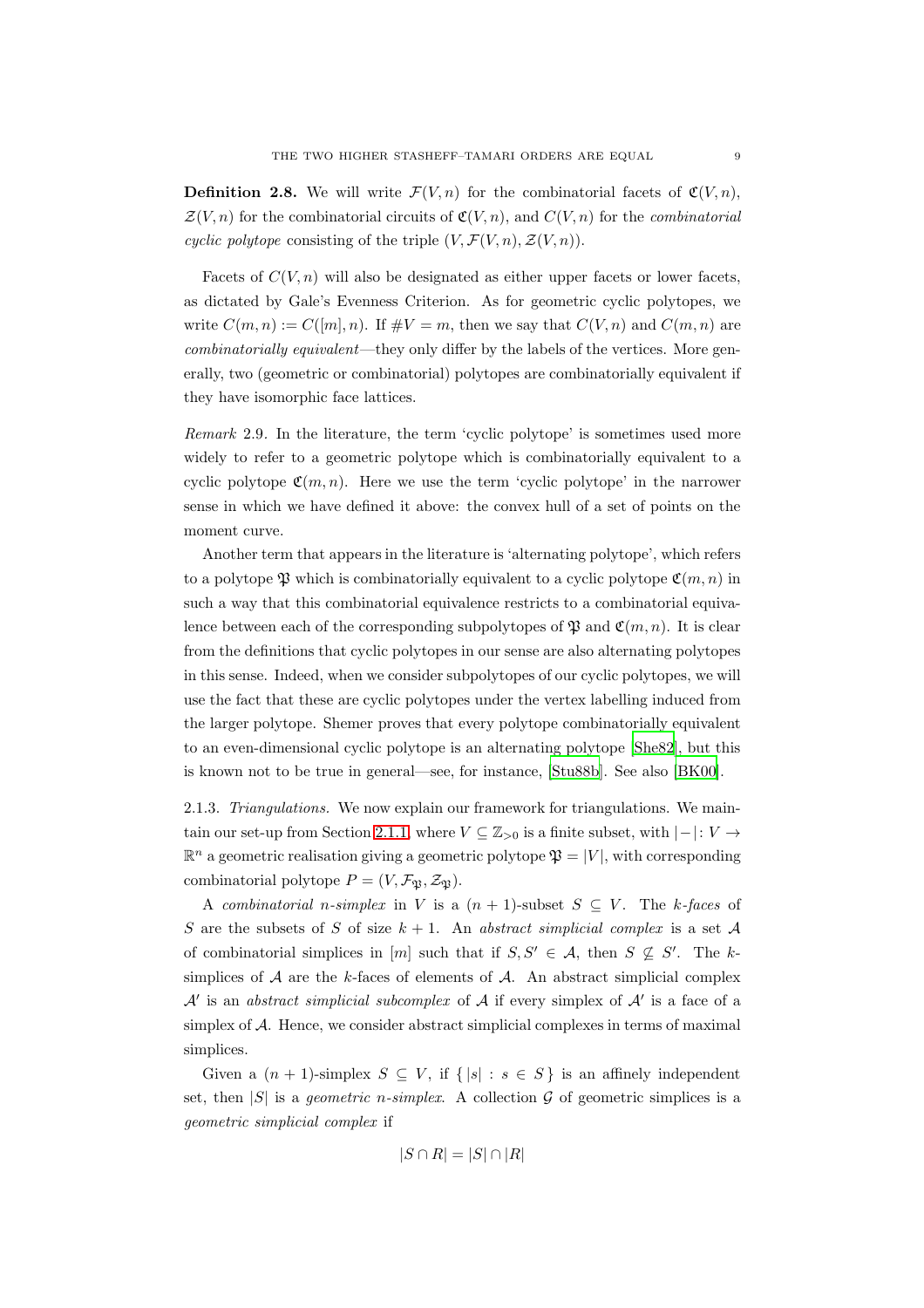**Definition 2.8.** We will write $\mathcal{F}(V, n)$ for the combinatorial facets of $\mathfrak{C}(V, n)$, $\mathcal{Z}(V, n)$ for the combinatorial circuits of $\mathfrak{C}(V, n)$, and $C(V, n)$ for the *combinatorial cyclic polytope* consisting of the triple $(V, \mathcal{F}(V, n), \mathcal{Z}(V, n))$.

Facets of $C(V, n)$ will also be designated as either upper facets or lower facets, as dictated by Gale's Evenness Criterion. As for geometric cyclic polytopes, we write $C(m, n) := C([m], n)$. If $\#V = m$, then we say that $C(V, n)$ and $C(m, n)$ are *combinatorially equivalent*—they only differ by the labels of the vertices. More generally, two (geometric or combinatorial) polytopes are combinatorially equivalent if they have isomorphic face lattices.

*Remark* 2.9. In the literature, the term 'cyclic polytope' is sometimes used more widely to refer to a geometric polytope which is combinatorially equivalent to a cyclic polytope $\mathfrak{C}(m, n)$. Here we use the term 'cyclic polytope' in the narrower sense in which we have defined it above: the convex hull of a set of points on the moment curve.

Another term that appears in the literature is 'alternating polytope', which refers to a polytope $\mathfrak{P}$ which is combinatorially equivalent to a cyclic polytope $\mathfrak{C}(m, n)$ in such a way that this combinatorial equivalence restricts to a combinatorial equivalence between each of the corresponding subpolytopes of $\mathfrak{P}$ and $\mathfrak{C}(m, n)$. It is clear from the definitions that cyclic polytopes in our sense are also alternating polytopes in this sense. Indeed, when we consider subpolytopes of our cyclic polytopes, we will use the fact that these are cyclic polytopes under the vertex labelling induced from the larger polytope. Shemer proves that every polytope combinatorially equivalent to an even-dimensional cyclic polytope is an alternating polytope [She82], but this is known not to be true in general—see, for instance, [Stu88b]. See also [BK00].

2.1.3. *Triangulations.* We now explain our framework for triangulations. We maintain our set-up from Section 2.1.1, where $V \subseteq \mathbb{Z}_{>0}$ is a finite subset, with $|-|: V \to \mathbb{R}^n$ a geometric realisation giving a geometric polytope $\mathfrak{P} = |V|$, with corresponding combinatorial polytope $P = (V, \mathcal{F}_{\mathfrak{P}}, \mathcal{Z}_{\mathfrak{P}})$.

A *combinatorial n-simplex* in $V$ is a $(n+1)$-subset $S \subseteq V$. The *k-faces* of $S$ are the subsets of $S$ of size $k+1$. An *abstract simplicial complex* is a set $\mathcal{A}$ of combinatorial simplices in $[m]$ such that if $S, S' \in \mathcal{A}$, then $S \not\subseteq S'$. The $k$-simplices of $\mathcal{A}$ are the $k$-faces of elements of $\mathcal{A}$. An abstract simplicial complex $\mathcal{A}'$ is an *abstract simplicial subcomplex* of $\mathcal{A}$ if every simplex of $\mathcal{A}'$ is a face of a simplex of $\mathcal{A}$. Hence, we consider abstract simplicial complexes in terms of maximal simplices.

Given a $(n+1)$-simplex $S \subseteq V$, if $\{\, |s| : s \in S \,\}$ is an affinely independent set, then $|S|$ is a *geometric n-simplex*. A collection $\mathcal{G}$ of geometric simplices is a *geometric simplicial complex* if

$$|S \cap R| = |S| \cap |R|$$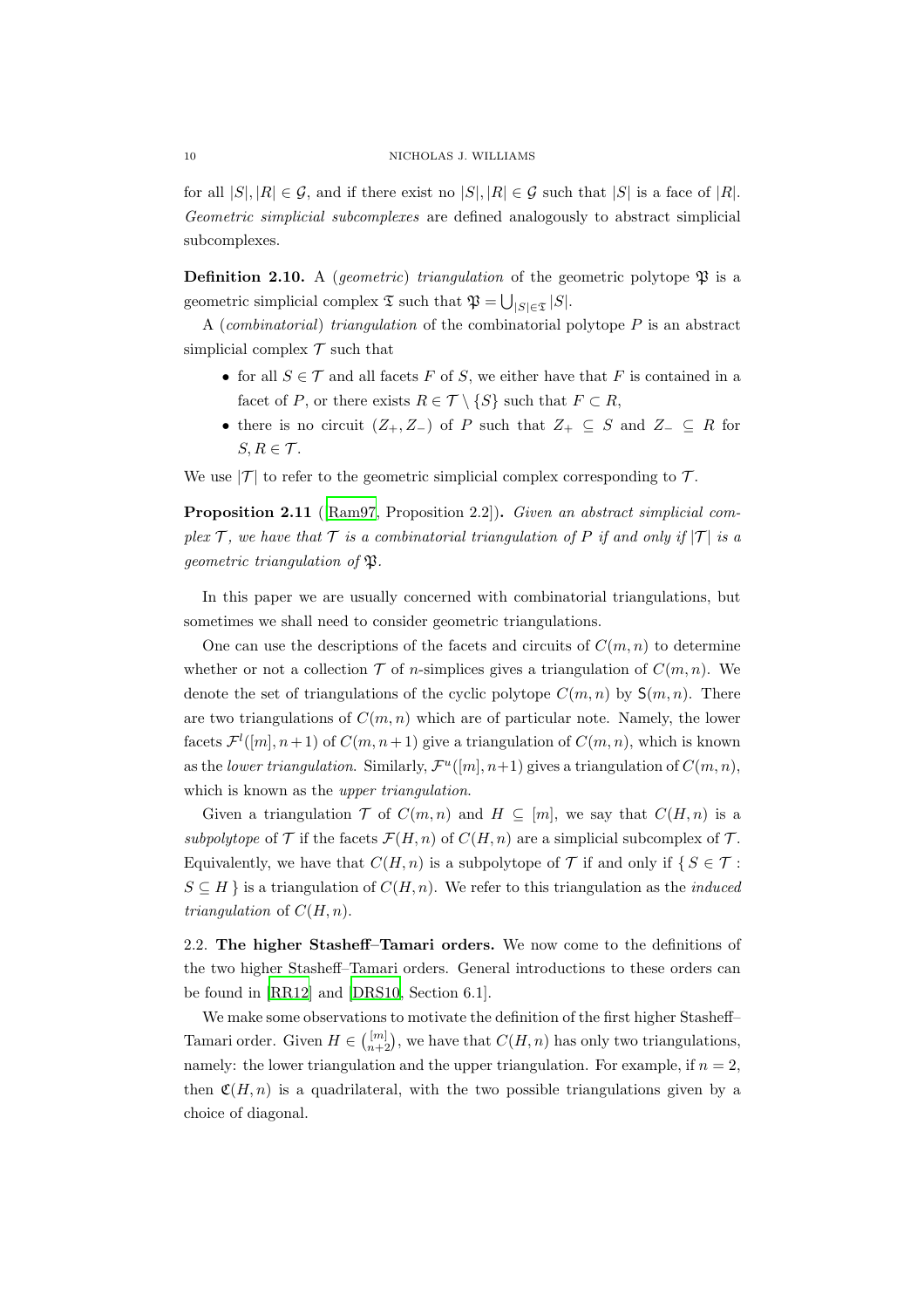for all $|S|, |R| \in \mathcal{G}$, and if there exist no $|S|, |R| \in \mathcal{G}$ such that $|S|$ is a face of $|R|$. *Geometric simplicial subcomplexes* are defined analogously to abstract simplicial subcomplexes.

**Definition 2.10.** A (*geometric*) *triangulation* of the geometric polytope $\mathfrak{P}$ is a geometric simplicial complex $\mathfrak{T}$ such that $\mathfrak{P} = \bigcup_{|S| \in \mathfrak{T}} |S|$.

A (*combinatorial*) *triangulation* of the combinatorial polytope $P$ is an abstract simplicial complex $\mathcal{T}$ such that

- for all $S \in \mathcal{T}$ and all facets $F$ of $S$, we either have that $F$ is contained in a facet of $P$, or there exists $R \in \mathcal{T} \setminus \{S\}$ such that $F \subset R$,
- there is no circuit $(Z_+, Z_-)$ of $P$ such that $Z_+ \subseteq S$ and $Z_- \subseteq R$ for $S, R \in \mathcal{T}$.

We use $|\mathcal{T}|$ to refer to the geometric simplicial complex corresponding to $\mathcal{T}$.

**Proposition 2.11** ([Ram97, Proposition 2.2])**.** *Given an abstract simplicial complex $\mathcal{T}$, we have that $\mathcal{T}$ is a combinatorial triangulation of $P$ if and only if $|\mathcal{T}|$ is a geometric triangulation of $\mathfrak{P}$.*

In this paper we are usually concerned with combinatorial triangulations, but sometimes we shall need to consider geometric triangulations.

One can use the descriptions of the facets and circuits of $C(m, n)$ to determine whether or not a collection $\mathcal{T}$ of $n$-simplices gives a triangulation of $C(m, n)$. We denote the set of triangulations of the cyclic polytope $C(m, n)$ by $\mathsf{S}(m, n)$. There are two triangulations of $C(m, n)$ which are of particular note. Namely, the lower facets $\mathcal{F}^l([m], n+1)$ of $C(m, n+1)$ give a triangulation of $C(m, n)$, which is known as the *lower triangulation*. Similarly, $\mathcal{F}^u([m], n+1)$ gives a triangulation of $C(m, n)$, which is known as the *upper triangulation*.

Given a triangulation $\mathcal{T}$ of $C(m, n)$ and $H \subseteq [m]$, we say that $C(H, n)$ is a *subpolytope* of $\mathcal{T}$ if the facets $\mathcal{F}(H, n)$ of $C(H, n)$ are a simplicial subcomplex of $\mathcal{T}$. Equivalently, we have that $C(H, n)$ is a subpolytope of $\mathcal{T}$ if and only if $\{ S \in \mathcal{T} : S \subseteq H \}$ is a triangulation of $C(H, n)$. We refer to this triangulation as the *induced triangulation* of $C(H, n)$.

2.2. **The higher Stasheff–Tamari orders.** We now come to the definitions of the two higher Stasheff–Tamari orders. General introductions to these orders can be found in [RR12] and [DRS10, Section 6.1].

We make some observations to motivate the definition of the first higher Stasheff–Tamari order. Given $H \in \binom{[m]}{n+2}$, we have that $C(H, n)$ has only two triangulations, namely: the lower triangulation and the upper triangulation. For example, if $n = 2$, then $\mathfrak{C}(H, n)$ is a quadrilateral, with the two possible triangulations given by a choice of diagonal.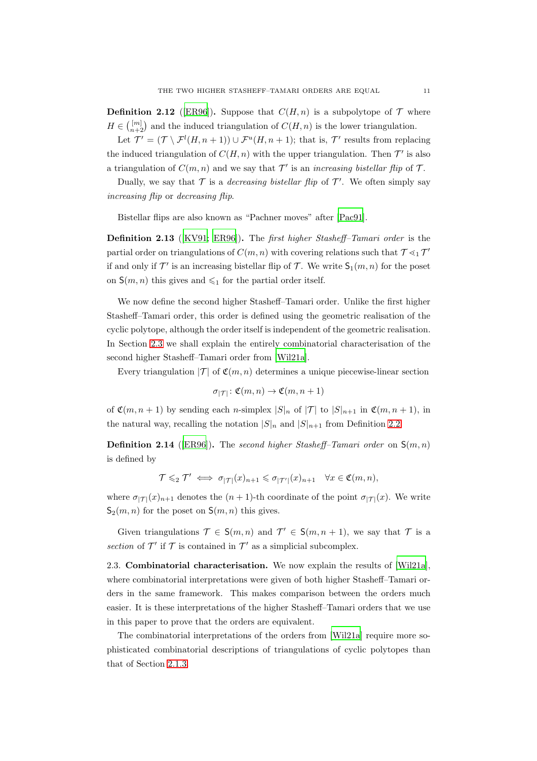**Definition 2.12** ([ER96]). Suppose that $C(H, n)$ is a subpolytope of $\mathcal{T}$ where $H \in \binom{[m]}{n+2}$ and the induced triangulation of $C(H, n)$ is the lower triangulation.

Let $\mathcal{T}' = (\mathcal{T} \setminus \mathcal{F}^l(H, n+1)) \cup \mathcal{F}^u(H, n+1)$; that is, $\mathcal{T}'$ results from replacing the induced triangulation of $C(H, n)$ with the upper triangulation. Then $\mathcal{T}'$ is also a triangulation of $C(m, n)$ and we say that $\mathcal{T}'$ is an *increasing bistellar flip* of $\mathcal{T}$.

Dually, we say that $\mathcal{T}$ is a *decreasing bistellar flip* of $\mathcal{T}'$. We often simply say *increasing flip* or *decreasing flip*.

Bistellar flips are also known as "Pachner moves" after [Pac91].

**Definition 2.13** ([KV91; ER96]). The *first higher Stasheff–Tamari order* is the partial order on triangulations of $C(m, n)$ with covering relations such that $\mathcal{T} \lessdot_1 \mathcal{T}'$ if and only if $\mathcal{T}'$ is an increasing bistellar flip of $\mathcal{T}$. We write $\mathsf{S}_1(m, n)$ for the poset on $\mathsf{S}(m, n)$ this gives and $\leqslant_1$ for the partial order itself.

We now define the second higher Stasheff–Tamari order. Unlike the first higher Stasheff–Tamari order, this order is defined using the geometric realisation of the cyclic polytope, although the order itself is independent of the geometric realisation. In Section 2.3 we shall explain the entirely combinatorial characterisation of the second higher Stasheff–Tamari order from [Wil21a].

Every triangulation $|\mathcal{T}|$ of $\mathfrak{C}(m, n)$ determines a unique piecewise-linear section

$$\sigma_{|\mathcal{T}|} \colon \mathfrak{C}(m, n) \to \mathfrak{C}(m, n+1)$$

of $\mathfrak{C}(m, n+1)$ by sending each $n$-simplex $|S|_n$ of $|\mathcal{T}|$ to $|S|_{n+1}$ in $\mathfrak{C}(m, n+1)$, in the natural way, recalling the notation $|S|_n$ and $|S|_{n+1}$ from Definition 2.2.

**Definition 2.14** ([ER96]). The *second higher Stasheff–Tamari order* on $\mathsf{S}(m, n)$ is defined by

$$\mathcal{T} \leqslant_2 \mathcal{T}' \iff \sigma_{|\mathcal{T}|}(x)_{n+1} \leqslant \sigma_{|\mathcal{T}'|}(x)_{n+1} \quad \forall x \in \mathfrak{C}(m, n),$$

where $\sigma_{|\mathcal{T}|}(x)_{n+1}$ denotes the $(n+1)$-th coordinate of the point $\sigma_{|\mathcal{T}|}(x)$. We write $\mathsf{S}_2(m, n)$ for the poset on $\mathsf{S}(m, n)$ this gives.

Given triangulations $\mathcal{T} \in \mathsf{S}(m, n)$ and $\mathcal{T}' \in \mathsf{S}(m, n+1)$, we say that $\mathcal{T}$ is a *section* of $\mathcal{T}'$ if $\mathcal{T}$ is contained in $\mathcal{T}'$ as a simplicial subcomplex.

2.3. **Combinatorial characterisation.** We now explain the results of [Wil21a], where combinatorial interpretations were given of both higher Stasheff–Tamari orders in the same framework. This makes comparison between the orders much easier. It is these interpretations of the higher Stasheff–Tamari orders that we use in this paper to prove that the orders are equivalent.

The combinatorial interpretations of the orders from [Wil21a] require more sophisticated combinatorial descriptions of triangulations of cyclic polytopes than that of Section 2.1.3.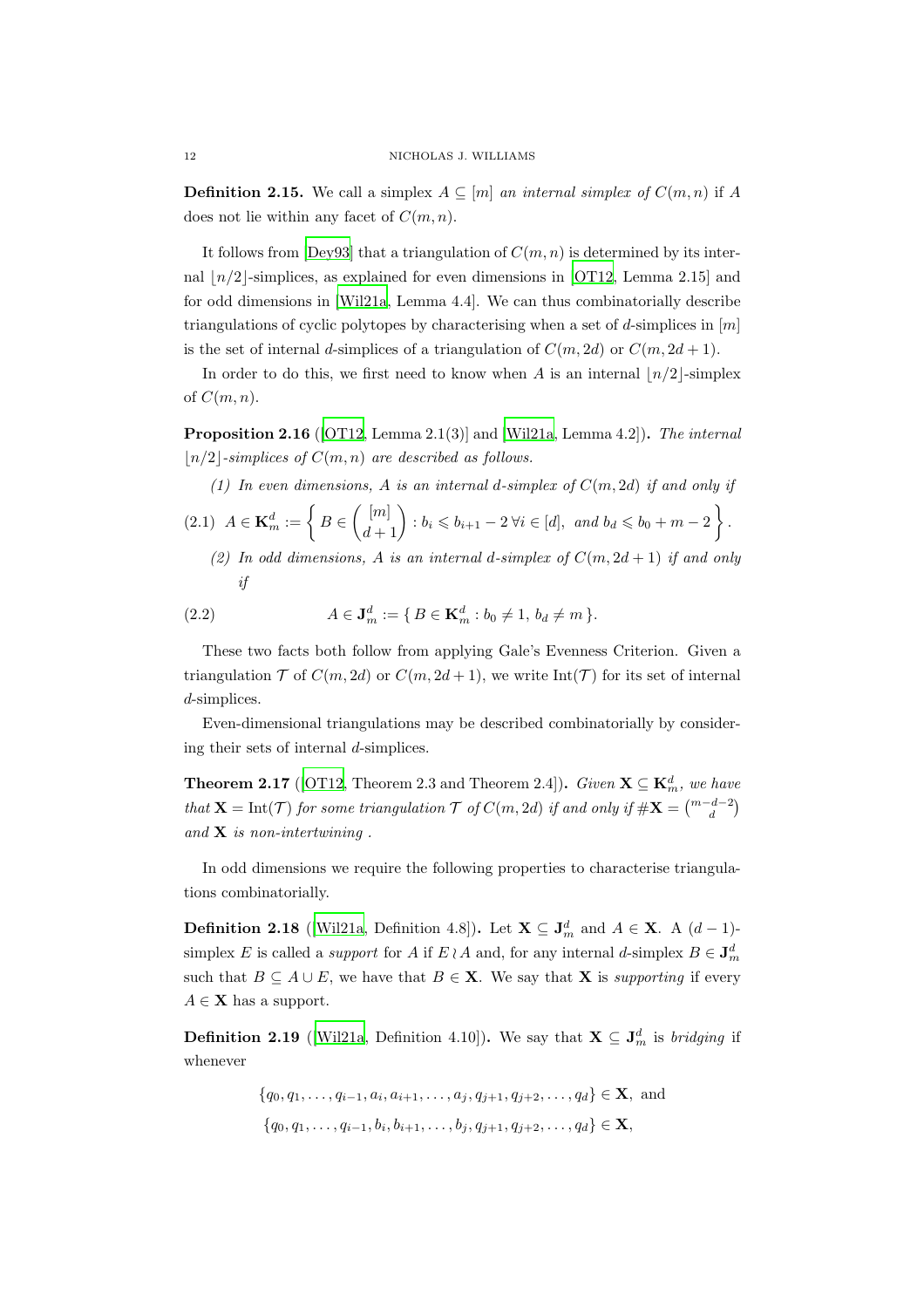**Definition 2.15.** We call a simplex $A \subseteq [m]$ *an internal simplex of* $C(m, n)$ if $A$ does not lie within any facet of $C(m, n)$.

It follows from [Dey93] that a triangulation of $C(m, n)$ is determined by its internal $\lfloor n/2 \rfloor$-simplices, as explained for even dimensions in [OT12, Lemma 2.15] and for odd dimensions in [Wil21a, Lemma 4.4]. We can thus combinatorially describe triangulations of cyclic polytopes by characterising when a set of $d$-simplices in $[m]$ is the set of internal $d$-simplices of a triangulation of $C(m, 2d)$ or $C(m, 2d + 1)$.

In order to do this, we first need to know when $A$ is an internal $\lfloor n/2 \rfloor$-simplex of $C(m, n)$.

**Proposition 2.16** ([OT12, Lemma 2.1(3)] and [Wil21a, Lemma 4.2])**.** *The internal $\lfloor n/2 \rfloor$-simplices of $C(m, n)$ are described as follows.*

1. *In even dimensions, $A$ is an internal $d$-simplex of $C(m, 2d)$ if and only if*

$$A \in \mathbf{K}_m^d := \left\{ B \in \binom{[m]}{d+1} : b_i \leqslant b_{i+1} - 2 \, \forall i \in [d], \text{ and } b_d \leqslant b_0 + m - 2 \right\}. \tag{2.1}$$

2. *In odd dimensions, $A$ is an internal $d$-simplex of $C(m, 2d + 1)$ if and only if*

$$A \in \mathbf{J}_m^d := \{ B \in \mathbf{K}_m^d : b_0 \neq 1, \, b_d \neq m \}. \tag{2.2}$$

These two facts both follow from applying Gale's Evenness Criterion. Given a triangulation $\mathcal{T}$ of $C(m, 2d)$ or $C(m, 2d + 1)$, we write $\operatorname{Int}(\mathcal{T})$ for its set of internal $d$-simplices.

Even-dimensional triangulations may be described combinatorially by considering their sets of internal $d$-simplices.

**Theorem 2.17** ([OT12, Theorem 2.3 and Theorem 2.4])**.** *Given $\mathbf{X} \subseteq \mathbf{K}_m^d$, we have that $\mathbf{X} = \operatorname{Int}(\mathcal{T})$ for some triangulation $\mathcal{T}$ of $C(m, 2d)$ if and only if $\#\mathbf{X} = \binom{m-d-2}{d}$ and $\mathbf{X}$ is non-intertwining .*

In odd dimensions we require the following properties to characterise triangulations combinatorially.

**Definition 2.18** ([Wil21a, Definition 4.8])**.** Let $\mathbf{X} \subseteq \mathbf{J}_m^d$ and $A \in \mathbf{X}$. A $(d-1)$-simplex $E$ is called a *support* for $A$ if $E \wr A$ and, for any internal $d$-simplex $B \in \mathbf{J}_m^d$ such that $B \subseteq A \cup E$, we have that $B \in \mathbf{X}$. We say that $\mathbf{X}$ is *supporting* if every $A \in \mathbf{X}$ has a support.

**Definition 2.19** ([Wil21a, Definition 4.10])**.** We say that $\mathbf{X} \subseteq \mathbf{J}_m^d$ is *bridging* if whenever

$$\{q_0, q_1, \ldots, q_{i-1}, a_i, a_{i+1}, \ldots, a_j, q_{j+1}, q_{j+2}, \ldots, q_d\} \in \mathbf{X}, \text{ and}$$
$$\{q_0, q_1, \ldots, q_{i-1}, b_i, b_{i+1}, \ldots, b_j, q_{j+1}, q_{j+2}, \ldots, q_d\} \in \mathbf{X},$$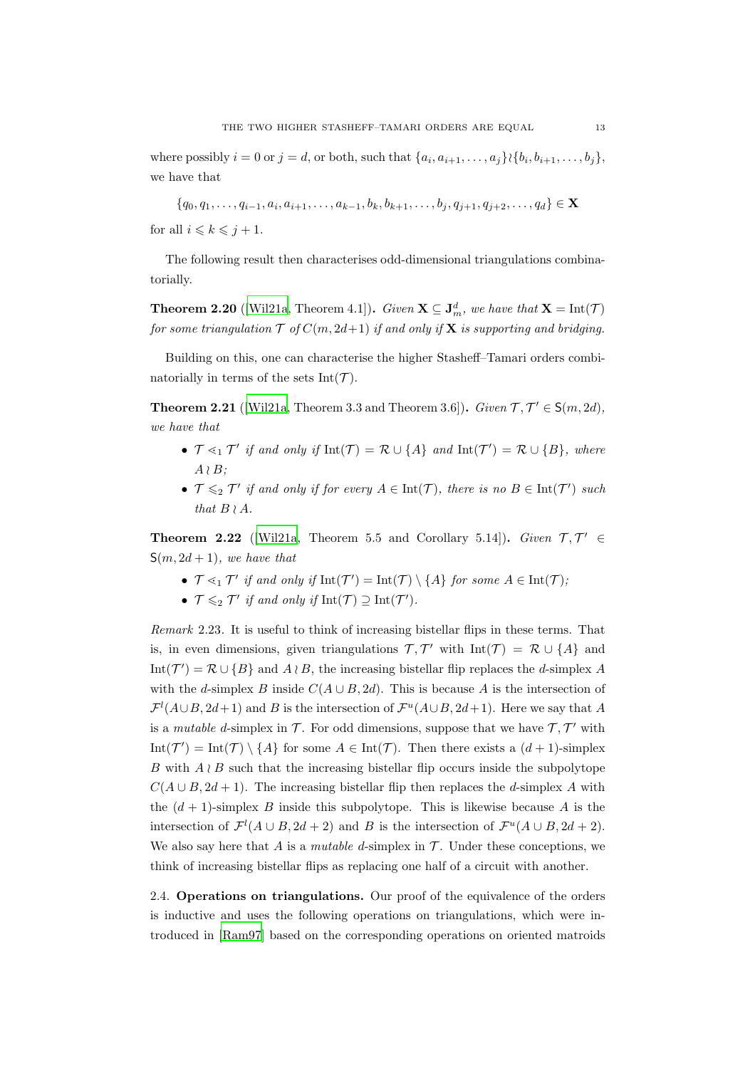where possibly $i = 0$ or $j = d$, or both, such that $\{a_i, a_{i+1}, \ldots, a_j\} \wr \{b_i, b_{i+1}, \ldots, b_j\}$, we have that

$$\{q_0, q_1, \ldots, q_{i-1}, a_i, a_{i+1}, \ldots, a_{k-1}, b_k, b_{k+1}, \ldots, b_j, q_{j+1}, q_{j+2}, \ldots, q_d\} \in \mathbf{X}$$

for all $i \leqslant k \leqslant j+1$.

The following result then characterises odd-dimensional triangulations combinatorially.

**Theorem 2.20** ([Wil21a, Theorem 4.1]). *Given $\mathbf{X} \subseteq \mathbf{J}^d_m$, we have that $\mathbf{X} = \mathrm{Int}(\mathcal{T})$ for some triangulation $\mathcal{T}$ of $C(m, 2d+1)$ if and only if $\mathbf{X}$ is supporting and bridging.*

Building on this, one can characterise the higher Stasheff–Tamari orders combinatorially in terms of the sets $\mathrm{Int}(\mathcal{T})$.

**Theorem 2.21** ([Wil21a, Theorem 3.3 and Theorem 3.6]). *Given $\mathcal{T}, \mathcal{T}' \in \mathsf{S}(m, 2d)$, we have that*

- *$\mathcal{T} \lessdot_1 \mathcal{T}'$ if and only if $\mathrm{Int}(\mathcal{T}) = \mathcal{R} \cup \{A\}$ and $\mathrm{Int}(\mathcal{T}') = \mathcal{R} \cup \{B\}$, where $A \wr B$;*
- *$\mathcal{T} \leqslant_2 \mathcal{T}'$ if and only if for every $A \in \mathrm{Int}(\mathcal{T})$, there is no $B \in \mathrm{Int}(\mathcal{T}')$ such that $B \wr A$.*

**Theorem 2.22** ([Wil21a, Theorem 5.5 and Corollary 5.14]). *Given $\mathcal{T}, \mathcal{T}' \in \mathsf{S}(m, 2d+1)$, we have that*

- *$\mathcal{T} \lessdot_1 \mathcal{T}'$ if and only if $\mathrm{Int}(\mathcal{T}') = \mathrm{Int}(\mathcal{T}) \setminus \{A\}$ for some $A \in \mathrm{Int}(\mathcal{T})$;*
- *$\mathcal{T} \leqslant_2 \mathcal{T}'$ if and only if $\mathrm{Int}(\mathcal{T}) \supseteq \mathrm{Int}(\mathcal{T}')$.*

*Remark* 2.23. It is useful to think of increasing bistellar flips in these terms. That is, in even dimensions, given triangulations $\mathcal{T}, \mathcal{T}'$ with $\mathrm{Int}(\mathcal{T}) = \mathcal{R} \cup \{A\}$ and $\mathrm{Int}(\mathcal{T}') = \mathcal{R} \cup \{B\}$ and $A \wr B$, the increasing bistellar flip replaces the $d$-simplex $A$ with the $d$-simplex $B$ inside $C(A \cup B, 2d)$. This is because $A$ is the intersection of $\mathcal{F}^l(A \cup B, 2d+1)$ and $B$ is the intersection of $\mathcal{F}^u(A \cup B, 2d+1)$. Here we say that $A$ is a *mutable* $d$-simplex in $\mathcal{T}$. For odd dimensions, suppose that we have $\mathcal{T}, \mathcal{T}'$ with $\mathrm{Int}(\mathcal{T}') = \mathrm{Int}(\mathcal{T}) \setminus \{A\}$ for some $A \in \mathrm{Int}(\mathcal{T})$. Then there exists a $(d+1)$-simplex $B$ with $A \wr B$ such that the increasing bistellar flip occurs inside the subpolytope $C(A \cup B, 2d+1)$. The increasing bistellar flip then replaces the $d$-simplex $A$ with the $(d+1)$-simplex $B$ inside this subpolytope. This is likewise because $A$ is the intersection of $\mathcal{F}^l(A \cup B, 2d+2)$ and $B$ is the intersection of $\mathcal{F}^u(A \cup B, 2d+2)$. We also say here that $A$ is a *mutable* $d$-simplex in $\mathcal{T}$. Under these conceptions, we think of increasing bistellar flips as replacing one half of a circuit with another.

**2.4. Operations on triangulations.** Our proof of the equivalence of the orders is inductive and uses the following operations on triangulations, which were introduced in [Ram97] based on the corresponding operations on oriented matroids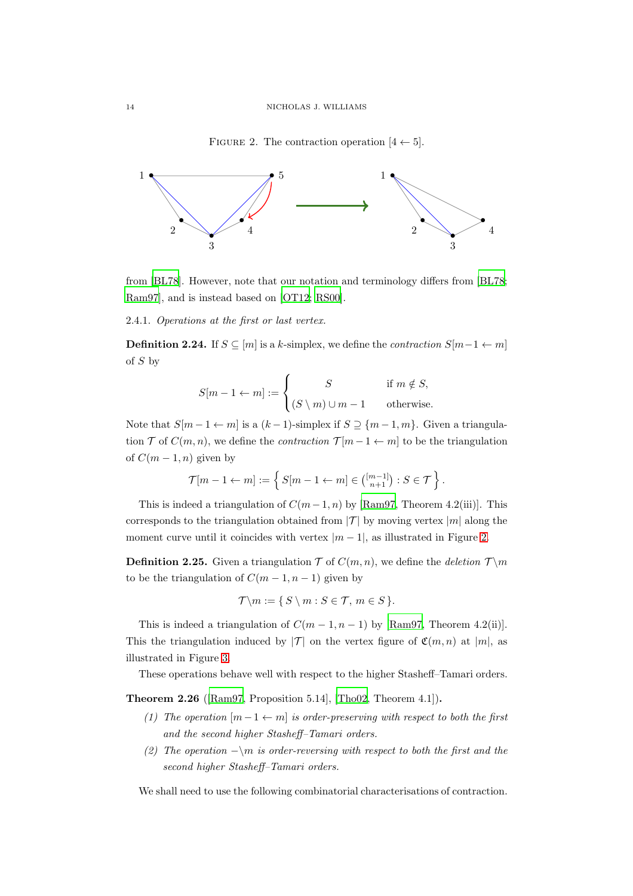FIGURE 2. The contraction operation $[4 \leftarrow 5]$.

from [BL78]. However, note that our notation and terminology differs from [BL78; Ram97], and is instead based on [OT12; RS00].

2.4.1. *Operations at the first or last vertex.*

**Definition 2.24.** If $S \subseteq [m]$ is a $k$-simplex, we define the *contraction* $S[m-1 \leftarrow m]$ of $S$ by

$$S[m-1 \leftarrow m] := \begin{cases} S & \text{if } m \notin S, \\ (S \setminus m) \cup m-1 & \text{otherwise.} \end{cases}$$

Note that $S[m-1 \leftarrow m]$ is a $(k-1)$-simplex if $S \supseteq \{m-1, m\}$. Given a triangulation $\mathcal{T}$ of $C(m,n)$, we define the *contraction* $\mathcal{T}[m-1 \leftarrow m]$ to be the triangulation of $C(m-1,n)$ given by

$$\mathcal{T}[m-1 \leftarrow m] := \left\{ S[m-1 \leftarrow m] \in \tbinom{[m-1]}{n+1} : S \in \mathcal{T} \right\}.$$

This is indeed a triangulation of $C(m-1,n)$ by [Ram97, Theorem 4.2(iii)]. This corresponds to the triangulation obtained from $|\mathcal{T}|$ by moving vertex $|m|$ along the moment curve until it coincides with vertex $|m-1|$, as illustrated in Figure 2.

**Definition 2.25.** Given a triangulation $\mathcal{T}$ of $C(m,n)$, we define the *deletion* $\mathcal{T} \backslash m$ to be the triangulation of $C(m-1,n-1)$ given by

$$\mathcal{T} \backslash m := \{ S \setminus m : S \in \mathcal{T}, m \in S \}.$$

This is indeed a triangulation of $C(m-1,n-1)$ by [Ram97, Theorem 4.2(ii)]. This the triangulation induced by $|\mathcal{T}|$ on the vertex figure of $\mathfrak{C}(m,n)$ at $|m|$, as illustrated in Figure 3.

These operations behave well with respect to the higher Stasheff–Tamari orders.

**Theorem 2.26** ([Ram97, Proposition 5.14], [Tho02, Theorem 4.1])**.**

*(1) The operation $[m-1 \leftarrow m]$ is order-preserving with respect to both the first and the second higher Stasheff–Tamari orders.*

*(2) The operation $-\backslash m$ is order-reversing with respect to both the first and the second higher Stasheff–Tamari orders.*

We shall need to use the following combinatorial characterisations of contraction.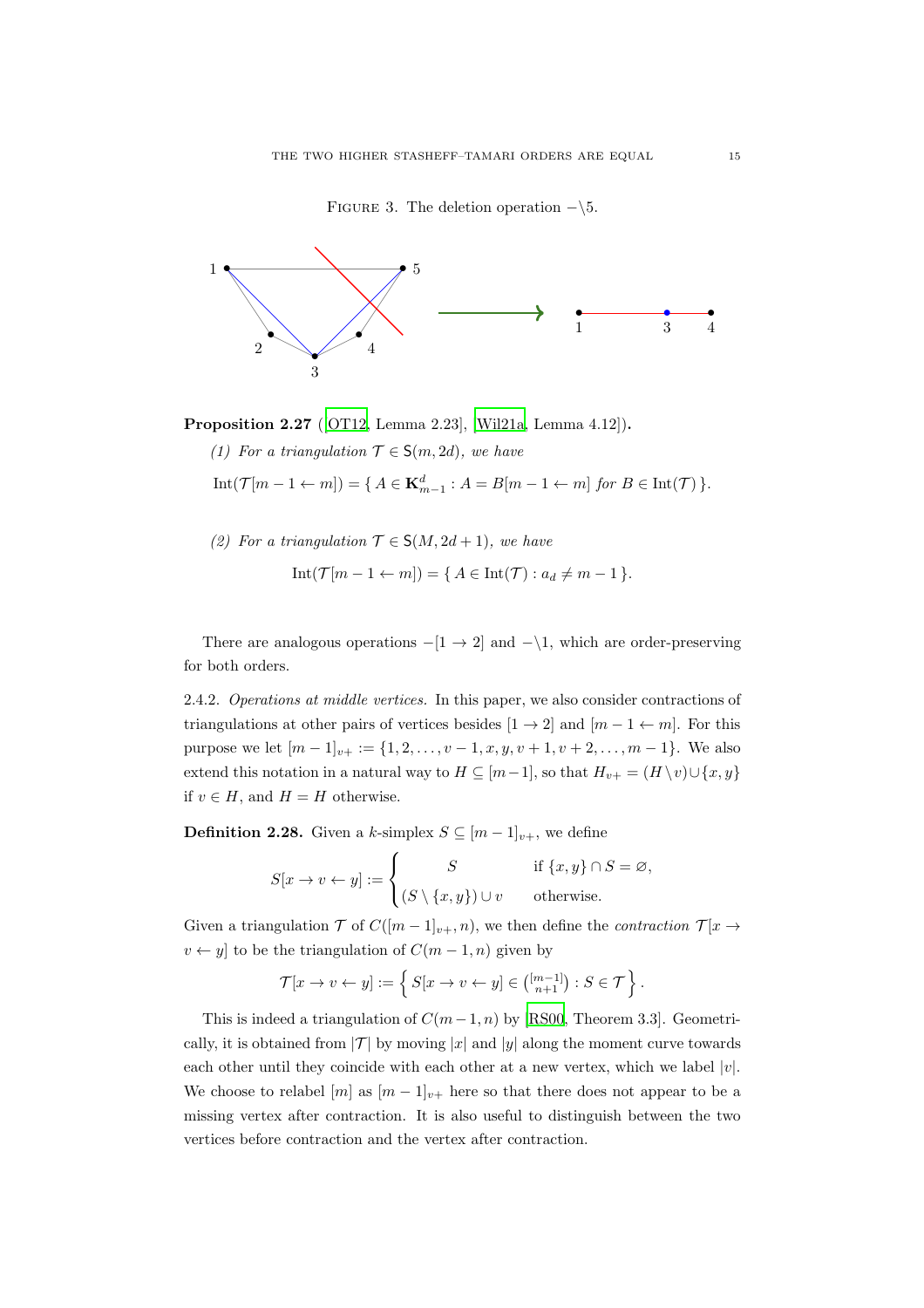Figure 3. The deletion operation $-\backslash 5$.

**Proposition 2.27** ([OT12, Lemma 2.23], [Wil21a, Lemma 4.12]).

*(1) For a triangulation $\mathcal{T} \in \mathsf{S}(m, 2d)$, we have*

$$\mathrm{Int}(\mathcal{T}[m-1 \leftarrow m]) = \{\, A \in \mathbf{K}^d_{m-1} : A = B[m-1 \leftarrow m] \text{ for } B \in \mathrm{Int}(\mathcal{T}) \,\}.$$

*(2) For a triangulation $\mathcal{T} \in \mathsf{S}(M, 2d+1)$, we have*

$$\mathrm{Int}(\mathcal{T}[m-1 \leftarrow m]) = \{\, A \in \mathrm{Int}(\mathcal{T}) : a_d \neq m-1 \,\}.$$

There are analogous operations $-[1 \to 2]$ and $-\backslash 1$, which are order-preserving for both orders.

2.4.2. *Operations at middle vertices.* In this paper, we also consider contractions of triangulations at other pairs of vertices besides $[1 \to 2]$ and $[m-1 \leftarrow m]$. For this purpose we let $[m-1]_{v+} := \{1, 2, \dots, v-1, x, y, v+1, v+2, \dots, m-1\}$. We also extend this notation in a natural way to $H \subseteq [m-1]$, so that $H_{v+} = (H \setminus v) \cup \{x, y\}$ if $v \in H$, and $H = H$ otherwise.

**Definition 2.28.** Given a $k$-simplex $S \subseteq [m-1]_{v+}$, we define

$$S[x \to v \leftarrow y] := \begin{cases} S & \text{if } \{x, y\} \cap S = \varnothing, \\ (S \setminus \{x, y\}) \cup v & \text{otherwise.} \end{cases}$$

Given a triangulation $\mathcal{T}$ of $C([m-1]_{v+}, n)$, we then define the *contraction* $\mathcal{T}[x \to v \leftarrow y]$ to be the triangulation of $C(m-1, n)$ given by

$$\mathcal{T}[x \to v \leftarrow y] := \left\{ S[x \to v \leftarrow y] \in \binom{[m-1]}{n+1} : S \in \mathcal{T} \right\}.$$

This is indeed a triangulation of $C(m-1, n)$ by [RS00, Theorem 3.3]. Geometrically, it is obtained from $|\mathcal{T}|$ by moving $|x|$ and $|y|$ along the moment curve towards each other until they coincide with each other at a new vertex, which we label $|v|$. We choose to relabel $[m]$ as $[m-1]_{v+}$ here so that there does not appear to be a missing vertex after contraction. It is also useful to distinguish between the two vertices before contraction and the vertex after contraction.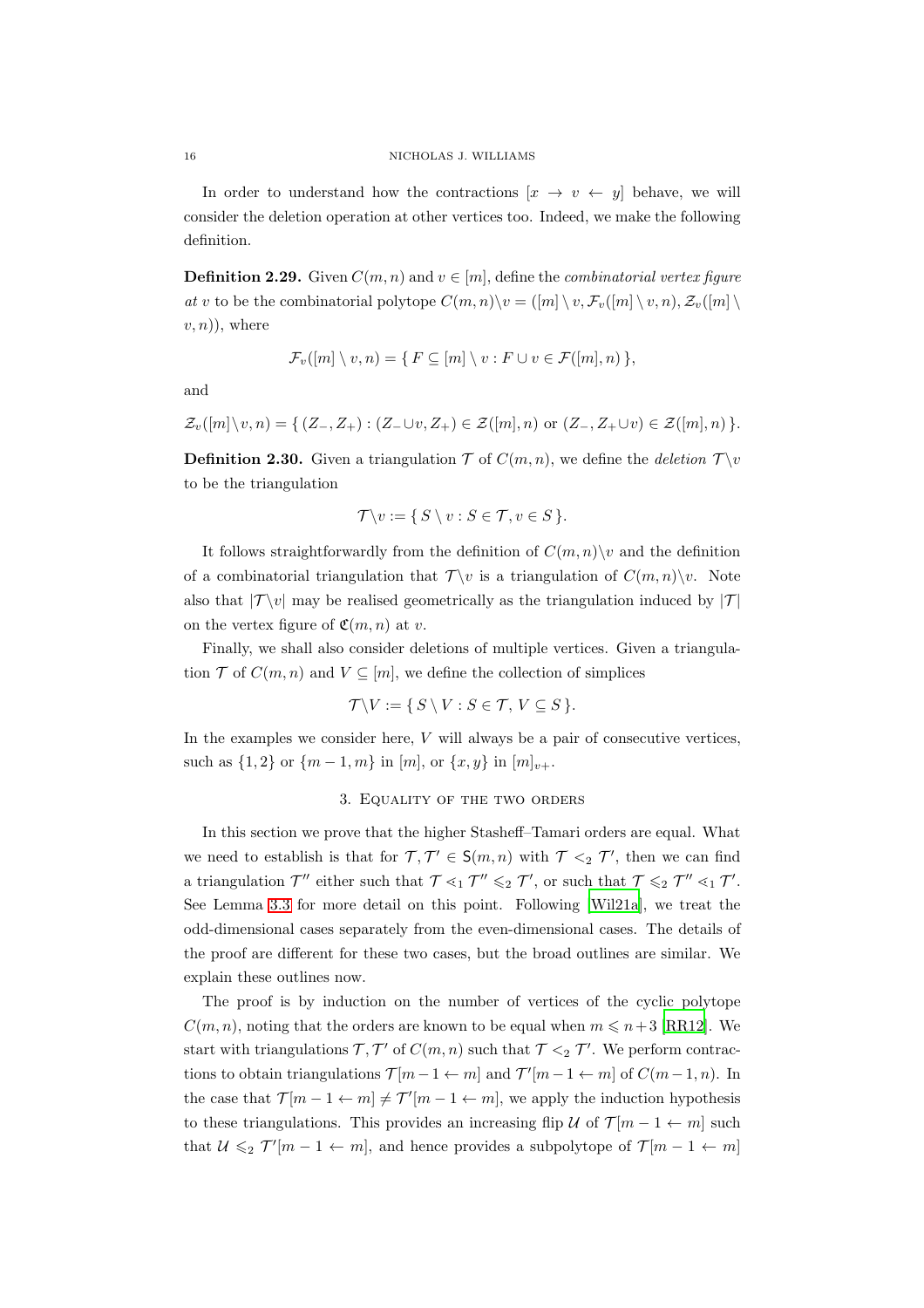In order to understand how the contractions $[x \to v \leftarrow y]$ behave, we will consider the deletion operation at other vertices too. Indeed, we make the following definition.

**Definition 2.29.** Given $C(m,n)$ and $v \in [m]$, define the *combinatorial vertex figure at* $v$ to be the combinatorial polytope $C(m,n)\backslash v = ([m] \setminus v, \mathcal{F}_v([m] \setminus v, n), \mathcal{Z}_v([m] \setminus v, n))$, where

$$\mathcal{F}_v([m] \setminus v, n) = \{\, F \subseteq [m] \setminus v : F \cup v \in \mathcal{F}([m], n) \,\},$$

and

$$\mathcal{Z}_v([m]\setminus v, n) = \{\, (Z_-, Z_+) : (Z_- \cup v, Z_+) \in \mathcal{Z}([m], n) \text{ or } (Z_-, Z_+ \cup v) \in \mathcal{Z}([m], n) \,\}.$$

**Definition 2.30.** Given a triangulation $\mathcal{T}$ of $C(m,n)$, we define the *deletion* $\mathcal{T}\backslash v$ to be the triangulation

$$\mathcal{T}\backslash v := \{\, S \setminus v : S \in \mathcal{T}, v \in S \,\}.$$

It follows straightforwardly from the definition of $C(m,n)\backslash v$ and the definition of a combinatorial triangulation that $\mathcal{T}\backslash v$ is a triangulation of $C(m,n)\backslash v$. Note also that $|\mathcal{T}\backslash v|$ may be realised geometrically as the triangulation induced by $|\mathcal{T}|$ on the vertex figure of $\mathfrak{C}(m,n)$ at $v$.

Finally, we shall also consider deletions of multiple vertices. Given a triangulation $\mathcal{T}$ of $C(m,n)$ and $V \subseteq [m]$, we define the collection of simplices

$$\mathcal{T}\backslash V := \{\, S \setminus V : S \in \mathcal{T},\, V \subseteq S \,\}.$$

In the examples we consider here, $V$ will always be a pair of consecutive vertices, such as $\{1,2\}$ or $\{m-1, m\}$ in $[m]$, or $\{x,y\}$ in $[m]_{v+}$.

## 3. Equality of the two orders

In this section we prove that the higher Stasheff–Tamari orders are equal. What we need to establish is that for $\mathcal{T}, \mathcal{T}' \in \mathsf{S}(m,n)$ with $\mathcal{T} <_2 \mathcal{T}'$, then we can find a triangulation $\mathcal{T}''$ either such that $\mathcal{T} \lessdot_1 \mathcal{T}'' \leqslant_2 \mathcal{T}'$, or such that $\mathcal{T} \leqslant_2 \mathcal{T}'' \lessdot_1 \mathcal{T}'$. See Lemma 3.3 for more detail on this point. Following [Wil21a], we treat the odd-dimensional cases separately from the even-dimensional cases. The details of the proof are different for these two cases, but the broad outlines are similar. We explain these outlines now.

The proof is by induction on the number of vertices of the cyclic polytope $C(m,n)$, noting that the orders are known to be equal when $m \leqslant n+3$ [RR12]. We start with triangulations $\mathcal{T}, \mathcal{T}'$ of $C(m,n)$ such that $\mathcal{T} <_2 \mathcal{T}'$. We perform contractions to obtain triangulations $\mathcal{T}[m-1 \leftarrow m]$ and $\mathcal{T}'[m-1 \leftarrow m]$ of $C(m-1,n)$. In the case that $\mathcal{T}[m-1 \leftarrow m] \neq \mathcal{T}'[m-1 \leftarrow m]$, we apply the induction hypothesis to these triangulations. This provides an increasing flip $\mathcal{U}$ of $\mathcal{T}[m-1 \leftarrow m]$ such that $\mathcal{U} \leqslant_2 \mathcal{T}'[m-1 \leftarrow m]$, and hence provides a subpolytope of $\mathcal{T}[m-1 \leftarrow m]$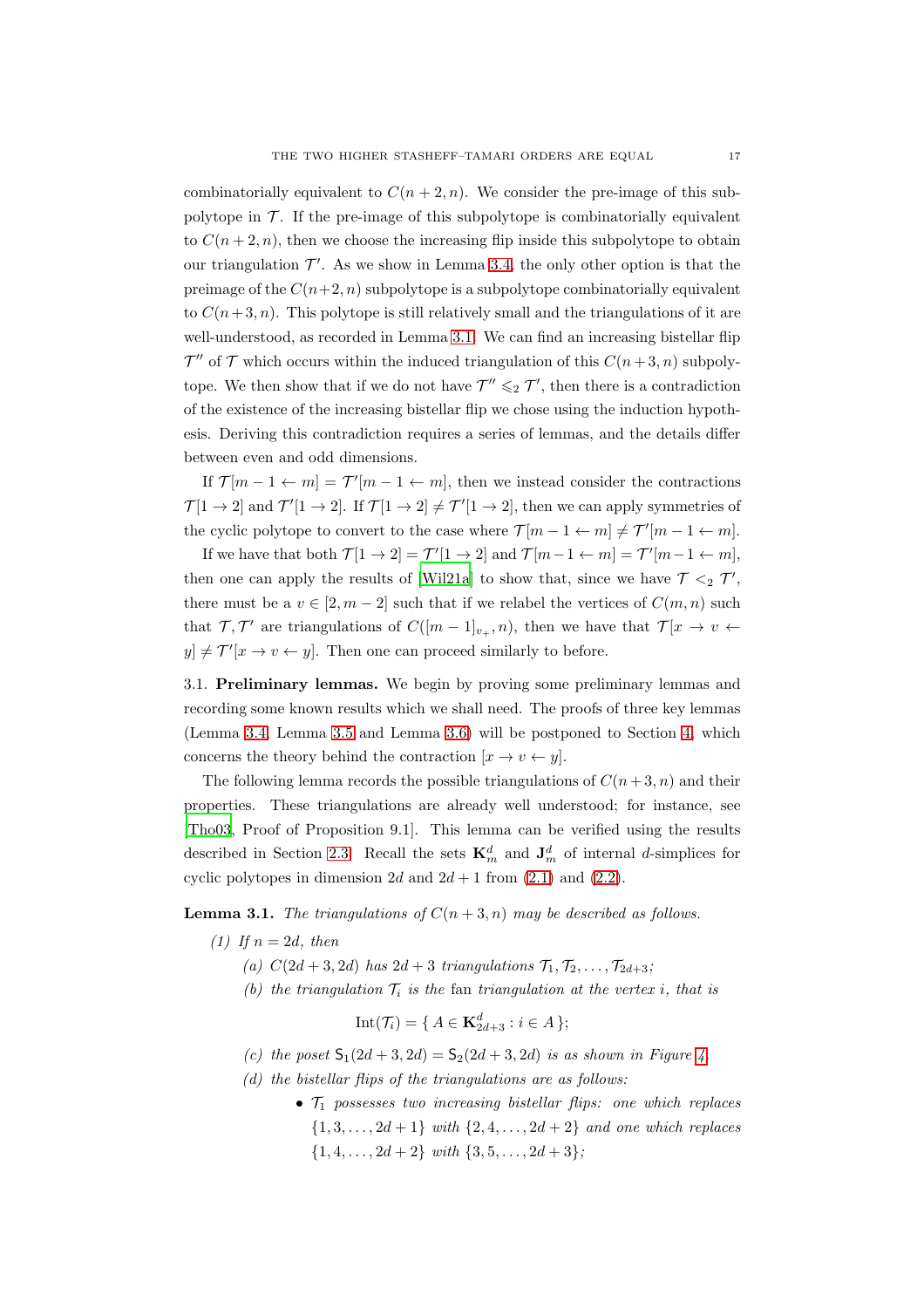combinatorially equivalent to $C(n+2,n)$. We consider the pre-image of this subpolytope in $\mathcal{T}$. If the pre-image of this subpolytope is combinatorially equivalent to $C(n+2,n)$, then we choose the increasing flip inside this subpolytope to obtain our triangulation $\mathcal{T}'$. As we show in Lemma 3.4, the only other option is that the preimage of the $C(n+2,n)$ subpolytope is a subpolytope combinatorially equivalent to $C(n+3,n)$. This polytope is still relatively small and the triangulations of it are well-understood, as recorded in Lemma 3.1. We can find an increasing bistellar flip $\mathcal{T}''$ of $\mathcal{T}$ which occurs within the induced triangulation of this $C(n+3,n)$ subpolytope. We then show that if we do not have $\mathcal{T}'' \leqslant_2 \mathcal{T}'$, then there is a contradiction of the existence of the increasing bistellar flip we chose using the induction hypothesis. Deriving this contradiction requires a series of lemmas, and the details differ between even and odd dimensions.

If $\mathcal{T}[m-1 \leftarrow m] = \mathcal{T}'[m-1 \leftarrow m]$, then we instead consider the contractions $\mathcal{T}[1 \to 2]$ and $\mathcal{T}'[1 \to 2]$. If $\mathcal{T}[1 \to 2] \neq \mathcal{T}'[1 \to 2]$, then we can apply symmetries of the cyclic polytope to convert to the case where $\mathcal{T}[m-1 \leftarrow m] \neq \mathcal{T}'[m-1 \leftarrow m]$.

If we have that both $\mathcal{T}[1 \to 2] = \mathcal{T}'[1 \to 2]$ and $\mathcal{T}[m-1 \leftarrow m] = \mathcal{T}'[m-1 \leftarrow m]$, then one can apply the results of [Wil21a] to show that, since we have $\mathcal{T} <_2 \mathcal{T}'$, there must be a $v \in [2, m-2]$ such that if we relabel the vertices of $C(m,n)$ such that $\mathcal{T}, \mathcal{T}'$ are triangulations of $C([m-1]_{v_+}, n)$, then we have that $\mathcal{T}[x \to v \leftarrow y] \neq \mathcal{T}'[x \to v \leftarrow y]$. Then one can proceed similarly to before.

## 3.1. Preliminary lemmas.

We begin by proving some preliminary lemmas and recording some known results which we shall need. The proofs of three key lemmas (Lemma 3.4, Lemma 3.5 and Lemma 3.6) will be postponed to Section 4, which concerns the theory behind the contraction $[x \to v \leftarrow y]$.

The following lemma records the possible triangulations of $C(n+3,n)$ and their properties. These triangulations are already well understood; for instance, see [Tho03, Proof of Proposition 9.1]. This lemma can be verified using the results described in Section 2.3. Recall the sets $\mathbf{K}^d_m$ and $\mathbf{J}^d_m$ of internal $d$-simplices for cyclic polytopes in dimension $2d$ and $2d+1$ from (2.1) and (2.2).

**Lemma 3.1.** *The triangulations of $C(n+3,n)$ may be described as follows.*

*(1) If $n = 2d$, then*

*(a) $C(2d+3, 2d)$ has $2d+3$ triangulations $\mathcal{T}_1, \mathcal{T}_2, \dots, \mathcal{T}_{2d+3}$;*

*(b) the triangulation $\mathcal{T}_i$ is the fan triangulation at the vertex $i$, that is*

$$\operatorname{Int}(\mathcal{T}_i) = \{\, A \in \mathbf{K}^d_{2d+3} : i \in A \,\};$$

*(c) the poset $\mathsf{S}_1(2d+3, 2d) = \mathsf{S}_2(2d+3, 2d)$ is as shown in Figure 4.*

*(d) the bistellar flips of the triangulations are as follows:*

- *$\mathcal{T}_1$ possesses two increasing bistellar flips: one which replaces $\{1, 3, \dots, 2d+1\}$ with $\{2, 4, \dots, 2d+2\}$ and one which replaces $\{1, 4, \dots, 2d+2\}$ with $\{3, 5, \dots, 2d+3\}$;*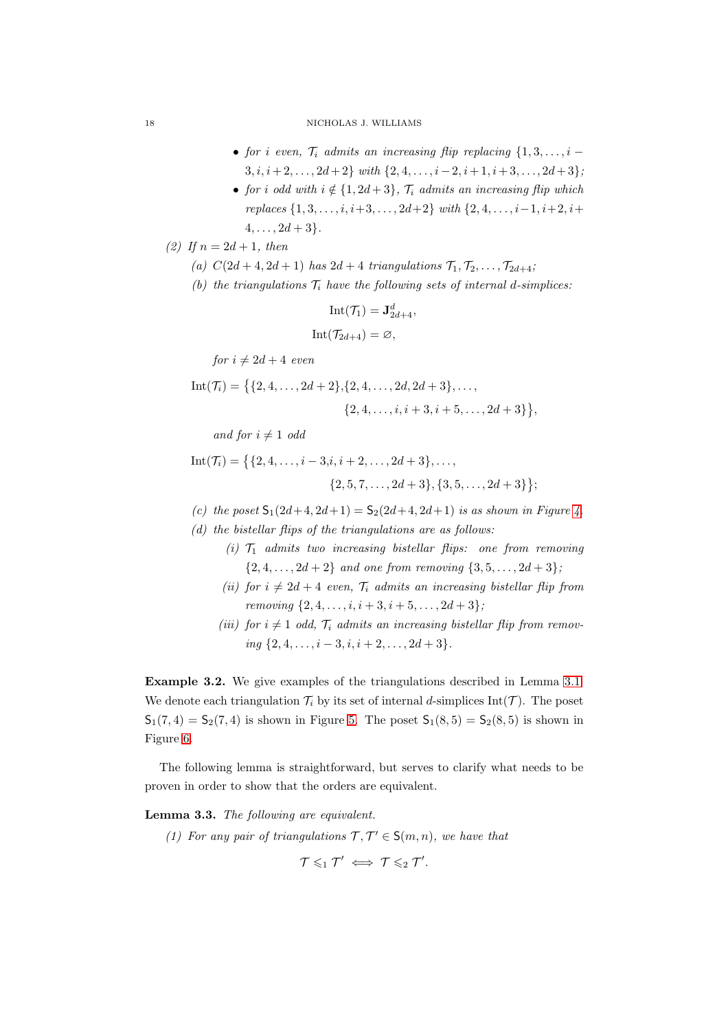- *for $i$ even, $\mathcal{T}_i$ admits an increasing flip replacing $\{1, 3, \dots, i-3, i, i+2, \dots, 2d+2\}$ with $\{2, 4, \dots, i-2, i+1, i+3, \dots, 2d+3\}$;*
- *for $i$ odd with $i \notin \{1, 2d+3\}$, $\mathcal{T}_i$ admits an increasing flip which replaces $\{1, 3, \dots, i, i+3, \dots, 2d+2\}$ with $\{2, 4, \dots, i-1, i+2, i+4, \dots, 2d+3\}$.*

*(2) If $n = 2d+1$, then*

*(a) $C(2d+4, 2d+1)$ has $2d+4$ triangulations $\mathcal{T}_1, \mathcal{T}_2, \dots, \mathcal{T}_{2d+4}$;*

*(b) the triangulations $\mathcal{T}_i$ have the following sets of internal $d$-simplices:*

$$\operatorname{Int}(\mathcal{T}_1) = \mathbf{J}^d_{2d+4},$$

$$\operatorname{Int}(\mathcal{T}_{2d+4}) = \varnothing,$$

*for $i \neq 2d+4$ even*

$$\operatorname{Int}(\mathcal{T}_i) = \big\{\{2, 4, \dots, 2d+2\}, \{2, 4, \dots, 2d, 2d+3\}, \dots, \{2, 4, \dots, i, i+3, i+5, \dots, 2d+3\}\big\},$$

*and for $i \neq 1$ odd*

$$\operatorname{Int}(\mathcal{T}_i) = \big\{\{2, 4, \dots, i-3, i, i+2, \dots, 2d+3\}, \dots, \{2, 5, 7, \dots, 2d+3\}, \{3, 5, \dots, 2d+3\}\big\};$$

*(c) the poset $\mathsf{S}_1(2d+4, 2d+1) = \mathsf{S}_2(2d+4, 2d+1)$ is as shown in Figure 4.*

*(d) the bistellar flips of the triangulations are as follows:*

*(i) $\mathcal{T}_1$ admits two increasing bistellar flips: one from removing $\{2, 4, \dots, 2d+2\}$ and one from removing $\{3, 5, \dots, 2d+3\}$;*

*(ii) for $i \neq 2d+4$ even, $\mathcal{T}_i$ admits an increasing bistellar flip from removing $\{2, 4, \dots, i, i+3, i+5, \dots, 2d+3\}$;*

*(iii) for $i \neq 1$ odd, $\mathcal{T}_i$ admits an increasing bistellar flip from removing $\{2, 4, \dots, i-3, i, i+2, \dots, 2d+3\}$.*

**Example 3.2.** We give examples of the triangulations described in Lemma 3.1. We denote each triangulation $\mathcal{T}_i$ by its set of internal $d$-simplices $\operatorname{Int}(\mathcal{T})$. The poset $\mathsf{S}_1(7, 4) = \mathsf{S}_2(7, 4)$ is shown in Figure 5. The poset $\mathsf{S}_1(8, 5) = \mathsf{S}_2(8, 5)$ is shown in Figure 6.

The following lemma is straightforward, but serves to clarify what needs to be proven in order to show that the orders are equivalent.

**Lemma 3.3.** *The following are equivalent.*

*(1) For any pair of triangulations $\mathcal{T}, \mathcal{T}' \in \mathsf{S}(m, n)$, we have that*

$$\mathcal{T} \leqslant_1 \mathcal{T}' \iff \mathcal{T} \leqslant_2 \mathcal{T}'.$$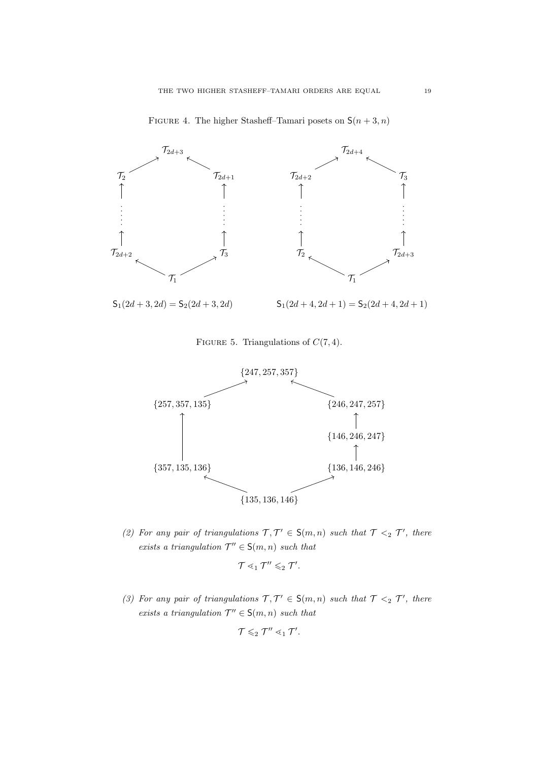FIGURE 4. The higher Stasheff–Tamari posets on $\mathsf{S}(n+3, n)$

$\mathsf{S}_1(2d+3, 2d) = \mathsf{S}_2(2d+3, 2d)$

$\mathsf{S}_1(2d+4, 2d+1) = \mathsf{S}_2(2d+4, 2d+1)$

FIGURE 5. Triangulations of $C(7, 4)$.

(2) *For any pair of triangulations $\mathcal{T}, \mathcal{T}' \in \mathsf{S}(m, n)$ such that $\mathcal{T} <_2 \mathcal{T}'$, there exists a triangulation $\mathcal{T}'' \in \mathsf{S}(m, n)$ such that*

$$\mathcal{T} \lessdot_1 \mathcal{T}'' \leqslant_2 \mathcal{T}'.$$

(3) *For any pair of triangulations $\mathcal{T}, \mathcal{T}' \in \mathsf{S}(m, n)$ such that $\mathcal{T} <_2 \mathcal{T}'$, there exists a triangulation $\mathcal{T}'' \in \mathsf{S}(m, n)$ such that*

$$\mathcal{T} \leqslant_2 \mathcal{T}'' \lessdot_1 \mathcal{T}'.$$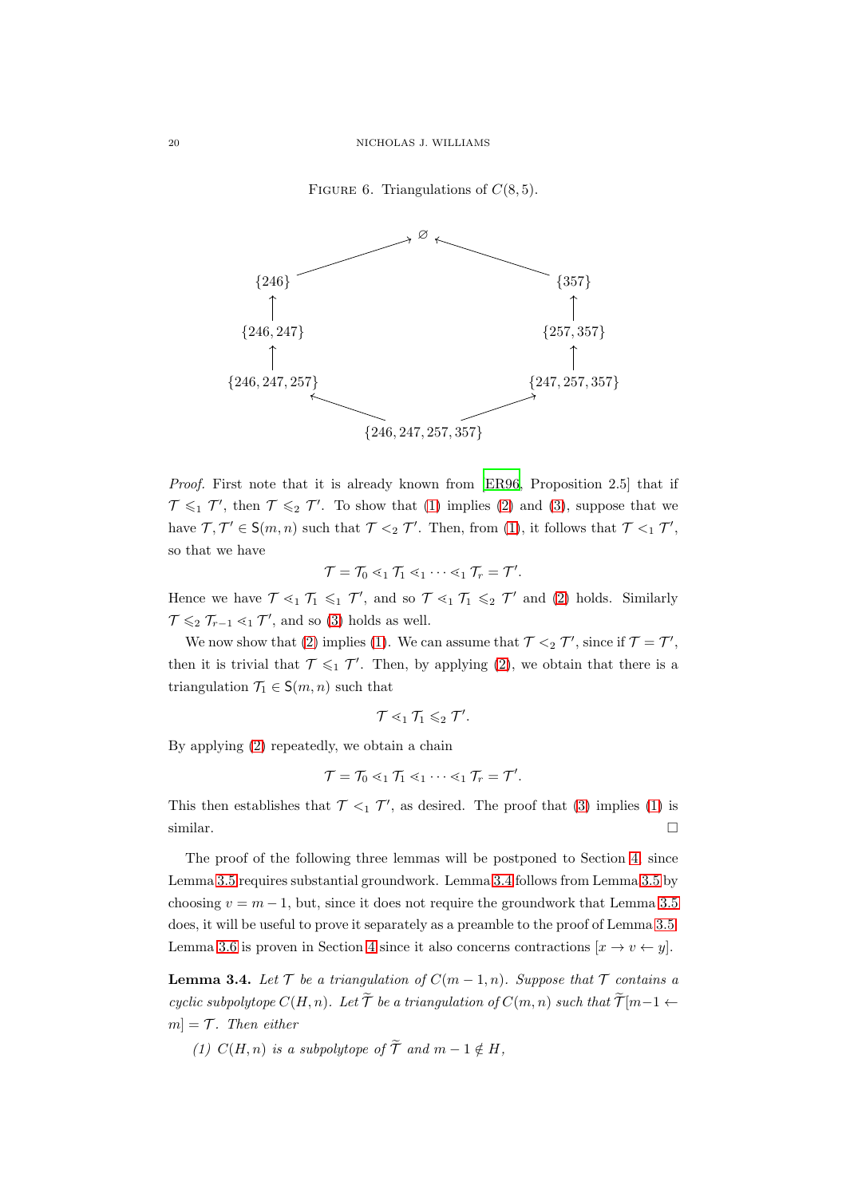Figure 6. Triangulations of $C(8,5)$.

$$
\begin{array}{ccccc}
 & & \varnothing & & \\
 & \nearrow & & \nwarrow & \\
\{246\} & & & & \{357\} \\
\uparrow & & & & \uparrow \\
\{246,247\} & & & & \{257,357\} \\
\uparrow & & & & \uparrow \\
\{246,247,257\} & & & & \{247,257,357\} \\
 & \nwarrow & & \nearrow & \\
 & & \{246,247,257,357\} & &
\end{array}
$$

*Proof.* First note that it is already known from [ER96, Proposition 2.5] that if $\mathcal{T} \leqslant_1 \mathcal{T}'$, then $\mathcal{T} \leqslant_2 \mathcal{T}'$. To show that (1) implies (2) and (3), suppose that we have $\mathcal{T}, \mathcal{T}' \in \mathsf{S}(m,n)$ such that $\mathcal{T} <_2 \mathcal{T}'$. Then, from (1), it follows that $\mathcal{T} <_1 \mathcal{T}'$, so that we have

$$\mathcal{T} = \mathcal{T}_0 \lessdot_1 \mathcal{T}_1 \lessdot_1 \cdots \lessdot_1 \mathcal{T}_r = \mathcal{T}'.$$

Hence we have $\mathcal{T} \lessdot_1 \mathcal{T}_1 \leqslant_1 \mathcal{T}'$, and so $\mathcal{T} \lessdot_1 \mathcal{T}_1 \leqslant_2 \mathcal{T}'$ and (2) holds. Similarly $\mathcal{T} \leqslant_2 \mathcal{T}_{r-1} \lessdot_1 \mathcal{T}'$, and so (3) holds as well.

We now show that (2) implies (1). We can assume that $\mathcal{T} <_2 \mathcal{T}'$, since if $\mathcal{T} = \mathcal{T}'$, then it is trivial that $\mathcal{T} \leqslant_1 \mathcal{T}'$. Then, by applying (2), we obtain that there is a triangulation $\mathcal{T}_1 \in \mathsf{S}(m,n)$ such that

$$\mathcal{T} \lessdot_1 \mathcal{T}_1 \leqslant_2 \mathcal{T}'.$$

By applying (2) repeatedly, we obtain a chain

$$\mathcal{T} = \mathcal{T}_0 \lessdot_1 \mathcal{T}_1 \lessdot_1 \cdots \lessdot_1 \mathcal{T}_r = \mathcal{T}'.$$

This then establishes that $\mathcal{T} <_1 \mathcal{T}'$, as desired. The proof that (3) implies (1) is similar. □

The proof of the following three lemmas will be postponed to Section 4, since Lemma 3.5 requires substantial groundwork. Lemma 3.4 follows from Lemma 3.5 by choosing $v = m-1$, but, since it does not require the groundwork that Lemma 3.5 does, it will be useful to prove it separately as a preamble to the proof of Lemma 3.5. Lemma 3.6 is proven in Section 4 since it also concerns contractions $[x \to v \leftarrow y]$.

**Lemma 3.4.** *Let $\mathcal{T}$ be a triangulation of $C(m-1,n)$. Suppose that $\mathcal{T}$ contains a cyclic subpolytope $C(H,n)$. Let $\widetilde{\mathcal{T}}$ be a triangulation of $C(m,n)$ such that $\widetilde{\mathcal{T}}[m-1 \leftarrow m] = \mathcal{T}$. Then either*

*(1) $C(H,n)$ is a subpolytope of $\widetilde{\mathcal{T}}$ and $m-1 \notin H$,*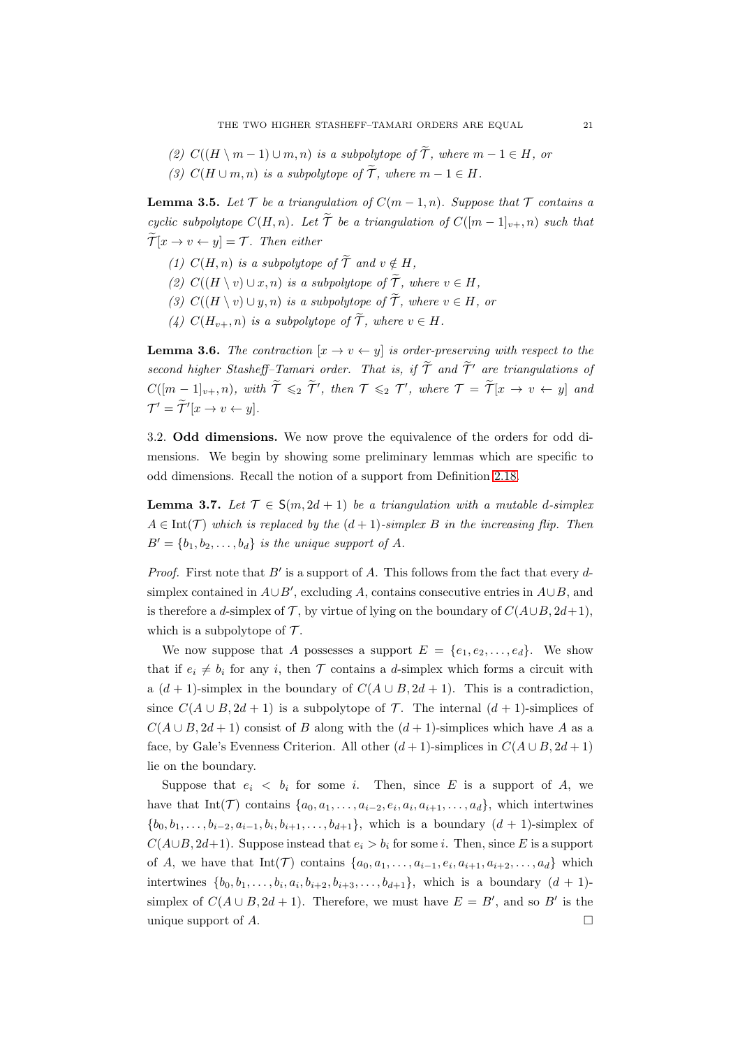(2) $C((H \setminus m-1) \cup m, n)$ is a subpolytope of $\widetilde{\mathcal{T}}$, where $m-1 \in H$, or

(3) $C(H \cup m, n)$ is a subpolytope of $\widetilde{\mathcal{T}}$, where $m-1 \in H$.

**Lemma 3.5.** *Let $\mathcal{T}$ be a triangulation of $C(m-1,n)$. Suppose that $\mathcal{T}$ contains a cyclic subpolytope $C(H,n)$. Let $\widetilde{\mathcal{T}}$ be a triangulation of $C([m-1]_{v+}, n)$ such that $\widetilde{\mathcal{T}}[x \to v \leftarrow y] = \mathcal{T}$. Then either*

*(1) $C(H,n)$ is a subpolytope of $\widetilde{\mathcal{T}}$ and $v \notin H$,*

*(2) $C((H \setminus v) \cup x, n)$ is a subpolytope of $\widetilde{\mathcal{T}}$, where $v \in H$,*

*(3) $C((H \setminus v) \cup y, n)$ is a subpolytope of $\widetilde{\mathcal{T}}$, where $v \in H$, or*

*(4) $C(H_{v+}, n)$ is a subpolytope of $\widetilde{\mathcal{T}}$, where $v \in H$.*

**Lemma 3.6.** *The contraction $[x \to v \leftarrow y]$ is order-preserving with respect to the second higher Stasheff–Tamari order. That is, if $\widetilde{\mathcal{T}}$ and $\widetilde{\mathcal{T}}'$ are triangulations of $C([m-1]_{v+}, n)$, with $\widetilde{\mathcal{T}} \leqslant_2 \widetilde{\mathcal{T}}'$, then $\mathcal{T} \leqslant_2 \mathcal{T}'$, where $\mathcal{T} = \widetilde{\mathcal{T}}[x \to v \leftarrow y]$ and $\mathcal{T}' = \widetilde{\mathcal{T}}'[x \to v \leftarrow y]$.*

3.2. **Odd dimensions.** We now prove the equivalence of the orders for odd dimensions. We begin by showing some preliminary lemmas which are specific to odd dimensions. Recall the notion of a support from Definition 2.18.

**Lemma 3.7.** *Let $\mathcal{T} \in \mathsf{S}(m, 2d+1)$ be a triangulation with a mutable $d$-simplex $A \in \operatorname{Int}(\mathcal{T})$ which is replaced by the $(d+1)$-simplex $B$ in the increasing flip. Then $B' = \{b_1, b_2, \dots, b_d\}$ is the unique support of $A$.*

*Proof.* First note that $B'$ is a support of $A$. This follows from the fact that every $d$-simplex contained in $A \cup B'$, excluding $A$, contains consecutive entries in $A \cup B$, and is therefore a $d$-simplex of $\mathcal{T}$, by virtue of lying on the boundary of $C(A \cup B, 2d+1)$, which is a subpolytope of $\mathcal{T}$.

We now suppose that $A$ possesses a support $E = \{e_1, e_2, \dots, e_d\}$. We show that if $e_i \neq b_i$ for any $i$, then $\mathcal{T}$ contains a $d$-simplex which forms a circuit with a $(d+1)$-simplex in the boundary of $C(A \cup B, 2d+1)$. This is a contradiction, since $C(A \cup B, 2d+1)$ is a subpolytope of $\mathcal{T}$. The internal $(d+1)$-simplices of $C(A \cup B, 2d+1)$ consist of $B$ along with the $(d+1)$-simplices which have $A$ as a face, by Gale's Evenness Criterion. All other $(d+1)$-simplices in $C(A \cup B, 2d+1)$ lie on the boundary.

Suppose that $e_i < b_i$ for some $i$. Then, since $E$ is a support of $A$, we have that $\operatorname{Int}(\mathcal{T})$ contains $\{a_0, a_1, \dots, a_{i-2}, e_i, a_i, a_{i+1}, \dots, a_d\}$, which intertwines $\{b_0, b_1, \dots, b_{i-2}, a_{i-1}, b_i, b_{i+1}, \dots, b_{d+1}\}$, which is a boundary $(d+1)$-simplex of $C(A \cup B, 2d+1)$. Suppose instead that $e_i > b_i$ for some $i$. Then, since $E$ is a support of $A$, we have that $\operatorname{Int}(\mathcal{T})$ contains $\{a_0, a_1, \dots, a_{i-1}, e_i, a_{i+1}, a_{i+2}, \dots, a_d\}$ which intertwines $\{b_0, b_1, \dots, b_i, a_i, b_{i+2}, b_{i+3}, \dots, b_{d+1}\}$, which is a boundary $(d+1)$-simplex of $C(A \cup B, 2d+1)$. Therefore, we must have $E = B'$, and so $B'$ is the unique support of $A$. $\square$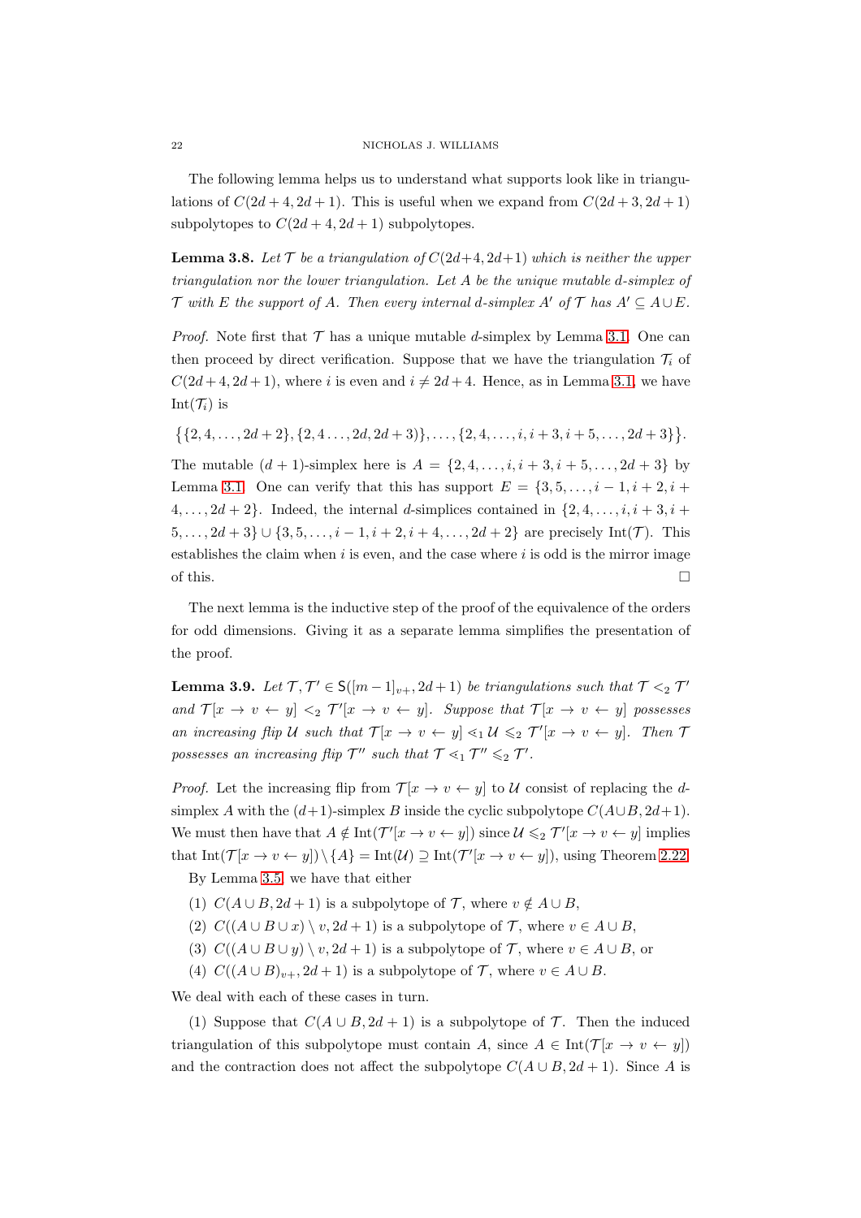The following lemma helps us to understand what supports look like in triangulations of $C(2d+4, 2d+1)$. This is useful when we expand from $C(2d+3, 2d+1)$ subpolytopes to $C(2d+4, 2d+1)$ subpolytopes.

**Lemma 3.8.** *Let $\mathcal{T}$ be a triangulation of $C(2d+4, 2d+1)$ which is neither the upper triangulation nor the lower triangulation. Let $A$ be the unique mutable $d$-simplex of $\mathcal{T}$ with $E$ the support of $A$. Then every internal $d$-simplex $A'$ of $\mathcal{T}$ has $A' \subseteq A \cup E$.*

*Proof.* Note first that $\mathcal{T}$ has a unique mutable $d$-simplex by Lemma 3.1. One can then proceed by direct verification. Suppose that we have the triangulation $\mathcal{T}_i$ of $C(2d+4, 2d+1)$, where $i$ is even and $i \neq 2d+4$. Hence, as in Lemma 3.1, we have $\mathrm{Int}(\mathcal{T}_i)$ is

$$\big\{\{2, 4, \dots, 2d+2\}, \{2, 4 \dots, 2d, 2d+3)\}, \dots, \{2, 4, \dots, i, i+3, i+5, \dots, 2d+3\}\big\}.$$

The mutable $(d+1)$-simplex here is $A = \{2, 4, \dots, i, i+3, i+5, \dots, 2d+3\}$ by Lemma 3.1. One can verify that this has support $E = \{3, 5, \dots, i-1, i+2, i+4, \dots, 2d+2\}$. Indeed, the internal $d$-simplices contained in $\{2, 4, \dots, i, i+3, i+5, \dots, 2d+3\} \cup \{3, 5, \dots, i-1, i+2, i+4, \dots, 2d+2\}$ are precisely $\mathrm{Int}(\mathcal{T})$. This establishes the claim when $i$ is even, and the case where $i$ is odd is the mirror image of this. $\square$

The next lemma is the inductive step of the proof of the equivalence of the orders for odd dimensions. Giving it as a separate lemma simplifies the presentation of the proof.

**Lemma 3.9.** *Let $\mathcal{T}, \mathcal{T}' \in \mathsf{S}([m-1]_{v+}, 2d+1)$ be triangulations such that $\mathcal{T} <_2 \mathcal{T}'$ and $\mathcal{T}[x \to v \leftarrow y] <_2 \mathcal{T}'[x \to v \leftarrow y]$. Suppose that $\mathcal{T}[x \to v \leftarrow y]$ possesses an increasing flip $\mathcal{U}$ such that $\mathcal{T}[x \to v \leftarrow y] \lessdot_1 \mathcal{U} \leqslant_2 \mathcal{T}'[x \to v \leftarrow y]$. Then $\mathcal{T}$ possesses an increasing flip $\mathcal{T}''$ such that $\mathcal{T} \lessdot_1 \mathcal{T}'' \leqslant_2 \mathcal{T}'$.*

*Proof.* Let the increasing flip from $\mathcal{T}[x \to v \leftarrow y]$ to $\mathcal{U}$ consist of replacing the $d$-simplex $A$ with the $(d+1)$-simplex $B$ inside the cyclic subpolytope $C(A \cup B, 2d+1)$. We must then have that $A \notin \mathrm{Int}(\mathcal{T}'[x \to v \leftarrow y])$ since $\mathcal{U} \leqslant_2 \mathcal{T}'[x \to v \leftarrow y]$ implies that $\mathrm{Int}(\mathcal{T}[x \to v \leftarrow y]) \setminus \{A\} = \mathrm{Int}(\mathcal{U}) \supseteq \mathrm{Int}(\mathcal{T}'[x \to v \leftarrow y])$, using Theorem 2.22.

By Lemma 3.5, we have that either

1. $C(A \cup B, 2d+1)$ is a subpolytope of $\mathcal{T}$, where $v \notin A \cup B$,
2. $C((A \cup B \cup x) \setminus v, 2d+1)$ is a subpolytope of $\mathcal{T}$, where $v \in A \cup B$,
3. $C((A \cup B \cup y) \setminus v, 2d+1)$ is a subpolytope of $\mathcal{T}$, where $v \in A \cup B$, or
4. $C((A \cup B)_{v+}, 2d+1)$ is a subpolytope of $\mathcal{T}$, where $v \in A \cup B$.

We deal with each of these cases in turn.

(1) Suppose that $C(A \cup B, 2d+1)$ is a subpolytope of $\mathcal{T}$. Then the induced triangulation of this subpolytope must contain $A$, since $A \in \mathrm{Int}(\mathcal{T}[x \to v \leftarrow y])$ and the contraction does not affect the subpolytope $C(A \cup B, 2d+1)$. Since $A$ is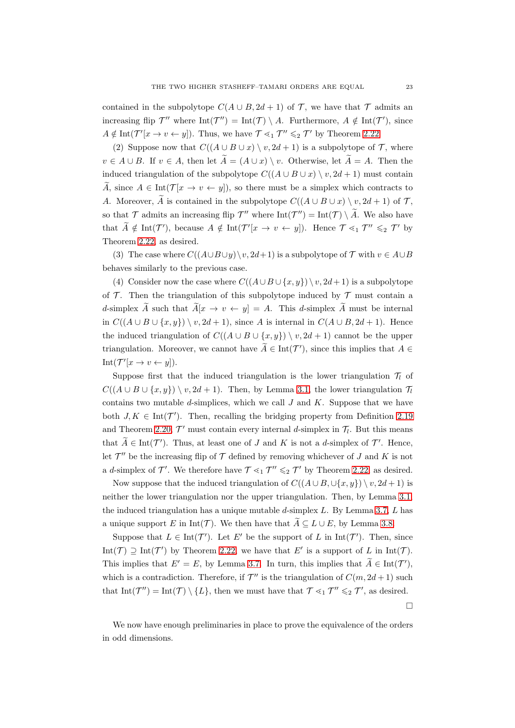contained in the subpolytope $C(A \cup B, 2d+1)$ of $\mathcal{T}$, we have that $\mathcal{T}$ admits an increasing flip $\mathcal{T}''$ where $\mathrm{Int}(\mathcal{T}'') = \mathrm{Int}(\mathcal{T}) \setminus A$. Furthermore, $A \notin \mathrm{Int}(\mathcal{T}')$, since $A \notin \mathrm{Int}(\mathcal{T}'[x \to v \leftarrow y])$. Thus, we have $\mathcal{T} \lessdot_1 \mathcal{T}'' \leqslant_2 \mathcal{T}'$ by Theorem 2.22.

(2) Suppose now that $C((A \cup B \cup x) \setminus v, 2d+1)$ is a subpolytope of $\mathcal{T}$, where $v \in A \cup B$. If $v \in A$, then let $\widetilde{A} = (A \cup x) \setminus v$. Otherwise, let $\widetilde{A} = A$. Then the induced triangulation of the subpolytope $C((A \cup B \cup x) \setminus v, 2d+1)$ must contain $\widetilde{A}$, since $A \in \mathrm{Int}(\mathcal{T}[x \to v \leftarrow y])$, so there must be a simplex which contracts to $A$. Moreover, $\widetilde{A}$ is contained in the subpolytope $C((A \cup B \cup x) \setminus v, 2d+1)$ of $\mathcal{T}$, so that $\mathcal{T}$ admits an increasing flip $\mathcal{T}''$ where $\mathrm{Int}(\mathcal{T}'') = \mathrm{Int}(\mathcal{T}) \setminus \widetilde{A}$. We also have that $\widetilde{A} \notin \mathrm{Int}(\mathcal{T}')$, because $A \notin \mathrm{Int}(\mathcal{T}'[x \to v \leftarrow y])$. Hence $\mathcal{T} \lessdot_1 \mathcal{T}'' \leqslant_2 \mathcal{T}'$ by Theorem 2.22, as desired.

(3) The case where $C((A \cup B \cup y) \setminus v, 2d+1)$ is a subpolytope of $\mathcal{T}$ with $v \in A \cup B$ behaves similarly to the previous case.

(4) Consider now the case where $C((A \cup B \cup \{x, y\}) \setminus v, 2d+1)$ is a subpolytope of $\mathcal{T}$. Then the triangulation of this subpolytope induced by $\mathcal{T}$ must contain a $d$-simplex $\widetilde{A}$ such that $\widetilde{A}[x \to v \leftarrow y] = A$. This $d$-simplex $\widetilde{A}$ must be internal in $C((A \cup B \cup \{x, y\}) \setminus v, 2d+1)$, since $A$ is internal in $C(A \cup B, 2d+1)$. Hence the induced triangulation of $C((A \cup B \cup \{x, y\}) \setminus v, 2d+1)$ cannot be the upper triangulation. Moreover, we cannot have $\widetilde{A} \in \mathrm{Int}(\mathcal{T}')$, since this implies that $A \in \mathrm{Int}(\mathcal{T}'[x \to v \leftarrow y])$.

Suppose first that the induced triangulation is the lower triangulation $\mathcal{T}_l$ of $C((A \cup B \cup \{x, y\}) \setminus v, 2d+1)$. Then, by Lemma 3.1, the lower triangulation $\mathcal{T}_l$ contains two mutable $d$-simplices, which we call $J$ and $K$. Suppose that we have both $J, K \in \mathrm{Int}(\mathcal{T}')$. Then, recalling the bridging property from Definition 2.19 and Theorem 2.20, $\mathcal{T}'$ must contain every internal $d$-simplex in $\mathcal{T}_l$. But this means that $\widetilde{A} \in \mathrm{Int}(\mathcal{T}')$. Thus, at least one of $J$ and $K$ is not a $d$-simplex of $\mathcal{T}'$. Hence, let $\mathcal{T}''$ be the increasing flip of $\mathcal{T}$ defined by removing whichever of $J$ and $K$ is not a $d$-simplex of $\mathcal{T}'$. We therefore have $\mathcal{T} \lessdot_1 \mathcal{T}'' \leqslant_2 \mathcal{T}'$ by Theorem 2.22, as desired.

Now suppose that the induced triangulation of $C((A \cup B, \cup \{x, y\}) \setminus v, 2d+1)$ is neither the lower triangulation nor the upper triangulation. Then, by Lemma 3.1, the induced triangulation has a unique mutable $d$-simplex $L$. By Lemma 3.7, $L$ has a unique support $E$ in $\mathrm{Int}(\mathcal{T})$. We then have that $\widetilde{A} \subseteq L \cup E$, by Lemma 3.8.

Suppose that $L \in \mathrm{Int}(\mathcal{T}')$. Let $E'$ be the support of $L$ in $\mathrm{Int}(\mathcal{T}')$. Then, since $\mathrm{Int}(\mathcal{T}) \supseteq \mathrm{Int}(\mathcal{T}')$ by Theorem 2.22, we have that $E'$ is a support of $L$ in $\mathrm{Int}(\mathcal{T})$. This implies that $E' = E$, by Lemma 3.7. In turn, this implies that $\widetilde{A} \in \mathrm{Int}(\mathcal{T}')$, which is a contradiction. Therefore, if $\mathcal{T}''$ is the triangulation of $C(m, 2d+1)$ such that $\mathrm{Int}(\mathcal{T}'') = \mathrm{Int}(\mathcal{T}) \setminus \{L\}$, then we must have that $\mathcal{T} \lessdot_1 \mathcal{T}'' \leqslant_2 \mathcal{T}'$, as desired.

□

We now have enough preliminaries in place to prove the equivalence of the orders in odd dimensions.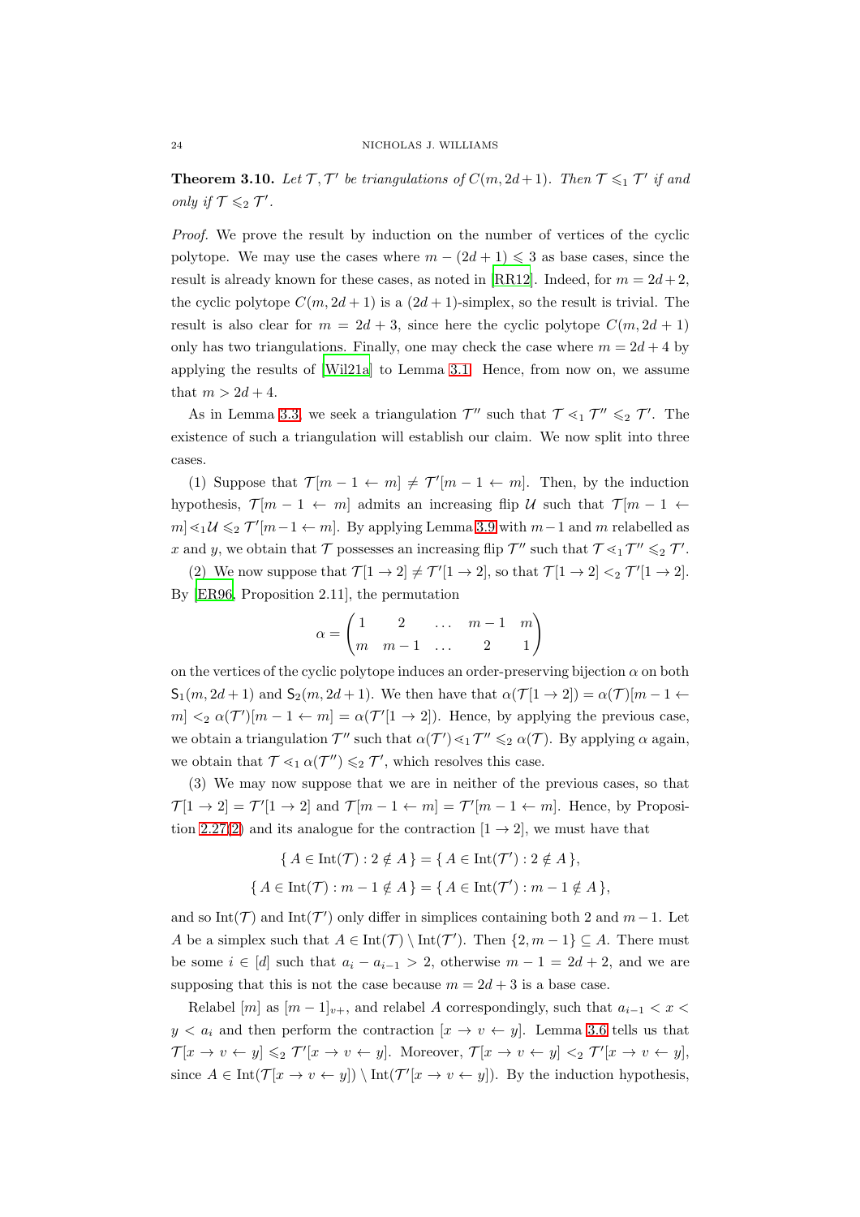**Theorem 3.10.** *Let $\mathcal{T}, \mathcal{T}'$ be triangulations of $C(m, 2d+1)$. Then $\mathcal{T} \leqslant_1 \mathcal{T}'$ if and only if $\mathcal{T} \leqslant_2 \mathcal{T}'$.*

*Proof.* We prove the result by induction on the number of vertices of the cyclic polytope. We may use the cases where $m - (2d+1) \leqslant 3$ as base cases, since the result is already known for these cases, as noted in [RR12]. Indeed, for $m = 2d+2$, the cyclic polytope $C(m, 2d+1)$ is a $(2d+1)$-simplex, so the result is trivial. The result is also clear for $m = 2d+3$, since here the cyclic polytope $C(m, 2d+1)$ only has two triangulations. Finally, one may check the case where $m = 2d+4$ by applying the results of [Wil21a] to Lemma 3.1. Hence, from now on, we assume that $m > 2d+4$.

As in Lemma 3.3, we seek a triangulation $\mathcal{T}''$ such that $\mathcal{T} \lessdot_1 \mathcal{T}'' \leqslant_2 \mathcal{T}'$. The existence of such a triangulation will establish our claim. We now split into three cases.

(1) Suppose that $\mathcal{T}[m-1 \leftarrow m] \neq \mathcal{T}'[m-1 \leftarrow m]$. Then, by the induction hypothesis, $\mathcal{T}[m-1 \leftarrow m]$ admits an increasing flip $\mathcal{U}$ such that $\mathcal{T}[m-1 \leftarrow m] \lessdot_1 \mathcal{U} \leqslant_2 \mathcal{T}'[m-1 \leftarrow m]$. By applying Lemma 3.9 with $m-1$ and $m$ relabelled as $x$ and $y$, we obtain that $\mathcal{T}$ possesses an increasing flip $\mathcal{T}''$ such that $\mathcal{T} \lessdot_1 \mathcal{T}'' \leqslant_2 \mathcal{T}'$.

(2) We now suppose that $\mathcal{T}[1 \to 2] \neq \mathcal{T}'[1 \to 2]$, so that $\mathcal{T}[1 \to 2] <_2 \mathcal{T}'[1 \to 2]$. By [ER96, Proposition 2.11], the permutation

$$\alpha = \begin{pmatrix} 1 & 2 & \dots & m-1 & m \\ m & m-1 & \dots & 2 & 1 \end{pmatrix}$$

on the vertices of the cyclic polytope induces an order-preserving bijection $\alpha$ on both $\mathsf{S}_1(m, 2d+1)$ and $\mathsf{S}_2(m, 2d+1)$. We then have that $\alpha(\mathcal{T}[1 \to 2]) = \alpha(\mathcal{T})[m-1 \leftarrow m] <_2 \alpha(\mathcal{T}')[m-1 \leftarrow m] = \alpha(\mathcal{T}'[1 \to 2])$. Hence, by applying the previous case, we obtain a triangulation $\mathcal{T}''$ such that $\alpha(\mathcal{T}') \lessdot_1 \mathcal{T}'' \leqslant_2 \alpha(\mathcal{T})$. By applying $\alpha$ again, we obtain that $\mathcal{T} \lessdot_1 \alpha(\mathcal{T}'') \leqslant_2 \mathcal{T}'$, which resolves this case.

(3) We may now suppose that we are in neither of the previous cases, so that $\mathcal{T}[1 \to 2] = \mathcal{T}'[1 \to 2]$ and $\mathcal{T}[m-1 \leftarrow m] = \mathcal{T}'[m-1 \leftarrow m]$. Hence, by Proposition 2.27(2) and its analogue for the contraction $[1 \to 2]$, we must have that

$$\{\, A \in \mathrm{Int}(\mathcal{T}) : 2 \notin A \,\} = \{\, A \in \mathrm{Int}(\mathcal{T}') : 2 \notin A \,\},$$
$$\{\, A \in \mathrm{Int}(\mathcal{T}) : m-1 \notin A \,\} = \{\, A \in \mathrm{Int}(\mathcal{T}') : m-1 \notin A \,\},$$

and so $\mathrm{Int}(\mathcal{T})$ and $\mathrm{Int}(\mathcal{T}')$ only differ in simplices containing both 2 and $m-1$. Let $A$ be a simplex such that $A \in \mathrm{Int}(\mathcal{T}) \setminus \mathrm{Int}(\mathcal{T}')$. Then $\{2, m-1\} \subseteq A$. There must be some $i \in [d]$ such that $a_i - a_{i-1} > 2$, otherwise $m - 1 = 2d+2$, and we are supposing that this is not the case because $m = 2d+3$ is a base case.

Relabel $[m]$ as $[m-1]_{v+}$, and relabel $A$ correspondingly, such that $a_{i-1} < x < y < a_i$ and then perform the contraction $[x \to v \leftarrow y]$. Lemma 3.6 tells us that $\mathcal{T}[x \to v \leftarrow y] \leqslant_2 \mathcal{T}'[x \to v \leftarrow y]$. Moreover, $\mathcal{T}[x \to v \leftarrow y] <_2 \mathcal{T}'[x \to v \leftarrow y]$, since $A \in \mathrm{Int}(\mathcal{T}[x \to v \leftarrow y]) \setminus \mathrm{Int}(\mathcal{T}'[x \to v \leftarrow y])$. By the induction hypothesis,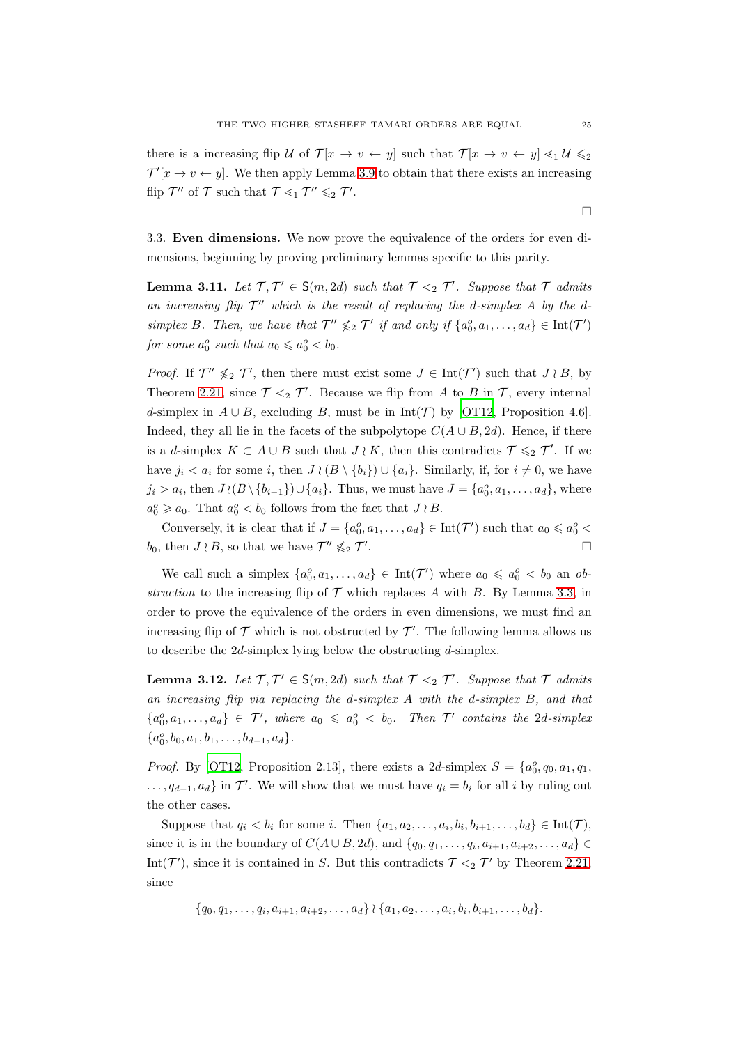there is a increasing flip $\mathcal{U}$ of $\mathcal{T}[x \to v \leftarrow y]$ such that $\mathcal{T}[x \to v \leftarrow y] \lessdot_1 \mathcal{U} \leqslant_2 \mathcal{T}'[x \to v \leftarrow y]$. We then apply Lemma 3.9 to obtain that there exists an increasing flip $\mathcal{T}''$ of $\mathcal{T}$ such that $\mathcal{T} \lessdot_1 \mathcal{T}'' \leqslant_2 \mathcal{T}'$.

□

3.3. **Even dimensions.** We now prove the equivalence of the orders for even dimensions, beginning by proving preliminary lemmas specific to this parity.

**Lemma 3.11.** *Let $\mathcal{T}, \mathcal{T}' \in \mathsf{S}(m, 2d)$ such that $\mathcal{T} <_2 \mathcal{T}'$. Suppose that $\mathcal{T}$ admits an increasing flip $\mathcal{T}''$ which is the result of replacing the $d$-simplex $A$ by the $d$-simplex $B$. Then, we have that $\mathcal{T}'' \nleqslant_2 \mathcal{T}'$ if and only if $\{a_0^o, a_1, \ldots, a_d\} \in \mathrm{Int}(\mathcal{T}')$ for some $a_0^o$ such that $a_0 \leqslant a_0^o < b_0$.*

*Proof.* If $\mathcal{T}'' \nleqslant_2 \mathcal{T}'$, then there must exist some $J \in \mathrm{Int}(\mathcal{T}')$ such that $J \wr B$, by Theorem 2.21, since $\mathcal{T} <_2 \mathcal{T}'$. Because we flip from $A$ to $B$ in $\mathcal{T}$, every internal $d$-simplex in $A \cup B$, excluding $B$, must be in $\mathrm{Int}(\mathcal{T})$ by [OT12, Proposition 4.6]. Indeed, they all lie in the facets of the subpolytope $C(A \cup B, 2d)$. Hence, if there is a $d$-simplex $K \subset A \cup B$ such that $J \wr K$, then this contradicts $\mathcal{T} \leqslant_2 \mathcal{T}'$. If we have $j_i < a_i$ for some $i$, then $J \wr (B \setminus \{b_i\}) \cup \{a_i\}$. Similarly, if, for $i \neq 0$, we have $j_i > a_i$, then $J \wr (B \setminus \{b_{i-1}\}) \cup \{a_i\}$. Thus, we must have $J = \{a_0^o, a_1, \ldots, a_d\}$, where $a_0^o \geqslant a_0$. That $a_0^o < b_0$ follows from the fact that $J \wr B$.

Conversely, it is clear that if $J = \{a_0^o, a_1, \ldots, a_d\} \in \mathrm{Int}(\mathcal{T}')$ such that $a_0 \leqslant a_0^o < b_0$, then $J \wr B$, so that we have $\mathcal{T}'' \nleqslant_2 \mathcal{T}'$. □

We call such a simplex $\{a_0^o, a_1, \ldots, a_d\} \in \mathrm{Int}(\mathcal{T}')$ where $a_0 \leqslant a_0^o < b_0$ an *obstruction* to the increasing flip of $\mathcal{T}$ which replaces $A$ with $B$. By Lemma 3.3, in order to prove the equivalence of the orders in even dimensions, we must find an increasing flip of $\mathcal{T}$ which is not obstructed by $\mathcal{T}'$. The following lemma allows us to describe the $2d$-simplex lying below the obstructing $d$-simplex.

**Lemma 3.12.** *Let $\mathcal{T}, \mathcal{T}' \in \mathsf{S}(m, 2d)$ such that $\mathcal{T} <_2 \mathcal{T}'$. Suppose that $\mathcal{T}$ admits an increasing flip via replacing the $d$-simplex $A$ with the $d$-simplex $B$, and that $\{a_0^o, a_1, \ldots, a_d\} \in \mathcal{T}'$, where $a_0 \leqslant a_0^o < b_0$. Then $\mathcal{T}'$ contains the $2d$-simplex $\{a_0^o, b_0, a_1, b_1, \ldots, b_{d-1}, a_d\}$.*

*Proof.* By [OT12, Proposition 2.13], there exists a $2d$-simplex $S = \{a_0^o, q_0, a_1, q_1, \ldots, q_{d-1}, a_d\}$ in $\mathcal{T}'$. We will show that we must have $q_i = b_i$ for all $i$ by ruling out the other cases.

Suppose that $q_i < b_i$ for some $i$. Then $\{a_1, a_2, \ldots, a_i, b_i, b_{i+1}, \ldots, b_d\} \in \mathrm{Int}(\mathcal{T})$, since it is in the boundary of $C(A \cup B, 2d)$, and $\{q_0, q_1, \ldots, q_i, a_{i+1}, a_{i+2}, \ldots, a_d\} \in \mathrm{Int}(\mathcal{T}')$, since it is contained in $S$. But this contradicts $\mathcal{T} <_2 \mathcal{T}'$ by Theorem 2.21, since

$$\{q_0, q_1, \ldots, q_i, a_{i+1}, a_{i+2}, \ldots, a_d\} \wr \{a_1, a_2, \ldots, a_i, b_i, b_{i+1}, \ldots, b_d\}.$$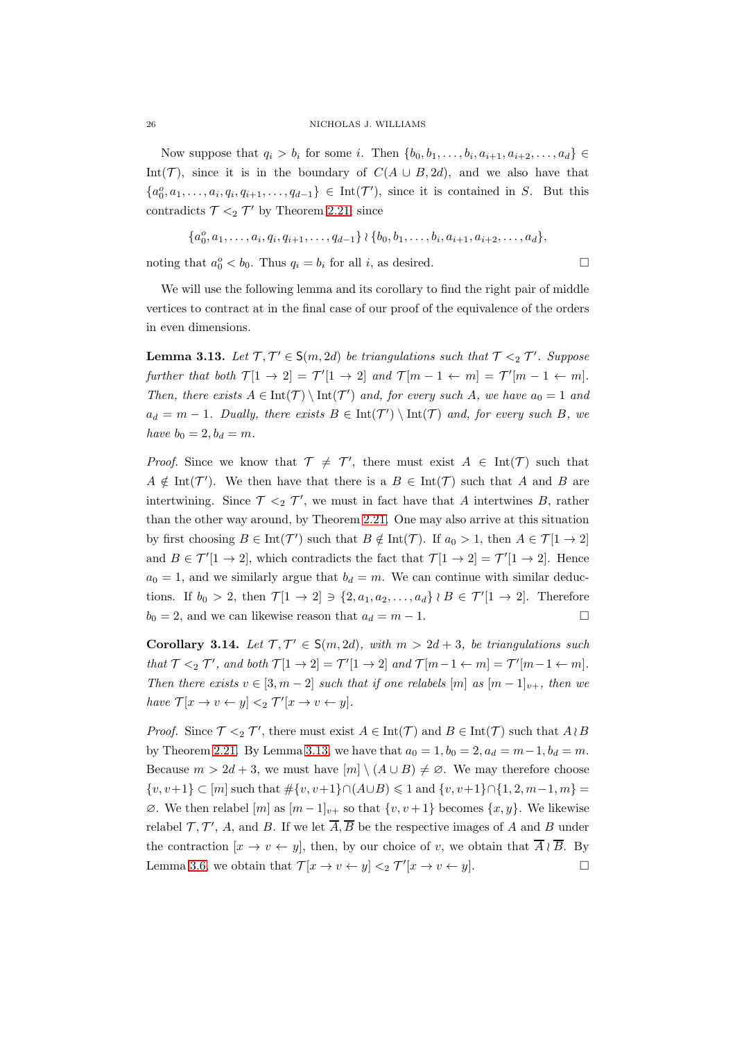Now suppose that $q_i > b_i$ for some $i$. Then $\{b_0, b_1, \ldots, b_i, a_{i+1}, a_{i+2}, \ldots, a_d\} \in \operatorname{Int}(\mathcal{T})$, since it is in the boundary of $C(A \cup B, 2d)$, and we also have that $\{a_0^o, a_1, \ldots, a_i, q_i, q_{i+1}, \ldots, q_{d-1}\} \in \operatorname{Int}(\mathcal{T}')$, since it is contained in $S$. But this contradicts $\mathcal{T} <_2 \mathcal{T}'$ by Theorem 2.21, since

$$\{a_0^o, a_1, \ldots, a_i, q_i, q_{i+1}, \ldots, q_{d-1}\} \wr \{b_0, b_1, \ldots, b_i, a_{i+1}, a_{i+2}, \ldots, a_d\},$$

noting that $a_0^o < b_0$. Thus $q_i = b_i$ for all $i$, as desired. □

We will use the following lemma and its corollary to find the right pair of middle vertices to contract at in the final case of our proof of the equivalence of the orders in even dimensions.

**Lemma 3.13.** *Let $\mathcal{T}, \mathcal{T}' \in \mathsf{S}(m, 2d)$ be triangulations such that $\mathcal{T} <_2 \mathcal{T}'$. Suppose further that both $\mathcal{T}[1 \to 2] = \mathcal{T}'[1 \to 2]$ and $\mathcal{T}[m-1 \leftarrow m] = \mathcal{T}'[m-1 \leftarrow m]$. Then, there exists $A \in \operatorname{Int}(\mathcal{T}) \setminus \operatorname{Int}(\mathcal{T}')$ and, for every such $A$, we have $a_0 = 1$ and $a_d = m-1$. Dually, there exists $B \in \operatorname{Int}(\mathcal{T}') \setminus \operatorname{Int}(\mathcal{T})$ and, for every such $B$, we have $b_0 = 2, b_d = m$.*

*Proof.* Since we know that $\mathcal{T} \neq \mathcal{T}'$, there must exist $A \in \operatorname{Int}(\mathcal{T})$ such that $A \notin \operatorname{Int}(\mathcal{T}')$. We then have that there is a $B \in \operatorname{Int}(\mathcal{T})$ such that $A$ and $B$ are intertwining. Since $\mathcal{T} <_2 \mathcal{T}'$, we must in fact have that $A$ intertwines $B$, rather than the other way around, by Theorem 2.21. One may also arrive at this situation by first choosing $B \in \operatorname{Int}(\mathcal{T}')$ such that $B \notin \operatorname{Int}(\mathcal{T})$. If $a_0 > 1$, then $A \in \mathcal{T}[1 \to 2]$ and $B \in \mathcal{T}'[1 \to 2]$, which contradicts the fact that $\mathcal{T}[1 \to 2] = \mathcal{T}'[1 \to 2]$. Hence $a_0 = 1$, and we similarly argue that $b_d = m$. We can continue with similar deductions. If $b_0 > 2$, then $\mathcal{T}[1 \to 2] \ni \{2, a_1, a_2, \ldots, a_d\} \wr B \in \mathcal{T}'[1 \to 2]$. Therefore $b_0 = 2$, and we can likewise reason that $a_d = m-1$. □

**Corollary 3.14.** *Let $\mathcal{T}, \mathcal{T}' \in \mathsf{S}(m, 2d)$, with $m > 2d+3$, be triangulations such that $\mathcal{T} <_2 \mathcal{T}'$, and both $\mathcal{T}[1 \to 2] = \mathcal{T}'[1 \to 2]$ and $\mathcal{T}[m-1 \leftarrow m] = \mathcal{T}'[m-1 \leftarrow m]$. Then there exists $v \in [3, m-2]$ such that if one relabels $[m]$ as $[m-1]_{v+}$, then we have $\mathcal{T}[x \to v \leftarrow y] <_2 \mathcal{T}'[x \to v \leftarrow y]$.*

*Proof.* Since $\mathcal{T} <_2 \mathcal{T}'$, there must exist $A \in \operatorname{Int}(\mathcal{T})$ and $B \in \operatorname{Int}(\mathcal{T})$ such that $A \wr B$ by Theorem 2.21. By Lemma 3.13, we have that $a_0 = 1, b_0 = 2, a_d = m-1, b_d = m$. Because $m > 2d+3$, we must have $[m] \setminus (A \cup B) \neq \varnothing$. We may therefore choose $\{v, v+1\} \subset [m]$ such that $\#\{v, v+1\} \cap (A \cup B) \leqslant 1$ and $\{v, v+1\} \cap \{1, 2, m-1, m\} = \varnothing$. We then relabel $[m]$ as $[m-1]_{v+}$ so that $\{v, v+1\}$ becomes $\{x, y\}$. We likewise relabel $\mathcal{T}, \mathcal{T}'$, $A$, and $B$. If we let $\overline{A}, \overline{B}$ be the respective images of $A$ and $B$ under the contraction $[x \to v \leftarrow y]$, then, by our choice of $v$, we obtain that $\overline{A} \wr \overline{B}$. By Lemma 3.6, we obtain that $\mathcal{T}[x \to v \leftarrow y] <_2 \mathcal{T}'[x \to v \leftarrow y]$. □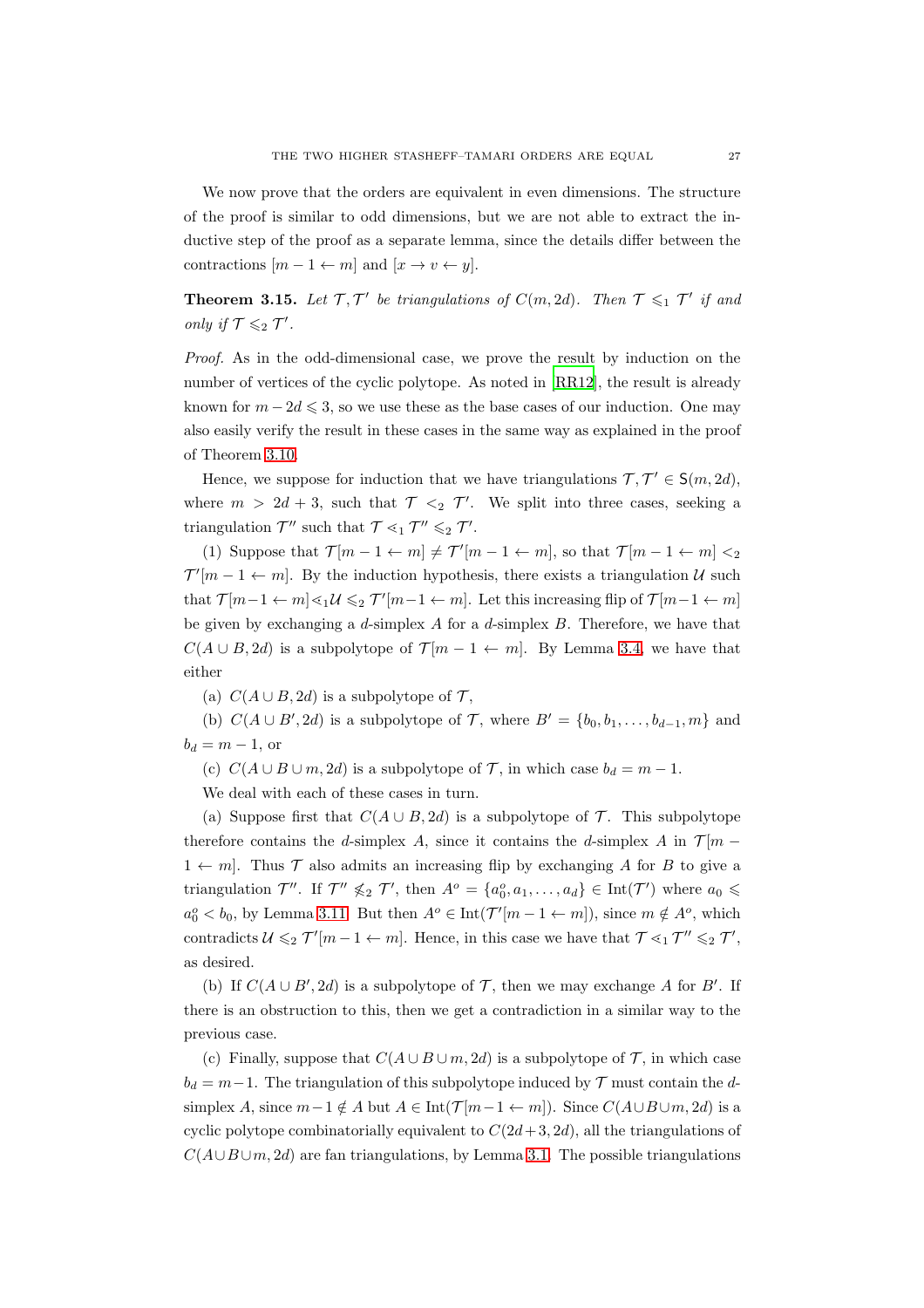We now prove that the orders are equivalent in even dimensions. The structure of the proof is similar to odd dimensions, but we are not able to extract the inductive step of the proof as a separate lemma, since the details differ between the contractions $[m-1 \leftarrow m]$ and $[x \to v \leftarrow y]$.

**Theorem 3.15.** *Let $\mathcal{T}, \mathcal{T}'$ be triangulations of $C(m, 2d)$. Then $\mathcal{T} \leqslant_1 \mathcal{T}'$ if and only if $\mathcal{T} \leqslant_2 \mathcal{T}'$.*

*Proof.* As in the odd-dimensional case, we prove the result by induction on the number of vertices of the cyclic polytope. As noted in [RR12], the result is already known for $m - 2d \leqslant 3$, so we use these as the base cases of our induction. One may also easily verify the result in these cases in the same way as explained in the proof of Theorem 3.10.

Hence, we suppose for induction that we have triangulations $\mathcal{T}, \mathcal{T}' \in \mathsf{S}(m, 2d)$, where $m > 2d + 3$, such that $\mathcal{T} <_2 \mathcal{T}'$. We split into three cases, seeking a triangulation $\mathcal{T}''$ such that $\mathcal{T} \lessdot_1 \mathcal{T}'' \leqslant_2 \mathcal{T}'$.

(1) Suppose that $\mathcal{T}[m-1 \leftarrow m] \neq \mathcal{T}'[m-1 \leftarrow m]$, so that $\mathcal{T}[m-1 \leftarrow m] <_2 \mathcal{T}'[m-1 \leftarrow m]$. By the induction hypothesis, there exists a triangulation $\mathcal{U}$ such that $\mathcal{T}[m-1 \leftarrow m] \lessdot_1 \mathcal{U} \leqslant_2 \mathcal{T}'[m-1 \leftarrow m]$. Let this increasing flip of $\mathcal{T}[m-1 \leftarrow m]$ be given by exchanging a $d$-simplex $A$ for a $d$-simplex $B$. Therefore, we have that $C(A \cup B, 2d)$ is a subpolytope of $\mathcal{T}[m-1 \leftarrow m]$. By Lemma 3.4, we have that either

(a) $C(A \cup B, 2d)$ is a subpolytope of $\mathcal{T}$,

(b) $C(A \cup B', 2d)$ is a subpolytope of $\mathcal{T}$, where $B' = \{b_0, b_1, \dots, b_{d-1}, m\}$ and $b_d = m - 1$, or

(c) $C(A \cup B \cup m, 2d)$ is a subpolytope of $\mathcal{T}$, in which case $b_d = m - 1$.

We deal with each of these cases in turn.

(a) Suppose first that $C(A \cup B, 2d)$ is a subpolytope of $\mathcal{T}$. This subpolytope therefore contains the $d$-simplex $A$, since it contains the $d$-simplex $A$ in $\mathcal{T}[m - 1 \leftarrow m]$. Thus $\mathcal{T}$ also admits an increasing flip by exchanging $A$ for $B$ to give a triangulation $\mathcal{T}''$. If $\mathcal{T}'' \nleqslant_2 \mathcal{T}'$, then $A^o = \{a_0^o, a_1, \dots, a_d\} \in \mathrm{Int}(\mathcal{T}')$ where $a_0 \leqslant a_0^o < b_0$, by Lemma 3.11. But then $A^o \in \mathrm{Int}(\mathcal{T}'[m-1 \leftarrow m])$, since $m \notin A^o$, which contradicts $\mathcal{U} \leqslant_2 \mathcal{T}'[m-1 \leftarrow m]$. Hence, in this case we have that $\mathcal{T} \lessdot_1 \mathcal{T}'' \leqslant_2 \mathcal{T}'$, as desired.

(b) If $C(A \cup B', 2d)$ is a subpolytope of $\mathcal{T}$, then we may exchange $A$ for $B'$. If there is an obstruction to this, then we get a contradiction in a similar way to the previous case.

(c) Finally, suppose that $C(A \cup B \cup m, 2d)$ is a subpolytope of $\mathcal{T}$, in which case $b_d = m-1$. The triangulation of this subpolytope induced by $\mathcal{T}$ must contain the $d$-simplex $A$, since $m-1 \notin A$ but $A \in \mathrm{Int}(\mathcal{T}[m-1 \leftarrow m])$. Since $C(A \cup B \cup m, 2d)$ is a cyclic polytope combinatorially equivalent to $C(2d+3, 2d)$, all the triangulations of $C(A \cup B \cup m, 2d)$ are fan triangulations, by Lemma 3.1. The possible triangulations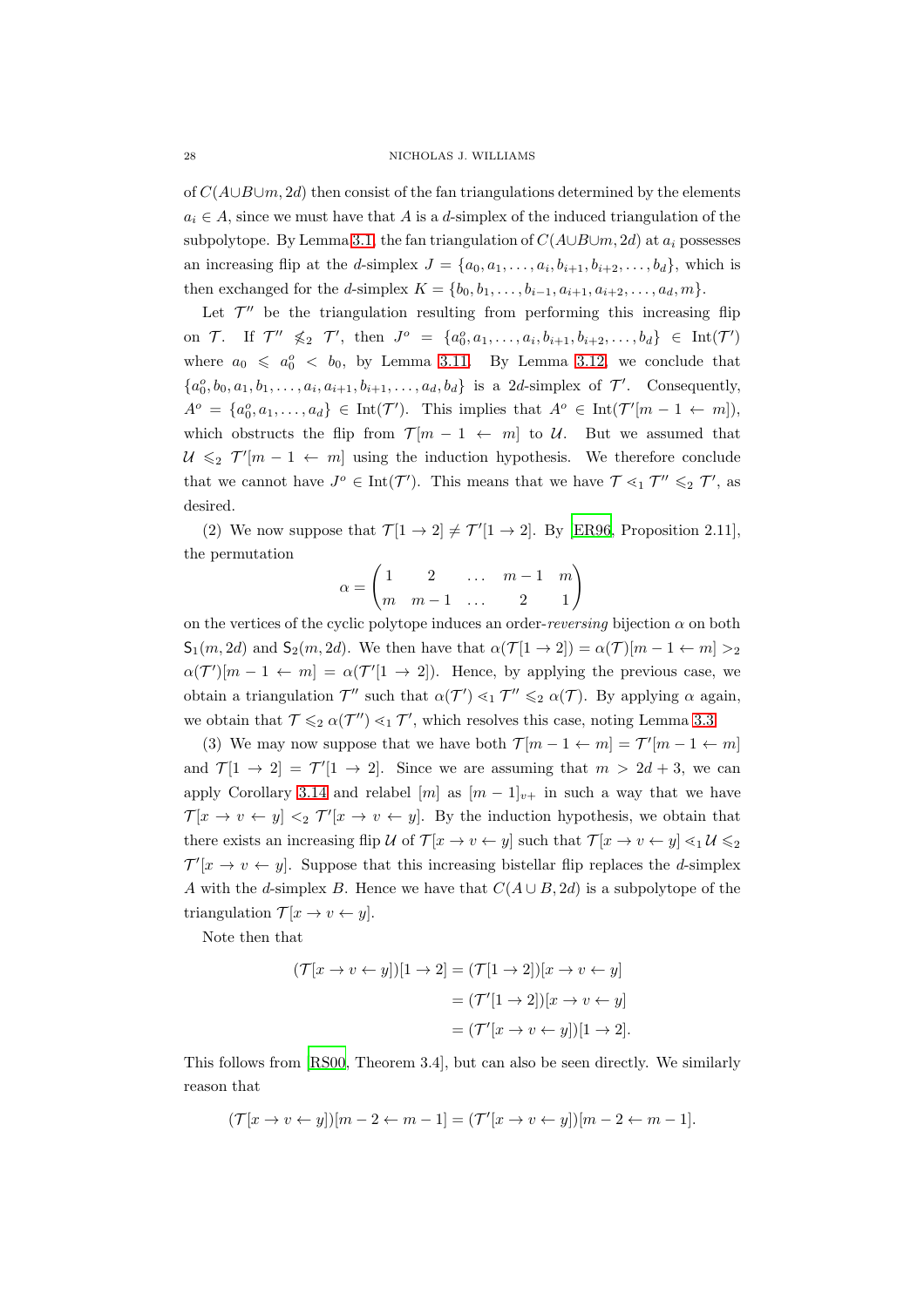of $C(A \cup B \cup m, 2d)$ then consist of the fan triangulations determined by the elements $a_i \in A$, since we must have that $A$ is a $d$-simplex of the induced triangulation of the subpolytope. By Lemma 3.1, the fan triangulation of $C(A \cup B \cup m, 2d)$ at $a_i$ possesses an increasing flip at the $d$-simplex $J = \{a_0, a_1, \dots, a_i, b_{i+1}, b_{i+2}, \dots, b_d\}$, which is then exchanged for the $d$-simplex $K = \{b_0, b_1, \dots, b_{i-1}, a_{i+1}, a_{i+2}, \dots, a_d, m\}$.

Let $\mathcal{T}''$ be the triangulation resulting from performing this increasing flip on $\mathcal{T}$. If $\mathcal{T}'' \nleqslant_2 \mathcal{T}'$, then $J^o = \{a_0^o, a_1, \dots, a_i, b_{i+1}, b_{i+2}, \dots, b_d\} \in \mathrm{Int}(\mathcal{T}')$ where $a_0 \leqslant a_0^o < b_0$, by Lemma 3.11. By Lemma 3.12, we conclude that $\{a_0^o, b_0, a_1, b_1, \dots, a_i, a_{i+1}, b_{i+1}, \dots, a_d, b_d\}$ is a $2d$-simplex of $\mathcal{T}'$. Consequently, $A^o = \{a_0^o, a_1, \dots, a_d\} \in \mathrm{Int}(\mathcal{T}')$. This implies that $A^o \in \mathrm{Int}(\mathcal{T}'[m-1 \leftarrow m])$, which obstructs the flip from $\mathcal{T}[m-1 \leftarrow m]$ to $\mathcal{U}$. But we assumed that $\mathcal{U} \leqslant_2 \mathcal{T}'[m-1 \leftarrow m]$ using the induction hypothesis. We therefore conclude that we cannot have $J^o \in \mathrm{Int}(\mathcal{T}')$. This means that we have $\mathcal{T} \lessdot_1 \mathcal{T}'' \leqslant_2 \mathcal{T}'$, as desired.

(2) We now suppose that $\mathcal{T}[1 \to 2] \neq \mathcal{T}'[1 \to 2]$. By [ER96, Proposition 2.11], the permutation

$$\alpha = \begin{pmatrix} 1 & 2 & \dots & m-1 & m \\ m & m-1 & \dots & 2 & 1 \end{pmatrix}$$

on the vertices of the cyclic polytope induces an order-*reversing* bijection $\alpha$ on both $\mathsf{S}_1(m, 2d)$ and $\mathsf{S}_2(m, 2d)$. We then have that $\alpha(\mathcal{T}[1 \to 2]) = \alpha(\mathcal{T})[m-1 \leftarrow m] >_2 \alpha(\mathcal{T}')[m-1 \leftarrow m] = \alpha(\mathcal{T}'[1 \to 2])$. Hence, by applying the previous case, we obtain a triangulation $\mathcal{T}''$ such that $\alpha(\mathcal{T}') \lessdot_1 \mathcal{T}'' \leqslant_2 \alpha(\mathcal{T})$. By applying $\alpha$ again, we obtain that $\mathcal{T} \leqslant_2 \alpha(\mathcal{T}'') \lessdot_1 \mathcal{T}'$, which resolves this case, noting Lemma 3.3.

(3) We may now suppose that we have both $\mathcal{T}[m-1 \leftarrow m] = \mathcal{T}'[m-1 \leftarrow m]$ and $\mathcal{T}[1 \to 2] = \mathcal{T}'[1 \to 2]$. Since we are assuming that $m > 2d+3$, we can apply Corollary 3.14 and relabel $[m]$ as $[m-1]_{v+}$ in such a way that we have $\mathcal{T}[x \to v \leftarrow y] <_2 \mathcal{T}'[x \to v \leftarrow y]$. By the induction hypothesis, we obtain that there exists an increasing flip $\mathcal{U}$ of $\mathcal{T}[x \to v \leftarrow y]$ such that $\mathcal{T}[x \to v \leftarrow y] \lessdot_1 \mathcal{U} \leqslant_2 \mathcal{T}'[x \to v \leftarrow y]$. Suppose that this increasing bistellar flip replaces the $d$-simplex $A$ with the $d$-simplex $B$. Hence we have that $C(A \cup B, 2d)$ is a subpolytope of the triangulation $\mathcal{T}[x \to v \leftarrow y]$.

Note then that

$$\begin{aligned}
(\mathcal{T}[x \to v \leftarrow y])[1 \to 2] &= (\mathcal{T}[1 \to 2])[x \to v \leftarrow y] \\
&= (\mathcal{T}'[1 \to 2])[x \to v \leftarrow y] \\
&= (\mathcal{T}'[x \to v \leftarrow y])[1 \to 2].
\end{aligned}$$

This follows from [RS00, Theorem 3.4], but can also be seen directly. We similarly reason that

$$(\mathcal{T}[x \to v \leftarrow y])[m-2 \leftarrow m-1] = (\mathcal{T}'[x \to v \leftarrow y])[m-2 \leftarrow m-1].$$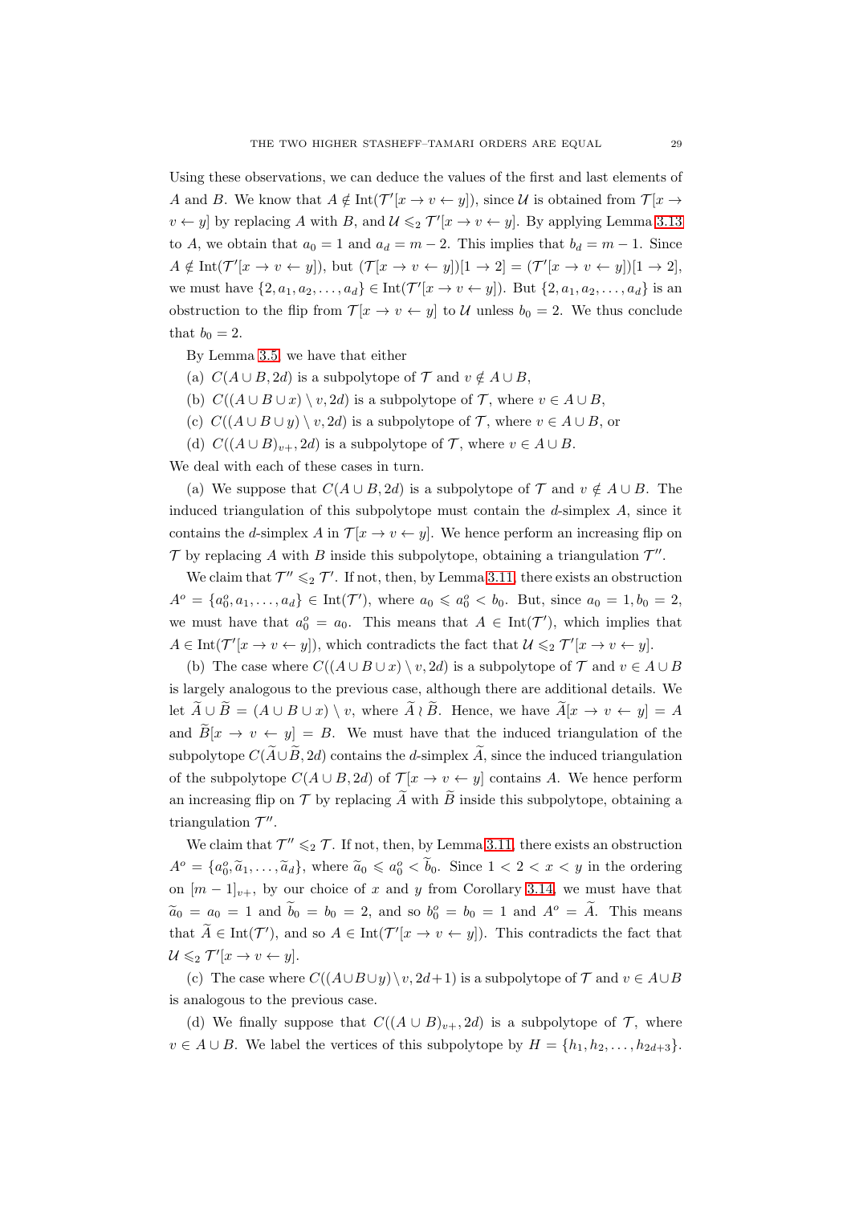Using these observations, we can deduce the values of the first and last elements of $A$ and $B$. We know that $A \notin \mathrm{Int}(\mathcal{T}'[x \to v \leftarrow y])$, since $\mathcal{U}$ is obtained from $\mathcal{T}[x \to v \leftarrow y]$ by replacing $A$ with $B$, and $\mathcal{U} \leqslant_2 \mathcal{T}'[x \to v \leftarrow y]$. By applying Lemma 3.13 to $A$, we obtain that $a_0 = 1$ and $a_d = m-2$. This implies that $b_d = m-1$. Since $A \notin \mathrm{Int}(\mathcal{T}'[x \to v \leftarrow y])$, but $(\mathcal{T}[x \to v \leftarrow y])[1 \to 2] = (\mathcal{T}'[x \to v \leftarrow y])[1 \to 2]$, we must have $\{2, a_1, a_2, \dots, a_d\} \in \mathrm{Int}(\mathcal{T}'[x \to v \leftarrow y])$. But $\{2, a_1, a_2, \dots, a_d\}$ is an obstruction to the flip from $\mathcal{T}[x \to v \leftarrow y]$ to $\mathcal{U}$ unless $b_0 = 2$. We thus conclude that $b_0 = 2$.

By Lemma 3.5, we have that either

(a) $C(A \cup B, 2d)$ is a subpolytope of $\mathcal{T}$ and $v \notin A \cup B$,

(b) $C((A \cup B \cup x) \setminus v, 2d)$ is a subpolytope of $\mathcal{T}$, where $v \in A \cup B$,

(c) $C((A \cup B \cup y) \setminus v, 2d)$ is a subpolytope of $\mathcal{T}$, where $v \in A \cup B$, or

(d) $C((A \cup B)_{v+}, 2d)$ is a subpolytope of $\mathcal{T}$, where $v \in A \cup B$.

We deal with each of these cases in turn.

(a) We suppose that $C(A \cup B, 2d)$ is a subpolytope of $\mathcal{T}$ and $v \notin A \cup B$. The induced triangulation of this subpolytope must contain the $d$-simplex $A$, since it contains the $d$-simplex $A$ in $\mathcal{T}[x \to v \leftarrow y]$. We hence perform an increasing flip on $\mathcal{T}$ by replacing $A$ with $B$ inside this subpolytope, obtaining a triangulation $\mathcal{T}''$.

We claim that $\mathcal{T}'' \leqslant_2 \mathcal{T}'$. If not, then, by Lemma 3.11, there exists an obstruction $A^o = \{a_0^o, a_1, \dots, a_d\} \in \mathrm{Int}(\mathcal{T}')$, where $a_0 \leqslant a_0^o < b_0$. But, since $a_0 = 1, b_0 = 2$, we must have that $a_0^o = a_0$. This means that $A \in \mathrm{Int}(\mathcal{T}')$, which implies that $A \in \mathrm{Int}(\mathcal{T}'[x \to v \leftarrow y])$, which contradicts the fact that $\mathcal{U} \leqslant_2 \mathcal{T}'[x \to v \leftarrow y]$.

(b) The case where $C((A \cup B \cup x) \setminus v, 2d)$ is a subpolytope of $\mathcal{T}$ and $v \in A \cup B$ is largely analogous to the previous case, although there are additional details. We let $\widetilde{A} \cup \widetilde{B} = (A \cup B \cup x) \setminus v$, where $\widetilde{A} \wr \widetilde{B}$. Hence, we have $\widetilde{A}[x \to v \leftarrow y] = A$ and $\widetilde{B}[x \to v \leftarrow y] = B$. We must have that the induced triangulation of the subpolytope $C(\widetilde{A} \cup \widetilde{B}, 2d)$ contains the $d$-simplex $\widetilde{A}$, since the induced triangulation of the subpolytope $C(A \cup B, 2d)$ of $\mathcal{T}[x \to v \leftarrow y]$ contains $A$. We hence perform an increasing flip on $\mathcal{T}$ by replacing $\widetilde{A}$ with $\widetilde{B}$ inside this subpolytope, obtaining a triangulation $\mathcal{T}''$.

We claim that $\mathcal{T}'' \leqslant_2 \mathcal{T}$. If not, then, by Lemma 3.11, there exists an obstruction $A^o = \{a_0^o, \widetilde{a}_1, \dots, \widetilde{a}_d\}$, where $\widetilde{a}_0 \leqslant a_0^o < \widetilde{b}_0$. Since $1 < 2 < x < y$ in the ordering on $[m-1]_{v+}$, by our choice of $x$ and $y$ from Corollary 3.14, we must have that $\widetilde{a}_0 = a_0 = 1$ and $\widetilde{b}_0 = b_0 = 2$, and so $b_0^o = b_0 = 1$ and $A^o = \widetilde{A}$. This means that $\widetilde{A} \in \mathrm{Int}(\mathcal{T}')$, and so $A \in \mathrm{Int}(\mathcal{T}'[x \to v \leftarrow y])$. This contradicts the fact that $\mathcal{U} \leqslant_2 \mathcal{T}'[x \to v \leftarrow y]$.

(c) The case where $C((A \cup B \cup y) \setminus v, 2d+1)$ is a subpolytope of $\mathcal{T}$ and $v \in A \cup B$ is analogous to the previous case.

(d) We finally suppose that $C((A \cup B)_{v+}, 2d)$ is a subpolytope of $\mathcal{T}$, where $v \in A \cup B$. We label the vertices of this subpolytope by $H = \{h_1, h_2, \dots, h_{2d+3}\}$.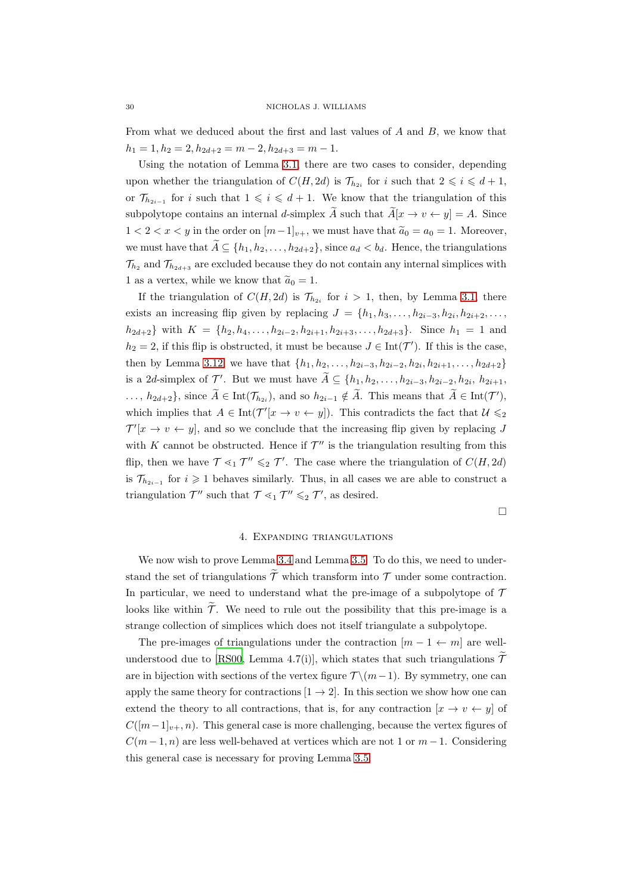From what we deduced about the first and last values of $A$ and $B$, we know that $h_1 = 1, h_2 = 2, h_{2d+2} = m-2, h_{2d+3} = m-1$.

Using the notation of Lemma 3.1, there are two cases to consider, depending upon whether the triangulation of $C(H, 2d)$ is $\mathcal{T}_{h_{2i}}$ for $i$ such that $2 \leqslant i \leqslant d+1$, or $\mathcal{T}_{h_{2i-1}}$ for $i$ such that $1 \leqslant i \leqslant d+1$. We know that the triangulation of this subpolytope contains an internal $d$-simplex $\widetilde{A}$ such that $\widetilde{A}[x \to v \leftarrow y] = A$. Since $1 < 2 < x < y$ in the order on $[m-1]_{v+}$, we must have that $\widetilde{a}_0 = a_0 = 1$. Moreover, we must have that $\widetilde{A} \subseteq \{h_1, h_2, \dots, h_{2d+2}\}$, since $a_d < b_d$. Hence, the triangulations $\mathcal{T}_{h_2}$ and $\mathcal{T}_{h_{2d+3}}$ are excluded because they do not contain any internal simplices with 1 as a vertex, while we know that $\widetilde{a}_0 = 1$.

If the triangulation of $C(H, 2d)$ is $\mathcal{T}_{h_{2i}}$ for $i > 1$, then, by Lemma 3.1, there exists an increasing flip given by replacing $J = \{h_1, h_3, \dots, h_{2i-3}, h_{2i}, h_{2i+2}, \dots, h_{2d+2}\}$ with $K = \{h_2, h_4, \dots, h_{2i-2}, h_{2i+1}, h_{2i+3}, \dots, h_{2d+3}\}$. Since $h_1 = 1$ and $h_2 = 2$, if this flip is obstructed, it must be because $J \in \mathrm{Int}(\mathcal{T}')$. If this is the case, then by Lemma 3.12 we have that $\{h_1, h_2, \dots, h_{2i-3}, h_{2i-2}, h_{2i}, h_{2i+1}, \dots, h_{2d+2}\}$ is a $2d$-simplex of $\mathcal{T}'$. But we must have $\widetilde{A} \subseteq \{h_1, h_2, \dots, h_{2i-3}, h_{2i-2}, h_{2i}, h_{2i+1}, \dots, h_{2d+2}\}$, since $\widetilde{A} \in \mathrm{Int}(\mathcal{T}_{h_{2i}})$, and so $h_{2i-1} \notin \widetilde{A}$. This means that $\widetilde{A} \in \mathrm{Int}(\mathcal{T}')$, which implies that $A \in \mathrm{Int}(\mathcal{T}'[x \to v \leftarrow y])$. This contradicts the fact that $\mathcal{U} \leqslant_2 \mathcal{T}'[x \to v \leftarrow y]$, and so we conclude that the increasing flip given by replacing $J$ with $K$ cannot be obstructed. Hence if $\mathcal{T}''$ is the triangulation resulting from this flip, then we have $\mathcal{T} \lessdot_1 \mathcal{T}'' \leqslant_2 \mathcal{T}'$. The case where the triangulation of $C(H, 2d)$ is $\mathcal{T}_{h_{2i-1}}$ for $i \geqslant 1$ behaves similarly. Thus, in all cases we are able to construct a triangulation $\mathcal{T}''$ such that $\mathcal{T} \lessdot_1 \mathcal{T}'' \leqslant_2 \mathcal{T}'$, as desired.

□

## 4. Expanding triangulations

We now wish to prove Lemma 3.4 and Lemma 3.5. To do this, we need to understand the set of triangulations $\widetilde{\mathcal{T}}$ which transform into $\mathcal{T}$ under some contraction. In particular, we need to understand what the pre-image of a subpolytope of $\mathcal{T}$ looks like within $\widetilde{\mathcal{T}}$. We need to rule out the possibility that this pre-image is a strange collection of simplices which does not itself triangulate a subpolytope.

The pre-images of triangulations under the contraction $[m-1 \leftarrow m]$ are well-understood due to [RS00, Lemma 4.7(i)], which states that such triangulations $\widetilde{\mathcal{T}}$ are in bijection with sections of the vertex figure $\mathcal{T} \backslash (m-1)$. By symmetry, one can apply the same theory for contractions $[1 \to 2]$. In this section we show how one can extend the theory to all contractions, that is, for any contraction $[x \to v \leftarrow y]$ of $C([m-1]_{v+}, n)$. This general case is more challenging, because the vertex figures of $C(m-1, n)$ are less well-behaved at vertices which are not 1 or $m-1$. Considering this general case is necessary for proving Lemma 3.5.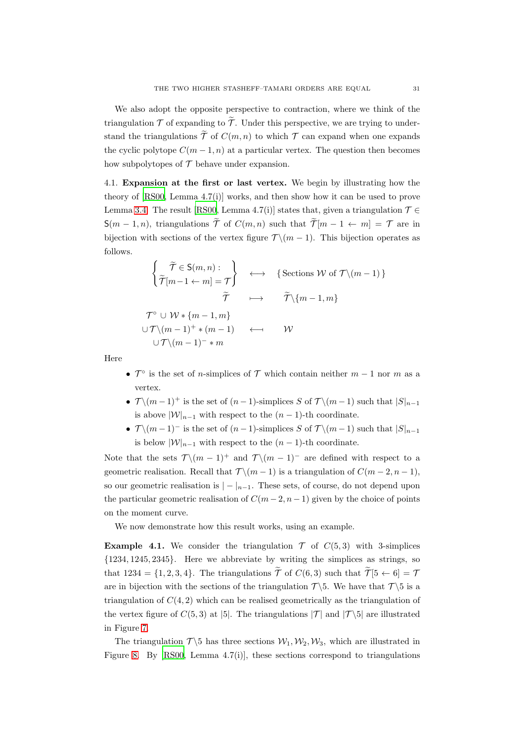We also adopt the opposite perspective to contraction, where we think of the triangulation $\mathcal{T}$ of expanding to $\widetilde{\mathcal{T}}$. Under this perspective, we are trying to understand the triangulations $\widetilde{\mathcal{T}}$ of $C(m,n)$ to which $\mathcal{T}$ can expand when one expands the cyclic polytope $C(m-1,n)$ at a particular vertex. The question then becomes how subpolytopes of $\mathcal{T}$ behave under expansion.

4.1. **Expansion at the first or last vertex.** We begin by illustrating how the theory of [RS00, Lemma 4.7(i)] works, and then show how it can be used to prove Lemma 3.4. The result [RS00, Lemma 4.7(i)] states that, given a triangulation $\mathcal{T} \in \mathsf{S}(m-1,n)$, triangulations $\widetilde{\mathcal{T}}$ of $C(m,n)$ such that $\widetilde{\mathcal{T}}[m-1 \leftarrow m] = \mathcal{T}$ are in bijection with sections of the vertex figure $\mathcal{T}\backslash(m-1)$. This bijection operates as follows.

$$
\begin{array}{ccc}
\left\{ \begin{array}{c} \widetilde{\mathcal{T}} \in \mathsf{S}(m,n) : \\ \widetilde{\mathcal{T}}[m-1 \leftarrow m] = \mathcal{T} \end{array} \right\} & \longleftrightarrow & \{ \text{Sections } \mathcal{W} \text{ of } \mathcal{T}\backslash(m-1) \} \\
\widetilde{\mathcal{T}} & \longmapsto & \widetilde{\mathcal{T}}\backslash\{m-1,m\} \\
\begin{array}{c} \mathcal{T}^{\circ} \cup \mathcal{W} * \{m-1,m\} \\ \cup \mathcal{T}\backslash(m-1)^{+} * (m-1) \\ \cup \mathcal{T}\backslash(m-1)^{-} * m \end{array} & \longleftarrow & \mathcal{W}
\end{array}
$$

Here

- $\mathcal{T}^{\circ}$ is the set of $n$-simplices of $\mathcal{T}$ which contain neither $m-1$ nor $m$ as a vertex.
- $\mathcal{T}\backslash(m-1)^{+}$ is the set of $(n-1)$-simplices $S$ of $\mathcal{T}\backslash(m-1)$ such that $|S|_{n-1}$ is above $|\mathcal{W}|_{n-1}$ with respect to the $(n-1)$-th coordinate.
- $\mathcal{T}\backslash(m-1)^{-}$ is the set of $(n-1)$-simplices $S$ of $\mathcal{T}\backslash(m-1)$ such that $|S|_{n-1}$ is below $|\mathcal{W}|_{n-1}$ with respect to the $(n-1)$-th coordinate.

Note that the sets $\mathcal{T}\backslash(m-1)^{+}$ and $\mathcal{T}\backslash(m-1)^{-}$ are defined with respect to a geometric realisation. Recall that $\mathcal{T}\backslash(m-1)$ is a triangulation of $C(m-2,n-1)$, so our geometric realisation is $|-|_{n-1}$. These sets, of course, do not depend upon the particular geometric realisation of $C(m-2,n-1)$ given by the choice of points on the moment curve.

We now demonstrate how this result works, using an example.

**Example 4.1.** We consider the triangulation $\mathcal{T}$ of $C(5,3)$ with 3-simplices $\{1234, 1245, 2345\}$. Here we abbreviate by writing the simplices as strings, so that $1234 = \{1,2,3,4\}$. The triangulations $\widetilde{\mathcal{T}}$ of $C(6,3)$ such that $\widetilde{\mathcal{T}}[5 \leftarrow 6] = \mathcal{T}$ are in bijection with the sections of the triangulation $\mathcal{T}\backslash 5$. We have that $\mathcal{T}\backslash 5$ is a triangulation of $C(4,2)$ which can be realised geometrically as the triangulation of the vertex figure of $C(5,3)$ at $|5|$. The triangulations $|\mathcal{T}|$ and $|\mathcal{T}\backslash 5|$ are illustrated in Figure 7.

The triangulation $\mathcal{T}\backslash 5$ has three sections $\mathcal{W}_1, \mathcal{W}_2, \mathcal{W}_3$, which are illustrated in Figure 8. By [RS00, Lemma 4.7(i)], these sections correspond to triangulations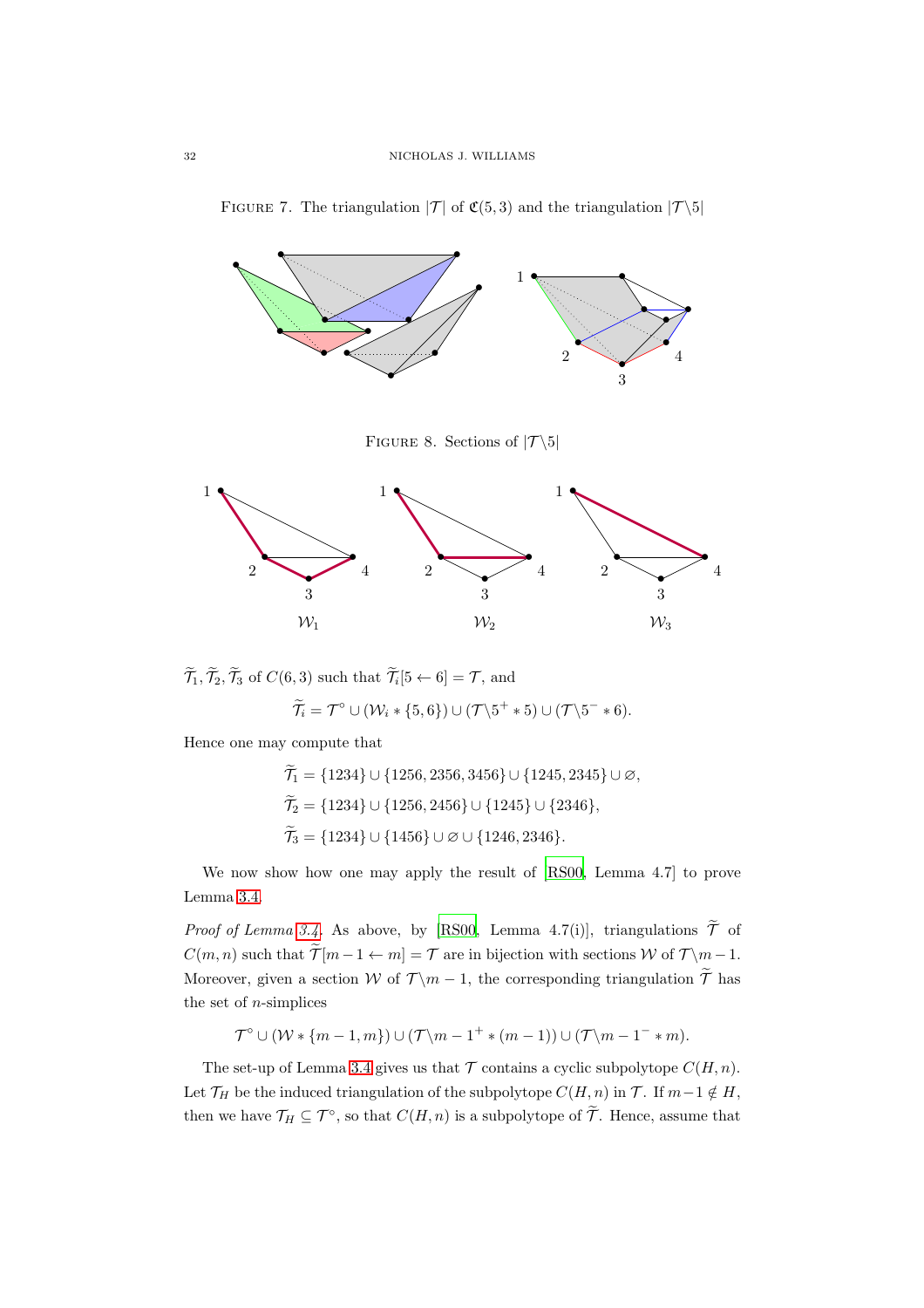FIGURE 7. The triangulation $|\mathcal{T}|$ of $\mathfrak{C}(5,3)$ and the triangulation $|\mathcal{T}\backslash 5|$

FIGURE 8. Sections of $|\mathcal{T}\backslash 5|$

$\widetilde{\mathcal{T}}_1, \widetilde{\mathcal{T}}_2, \widetilde{\mathcal{T}}_3$ of $C(6,3)$ such that $\widetilde{\mathcal{T}}_i[5 \leftarrow 6] = \mathcal{T}$, and

$$\widetilde{\mathcal{T}}_i = \mathcal{T}^\circ \cup (\mathcal{W}_i * \{5,6\}) \cup (\mathcal{T}\backslash 5^+ * 5) \cup (\mathcal{T}\backslash 5^- * 6).$$

Hence one may compute that

$$\widetilde{\mathcal{T}}_1 = \{1234\} \cup \{1256, 2356, 3456\} \cup \{1245, 2345\} \cup \varnothing,$$
$$\widetilde{\mathcal{T}}_2 = \{1234\} \cup \{1256, 2456\} \cup \{1245\} \cup \{2346\},$$
$$\widetilde{\mathcal{T}}_3 = \{1234\} \cup \{1456\} \cup \varnothing \cup \{1246, 2346\}.$$

We now show how one may apply the result of [RS00, Lemma 4.7] to prove Lemma 3.4.

*Proof of Lemma 3.4.* As above, by [RS00, Lemma 4.7(i)], triangulations $\widetilde{\mathcal{T}}$ of $C(m,n)$ such that $\widetilde{\mathcal{T}}[m-1 \leftarrow m] = \mathcal{T}$ are in bijection with sections $\mathcal{W}$ of $\mathcal{T}\backslash m-1$. Moreover, given a section $\mathcal{W}$ of $\mathcal{T}\backslash m-1$, the corresponding triangulation $\widetilde{\mathcal{T}}$ has the set of $n$-simplices

$$\mathcal{T}^\circ \cup (\mathcal{W} * \{m-1, m\}) \cup (\mathcal{T}\backslash m-1^+ * (m-1)) \cup (\mathcal{T}\backslash m-1^- * m).$$

The set-up of Lemma 3.4 gives us that $\mathcal{T}$ contains a cyclic subpolytope $C(H,n)$. Let $\mathcal{T}_H$ be the induced triangulation of the subpolytope $C(H,n)$ in $\mathcal{T}$. If $m-1 \notin H$, then we have $\mathcal{T}_H \subseteq \mathcal{T}^\circ$, so that $C(H,n)$ is a subpolytope of $\widetilde{\mathcal{T}}$. Hence, assume that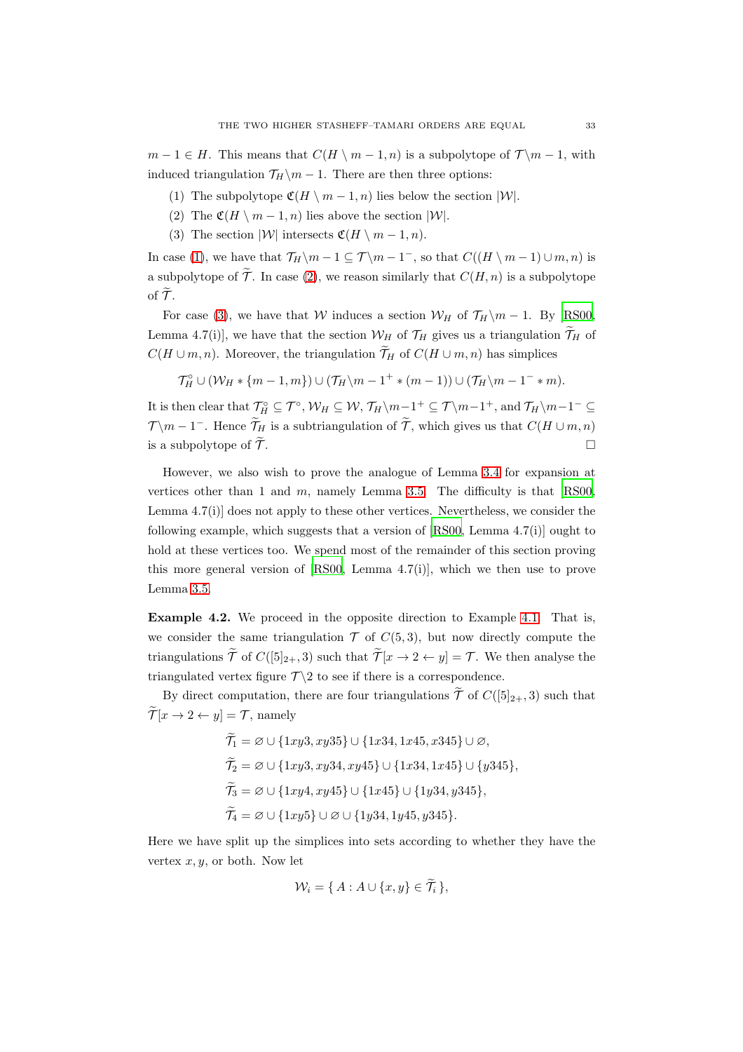$m-1 \in H$. This means that $C(H \setminus m-1, n)$ is a subpolytope of $\mathcal{T}\backslash m-1$, with induced triangulation $\mathcal{T}_H\backslash m-1$. There are then three options:

1. The subpolytope $\mathfrak{C}(H \setminus m-1, n)$ lies below the section $|\mathcal{W}|$.
2. The $\mathfrak{C}(H \setminus m-1, n)$ lies above the section $|\mathcal{W}|$.
3. The section $|\mathcal{W}|$ intersects $\mathfrak{C}(H \setminus m-1, n)$.

In case (1), we have that $\mathcal{T}_H\backslash m-1 \subseteq \mathcal{T}\backslash m-1^-$, so that $C((H \setminus m-1) \cup m, n)$ is a subpolytope of $\widetilde{\mathcal{T}}$. In case (2), we reason similarly that $C(H, n)$ is a subpolytope of $\widetilde{\mathcal{T}}$.

For case (3), we have that $\mathcal{W}$ induces a section $\mathcal{W}_H$ of $\mathcal{T}_H\backslash m-1$. By [RS00, Lemma 4.7(i)], we have that the section $\mathcal{W}_H$ of $\mathcal{T}_H$ gives us a triangulation $\widetilde{\mathcal{T}}_H$ of $C(H \cup m, n)$. Moreover, the triangulation $\widetilde{\mathcal{T}}_H$ of $C(H \cup m, n)$ has simplices

$$\mathcal{T}_H^\circ \cup (\mathcal{W}_H * \{m-1, m\}) \cup (\mathcal{T}_H\backslash m-1^+ * (m-1)) \cup (\mathcal{T}_H\backslash m-1^- * m).$$

It is then clear that $\mathcal{T}_H^\circ \subseteq \mathcal{T}^\circ$, $\mathcal{W}_H \subseteq \mathcal{W}$, $\mathcal{T}_H\backslash m-1^+ \subseteq \mathcal{T}\backslash m-1^+$, and $\mathcal{T}_H\backslash m-1^- \subseteq \mathcal{T}\backslash m-1^-$. Hence $\widetilde{\mathcal{T}}_H$ is a subtriangulation of $\widetilde{\mathcal{T}}$, which gives us that $C(H \cup m, n)$ is a subpolytope of $\widetilde{\mathcal{T}}$. $\square$

However, we also wish to prove the analogue of Lemma 3.4 for expansion at vertices other than 1 and $m$, namely Lemma 3.5. The difficulty is that [RS00, Lemma 4.7(i)] does not apply to these other vertices. Nevertheless, we consider the following example, which suggests that a version of [RS00, Lemma 4.7(i)] ought to hold at these vertices too. We spend most of the remainder of this section proving this more general version of [RS00, Lemma 4.7(i)], which we then use to prove Lemma 3.5.

**Example 4.2.** We proceed in the opposite direction to Example 4.1. That is, we consider the same triangulation $\mathcal{T}$ of $C(5, 3)$, but now directly compute the triangulations $\widetilde{\mathcal{T}}$ of $C([5]_{2+}, 3)$ such that $\widetilde{\mathcal{T}}[x \to 2 \leftarrow y] = \mathcal{T}$. We then analyse the triangulated vertex figure $\mathcal{T}\backslash 2$ to see if there is a correspondence.

By direct computation, there are four triangulations $\widetilde{\mathcal{T}}$ of $C([5]_{2+}, 3)$ such that $\widetilde{\mathcal{T}}[x \to 2 \leftarrow y] = \mathcal{T}$, namely

$$\widetilde{\mathcal{T}}_1 = \varnothing \cup \{1xy3, xy35\} \cup \{1x34, 1x45, x345\} \cup \varnothing,$$

$$\widetilde{\mathcal{T}}_2 = \varnothing \cup \{1xy3, xy34, xy45\} \cup \{1x34, 1x45\} \cup \{y345\},$$

$$\widetilde{\mathcal{T}}_3 = \varnothing \cup \{1xy4, xy45\} \cup \{1x45\} \cup \{1y34, y345\},$$

$$\widetilde{\mathcal{T}}_4 = \varnothing \cup \{1xy5\} \cup \varnothing \cup \{1y34, 1y45, y345\}.$$

Here we have split up the simplices into sets according to whether they have the vertex $x, y$, or both. Now let

$$\mathcal{W}_i = \{\, A : A \cup \{x, y\} \in \widetilde{\mathcal{T}}_i \,\},$$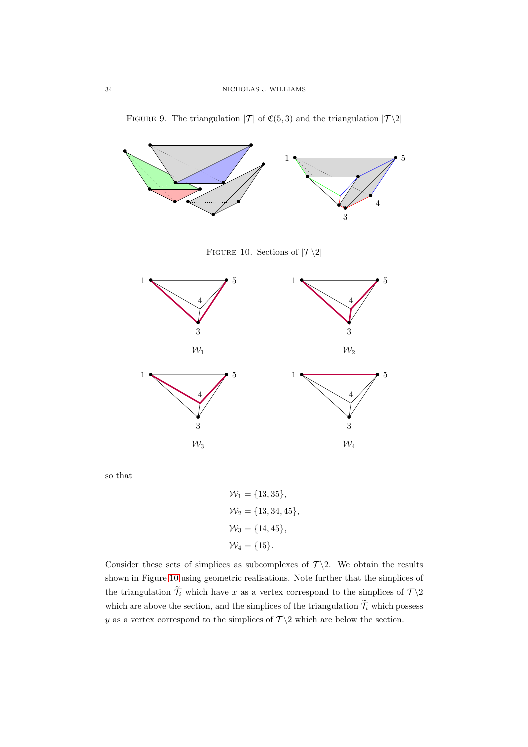Figure 9. The triangulation $|\mathcal{T}|$ of $\mathfrak{C}(5, 3)$ and the triangulation $|\mathcal{T}\backslash 2|$

Figure 10. Sections of $|\mathcal{T}\backslash 2|$

so that

$$\mathcal{W}_1 = \{13, 35\},$$
$$\mathcal{W}_2 = \{13, 34, 45\},$$
$$\mathcal{W}_3 = \{14, 45\},$$
$$\mathcal{W}_4 = \{15\}.$$

Consider these sets of simplices as subcomplexes of $\mathcal{T}\backslash 2$. We obtain the results shown in Figure 10 using geometric realisations. Note further that the simplices of the triangulation $\widetilde{\mathcal{T}_i}$ which have $x$ as a vertex correspond to the simplices of $\mathcal{T}\backslash 2$ which are above the section, and the simplices of the triangulation $\widetilde{\mathcal{T}_i}$ which possess $y$ as a vertex correspond to the simplices of $\mathcal{T}\backslash 2$ which are below the section.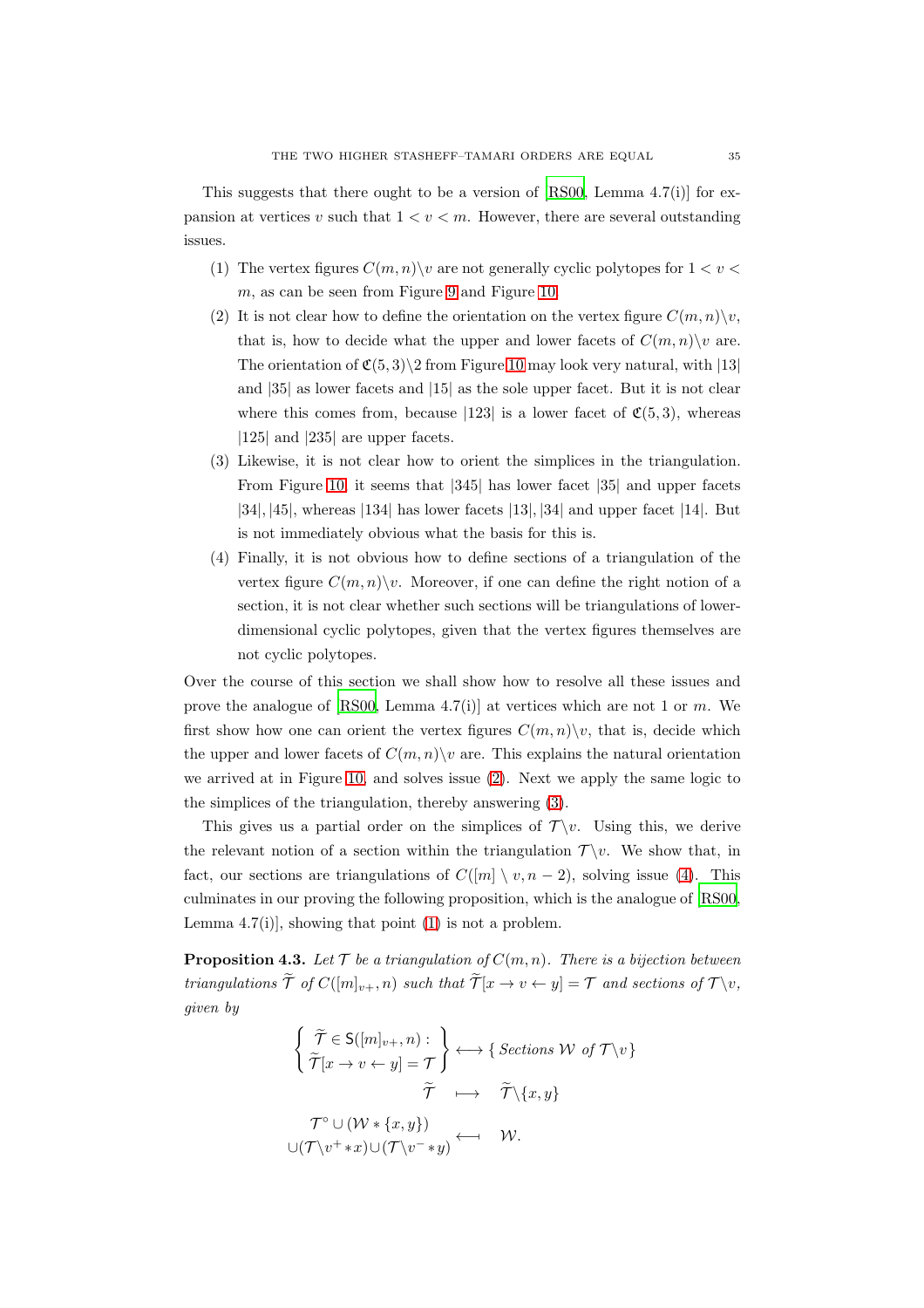This suggests that there ought to be a version of [RS00, Lemma 4.7(i)] for expansion at vertices $v$ such that $1 < v < m$. However, there are several outstanding issues.

1. The vertex figures $C(m,n)\backslash v$ are not generally cyclic polytopes for $1 < v < m$, as can be seen from Figure 9 and Figure 10.
2. It is not clear how to define the orientation on the vertex figure $C(m,n)\backslash v$, that is, how to decide what the upper and lower facets of $C(m,n)\backslash v$ are. The orientation of $\mathfrak{C}(5,3)\backslash 2$ from Figure 10 may look very natural, with $|13|$ and $|35|$ as lower facets and $|15|$ as the sole upper facet. But it is not clear where this comes from, because $|123|$ is a lower facet of $\mathfrak{C}(5,3)$, whereas $|125|$ and $|235|$ are upper facets.
3. Likewise, it is not clear how to orient the simplices in the triangulation. From Figure 10, it seems that $|345|$ has lower facet $|35|$ and upper facets $|34|, |45|$, whereas $|134|$ has lower facets $|13|, |34|$ and upper facet $|14|$. But is not immediately obvious what the basis for this is.
4. Finally, it is not obvious how to define sections of a triangulation of the vertex figure $C(m,n)\backslash v$. Moreover, if one can define the right notion of a section, it is not clear whether such sections will be triangulations of lower-dimensional cyclic polytopes, given that the vertex figures themselves are not cyclic polytopes.

Over the course of this section we shall show how to resolve all these issues and prove the analogue of [RS00, Lemma 4.7(i)] at vertices which are not 1 or $m$. We first show how one can orient the vertex figures $C(m,n)\backslash v$, that is, decide which the upper and lower facets of $C(m,n)\backslash v$ are. This explains the natural orientation we arrived at in Figure 10, and solves issue (2). Next we apply the same logic to the simplices of the triangulation, thereby answering (3).

This gives us a partial order on the simplices of $\mathcal{T}\backslash v$. Using this, we derive the relevant notion of a section within the triangulation $\mathcal{T}\backslash v$. We show that, in fact, our sections are triangulations of $C([m] \setminus v, n-2)$, solving issue (4). This culminates in our proving the following proposition, which is the analogue of [RS00, Lemma 4.7(i)], showing that point (1) is not a problem.

**Proposition 4.3.** *Let $\mathcal{T}$ be a triangulation of $C(m,n)$. There is a bijection between triangulations $\widetilde{\mathcal{T}}$ of $C([m]_{v+}, n)$ such that $\widetilde{\mathcal{T}}[x \to v \leftarrow y] = \mathcal{T}$ and sections of $\mathcal{T}\backslash v$, given by*

$$
\left\{ \begin{array}{c} \widetilde{\mathcal{T}} \in \mathsf{S}([m]_{v+}, n) : \\ \widetilde{\mathcal{T}}[x \to v \leftarrow y] = \mathcal{T} \end{array} \right\} \longleftrightarrow \{ \text{Sections } \mathcal{W} \text{ of } \mathcal{T}\backslash v \}
$$

$$
\widetilde{\mathcal{T}} \longmapsto \widetilde{\mathcal{T}}\backslash\{x,y\}
$$

$$
\begin{array}{c} \mathcal{T}^{\circ} \cup (\mathcal{W} * \{x,y\}) \\ \cup (\mathcal{T}\backslash v^{+} * x) \cup (\mathcal{T}\backslash v^{-} * y) \end{array} \longleftarrow \mathcal{W}.
$$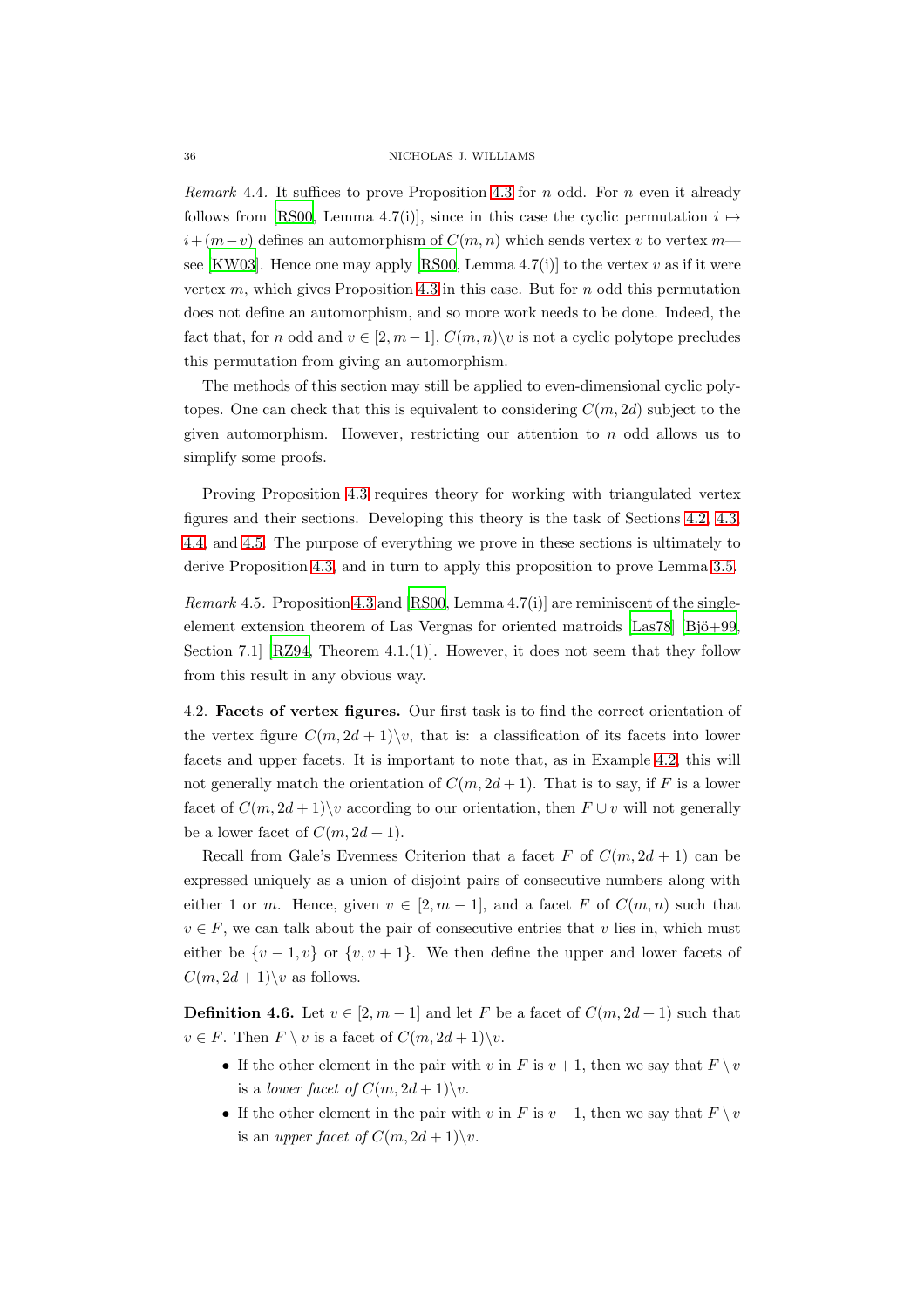*Remark* 4.4. It suffices to prove Proposition 4.3 for $n$ odd. For $n$ even it already follows from [RS00, Lemma 4.7(i)], since in this case the cyclic permutation $i \mapsto i+(m-v)$ defines an automorphism of $C(m,n)$ which sends vertex $v$ to vertex $m$—see [KW03]. Hence one may apply [RS00, Lemma 4.7(i)] to the vertex $v$ as if it were vertex $m$, which gives Proposition 4.3 in this case. But for $n$ odd this permutation does not define an automorphism, and so more work needs to be done. Indeed, the fact that, for $n$ odd and $v \in [2, m-1]$, $C(m,n)\backslash v$ is not a cyclic polytope precludes this permutation from giving an automorphism.

The methods of this section may still be applied to even-dimensional cyclic polytopes. One can check that this is equivalent to considering $C(m, 2d)$ subject to the given automorphism. However, restricting our attention to $n$ odd allows us to simplify some proofs.

Proving Proposition 4.3 requires theory for working with triangulated vertex figures and their sections. Developing this theory is the task of Sections 4.2, 4.3, 4.4, and 4.5. The purpose of everything we prove in these sections is ultimately to derive Proposition 4.3, and in turn to apply this proposition to prove Lemma 3.5.

*Remark* 4.5. Proposition 4.3 and [RS00, Lemma 4.7(i)] are reminiscent of the single-element extension theorem of Las Vergnas for oriented matroids [Las78] [Bjö+99, Section 7.1] [RZ94, Theorem 4.1.(1)]. However, it does not seem that they follow from this result in any obvious way.

4.2. **Facets of vertex figures.** Our first task is to find the correct orientation of the vertex figure $C(m, 2d+1)\backslash v$, that is: a classification of its facets into lower facets and upper facets. It is important to note that, as in Example 4.2, this will not generally match the orientation of $C(m, 2d+1)$. That is to say, if $F$ is a lower facet of $C(m, 2d+1)\backslash v$ according to our orientation, then $F \cup v$ will not generally be a lower facet of $C(m, 2d+1)$.

Recall from Gale's Evenness Criterion that a facet $F$ of $C(m, 2d+1)$ can be expressed uniquely as a union of disjoint pairs of consecutive numbers along with either 1 or $m$. Hence, given $v \in [2, m-1]$, and a facet $F$ of $C(m,n)$ such that $v \in F$, we can talk about the pair of consecutive entries that $v$ lies in, which must either be $\{v-1, v\}$ or $\{v, v+1\}$. We then define the upper and lower facets of $C(m, 2d+1)\backslash v$ as follows.

**Definition 4.6.** Let $v \in [2, m-1]$ and let $F$ be a facet of $C(m, 2d+1)$ such that $v \in F$. Then $F \setminus v$ is a facet of $C(m, 2d+1)\backslash v$.

- If the other element in the pair with $v$ in $F$ is $v+1$, then we say that $F \setminus v$ is a *lower facet of* $C(m, 2d+1)\backslash v$.
- If the other element in the pair with $v$ in $F$ is $v-1$, then we say that $F \setminus v$ is an *upper facet of* $C(m, 2d+1)\backslash v$.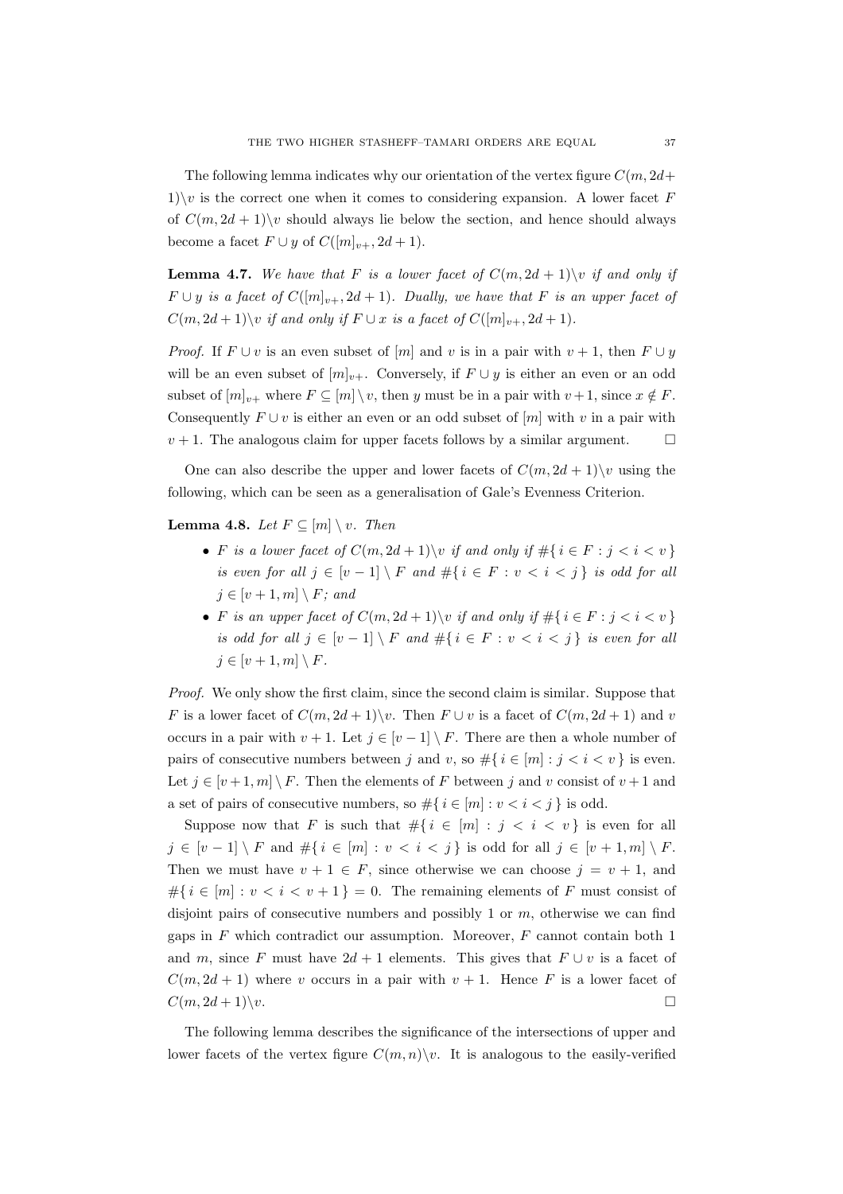The following lemma indicates why our orientation of the vertex figure $C(m, 2d+1)\backslash v$ is the correct one when it comes to considering expansion. A lower facet $F$ of $C(m, 2d+1)\backslash v$ should always lie below the section, and hence should always become a facet $F \cup y$ of $C([m]_{v+}, 2d+1)$.

**Lemma 4.7.** *We have that $F$ is a lower facet of $C(m, 2d+1)\backslash v$ if and only if $F \cup y$ is a facet of $C([m]_{v+}, 2d+1)$. Dually, we have that $F$ is an upper facet of $C(m, 2d+1)\backslash v$ if and only if $F \cup x$ is a facet of $C([m]_{v+}, 2d+1)$.*

*Proof.* If $F \cup v$ is an even subset of $[m]$ and $v$ is in a pair with $v+1$, then $F \cup y$ will be an even subset of $[m]_{v+}$. Conversely, if $F \cup y$ is either an even or an odd subset of $[m]_{v+}$ where $F \subseteq [m] \setminus v$, then $y$ must be in a pair with $v+1$, since $x \notin F$. Consequently $F \cup v$ is either an even or an odd subset of $[m]$ with $v$ in a pair with $v+1$. The analogous claim for upper facets follows by a similar argument. $\square$

One can also describe the upper and lower facets of $C(m, 2d+1)\backslash v$ using the following, which can be seen as a generalisation of Gale's Evenness Criterion.

**Lemma 4.8.** *Let $F \subseteq [m] \setminus v$. Then*

- *$F$ is a lower facet of $C(m, 2d+1)\backslash v$ if and only if $\#\{\, i \in F : j < i < v \,\}$ is even for all $j \in [v-1] \setminus F$ and $\#\{\, i \in F : v < i < j \,\}$ is odd for all $j \in [v+1, m] \setminus F$; and*
- *$F$ is an upper facet of $C(m, 2d+1)\backslash v$ if and only if $\#\{\, i \in F : j < i < v \,\}$ is odd for all $j \in [v-1] \setminus F$ and $\#\{\, i \in F : v < i < j \,\}$ is even for all $j \in [v+1, m] \setminus F$.*

*Proof.* We only show the first claim, since the second claim is similar. Suppose that $F$ is a lower facet of $C(m, 2d+1)\backslash v$. Then $F \cup v$ is a facet of $C(m, 2d+1)$ and $v$ occurs in a pair with $v+1$. Let $j \in [v-1] \setminus F$. There are then a whole number of pairs of consecutive numbers between $j$ and $v$, so $\#\{\, i \in [m] : j < i < v \,\}$ is even. Let $j \in [v+1, m] \setminus F$. Then the elements of $F$ between $j$ and $v$ consist of $v+1$ and a set of pairs of consecutive numbers, so $\#\{\, i \in [m] : v < i < j \,\}$ is odd.

Suppose now that $F$ is such that $\#\{\, i \in [m] : j < i < v \,\}$ is even for all $j \in [v-1] \setminus F$ and $\#\{\, i \in [m] : v < i < j \,\}$ is odd for all $j \in [v+1, m] \setminus F$. Then we must have $v+1 \in F$, since otherwise we can choose $j = v+1$, and $\#\{\, i \in [m] : v < i < v+1 \,\} = 0$. The remaining elements of $F$ must consist of disjoint pairs of consecutive numbers and possibly 1 or $m$, otherwise we can find gaps in $F$ which contradict our assumption. Moreover, $F$ cannot contain both 1 and $m$, since $F$ must have $2d+1$ elements. This gives that $F \cup v$ is a facet of $C(m, 2d+1)$ where $v$ occurs in a pair with $v+1$. Hence $F$ is a lower facet of $C(m, 2d+1)\backslash v$. $\square$

The following lemma describes the significance of the intersections of upper and lower facets of the vertex figure $C(m, n)\backslash v$. It is analogous to the easily-verified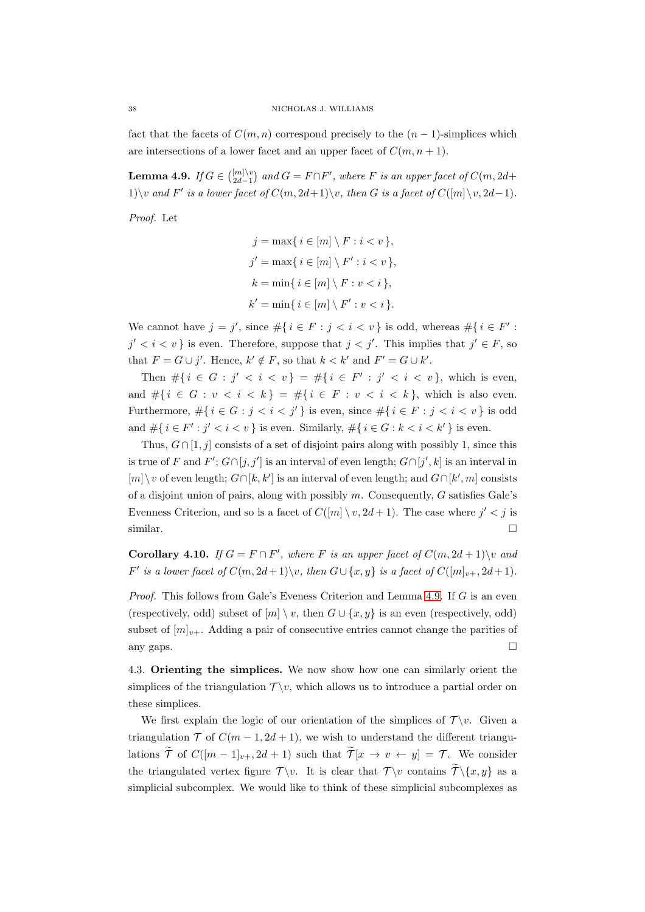fact that the facets of $C(m, n)$ correspond precisely to the $(n-1)$-simplices which are intersections of a lower facet and an upper facet of $C(m, n+1)$.

**Lemma 4.9.** *If $G \in \binom{[m]\setminus v}{2d-1}$ and $G = F \cap F'$, where $F$ is an upper facet of $C(m, 2d+1)\setminus v$ and $F'$ is a lower facet of $C(m, 2d+1)\setminus v$, then $G$ is a facet of $C([m]\setminus v, 2d-1)$.*

*Proof.* Let

$$j = \max\{\, i \in [m] \setminus F : i < v \,\},$$
$$j' = \max\{\, i \in [m] \setminus F' : i < v \,\},$$
$$k = \min\{\, i \in [m] \setminus F : v < i \,\},$$
$$k' = \min\{\, i \in [m] \setminus F' : v < i \,\}.$$

We cannot have $j = j'$, since $\#\{\, i \in F : j < i < v \,\}$ is odd, whereas $\#\{\, i \in F' : j' < i < v \,\}$ is even. Therefore, suppose that $j < j'$. This implies that $j' \in F$, so that $F = G \cup j'$. Hence, $k' \notin F$, so that $k < k'$ and $F' = G \cup k'$.

Then $\#\{\, i \in G : j' < i < v \,\} = \#\{\, i \in F' : j' < i < v \,\}$, which is even, and $\#\{\, i \in G : v < i < k \,\} = \#\{\, i \in F : v < i < k \,\}$, which is also even. Furthermore, $\#\{\, i \in G : j < i < j' \,\}$ is even, since $\#\{\, i \in F : j < i < v \,\}$ is odd and $\#\{\, i \in F' : j' < i < v \,\}$ is even. Similarly, $\#\{\, i \in G : k < i < k' \,\}$ is even.

Thus, $G \cap [1, j]$ consists of a set of disjoint pairs along with possibly 1, since this is true of $F$ and $F'$; $G \cap [j, j']$ is an interval of even length; $G \cap [j', k]$ is an interval in $[m] \setminus v$ of even length; $G \cap [k, k']$ is an interval of even length; and $G \cap [k', m]$ consists of a disjoint union of pairs, along with possibly $m$. Consequently, $G$ satisfies Gale's Evenness Criterion, and so is a facet of $C([m] \setminus v, 2d+1)$. The case where $j' < j$ is similar. $\square$

**Corollary 4.10.** *If $G = F \cap F'$, where $F$ is an upper facet of $C(m, 2d+1)\setminus v$ and $F'$ is a lower facet of $C(m, 2d+1)\setminus v$, then $G \cup \{x, y\}$ is a facet of $C([m]_{v+}, 2d+1)$.*

*Proof.* This follows from Gale's Eveness Criterion and Lemma 4.9. If $G$ is an even (respectively, odd) subset of $[m] \setminus v$, then $G \cup \{x, y\}$ is an even (respectively, odd) subset of $[m]_{v+}$. Adding a pair of consecutive entries cannot change the parities of any gaps. $\square$

4.3. **Orienting the simplices.** We now show how one can similarly orient the simplices of the triangulation $\mathcal{T}\setminus v$, which allows us to introduce a partial order on these simplices.

We first explain the logic of our orientation of the simplices of $\mathcal{T}\setminus v$. Given a triangulation $\mathcal{T}$ of $C(m-1, 2d+1)$, we wish to understand the different triangulations $\widetilde{\mathcal{T}}$ of $C([m-1]_{v+}, 2d+1)$ such that $\widetilde{\mathcal{T}}[x \to v \leftarrow y] = \mathcal{T}$. We consider the triangulated vertex figure $\mathcal{T}\setminus v$. It is clear that $\mathcal{T}\setminus v$ contains $\widetilde{\mathcal{T}}\setminus\{x, y\}$ as a simplicial subcomplex. We would like to think of these simplicial subcomplexes as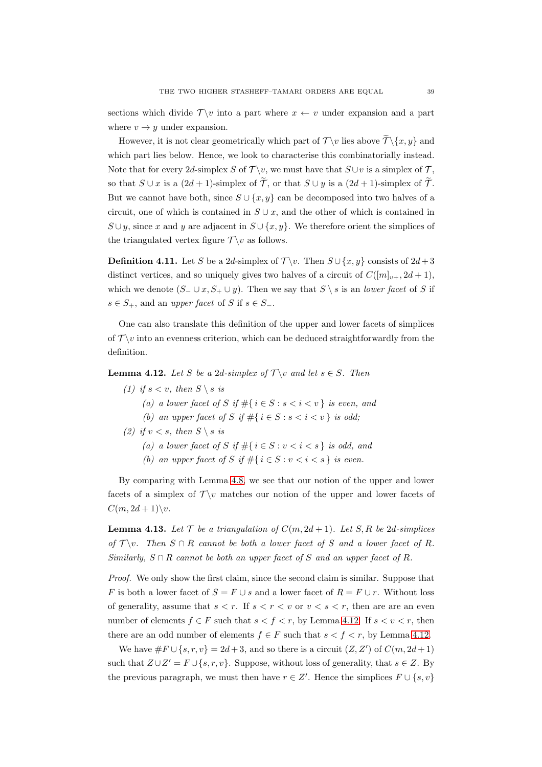sections which divide $\mathcal{T}\backslash v$ into a part where $x \leftarrow v$ under expansion and a part where $v \rightarrow y$ under expansion.

However, it is not clear geometrically which part of $\mathcal{T}\backslash v$ lies above $\widetilde{\mathcal{T}}\backslash\{x, y\}$ and which part lies below. Hence, we look to characterise this combinatorially instead. Note that for every $2d$-simplex $S$ of $\mathcal{T}\backslash v$, we must have that $S \cup v$ is a simplex of $\mathcal{T}$, so that $S \cup x$ is a $(2d+1)$-simplex of $\widetilde{\mathcal{T}}$, or that $S \cup y$ is a $(2d+1)$-simplex of $\widetilde{\mathcal{T}}$. But we cannot have both, since $S \cup \{x, y\}$ can be decomposed into two halves of a circuit, one of which is contained in $S \cup x$, and the other of which is contained in $S \cup y$, since $x$ and $y$ are adjacent in $S \cup \{x, y\}$. We therefore orient the simplices of the triangulated vertex figure $\mathcal{T}\backslash v$ as follows.

**Definition 4.11.** Let $S$ be a $2d$-simplex of $\mathcal{T}\backslash v$. Then $S \cup \{x, y\}$ consists of $2d+3$ distinct vertices, and so uniquely gives two halves of a circuit of $C([m]_{v+}, 2d+1)$, which we denote $(S_- \cup x, S_+ \cup y)$. Then we say that $S \setminus s$ is an *lower facet* of $S$ if $s \in S_+$, and an *upper facet* of $S$ if $s \in S_-$.

One can also translate this definition of the upper and lower facets of simplices of $\mathcal{T}\backslash v$ into an evenness criterion, which can be deduced straightforwardly from the definition.

**Lemma 4.12.** *Let $S$ be a $2d$-simplex of $\mathcal{T}\backslash v$ and let $s \in S$. Then*

*(1) if $s < v$, then $S \setminus s$ is*
 *(a) a lower facet of $S$ if $\#\{\, i \in S : s < i < v \,\}$ is even, and*
 *(b) an upper facet of $S$ if $\#\{\, i \in S : s < i < v \,\}$ is odd;*

*(2) if $v < s$, then $S \setminus s$ is*
 *(a) a lower facet of $S$ if $\#\{\, i \in S : v < i < s \,\}$ is odd, and*
 *(b) an upper facet of $S$ if $\#\{\, i \in S : v < i < s \,\}$ is even.*

By comparing with Lemma 4.8, we see that our notion of the upper and lower facets of a simplex of $\mathcal{T}\backslash v$ matches our notion of the upper and lower facets of $C(m, 2d+1)\backslash v$.

**Lemma 4.13.** *Let $\mathcal{T}$ be a triangulation of $C(m, 2d+1)$. Let $S, R$ be $2d$-simplices of $\mathcal{T}\backslash v$. Then $S \cap R$ cannot be both a lower facet of $S$ and a lower facet of $R$. Similarly, $S \cap R$ cannot be both an upper facet of $S$ and an upper facet of $R$.*

*Proof.* We only show the first claim, since the second claim is similar. Suppose that $F$ is both a lower facet of $S = F \cup s$ and a lower facet of $R = F \cup r$. Without loss of generality, assume that $s < r$. If $s < r < v$ or $v < s < r$, then are are an even number of elements $f \in F$ such that $s < f < r$, by Lemma 4.12. If $s < v < r$, then there are an odd number of elements $f \in F$ such that $s < f < r$, by Lemma 4.12.

We have $\#F \cup \{s, r, v\} = 2d+3$, and so there is a circuit $(Z, Z')$ of $C(m, 2d+1)$ such that $Z \cup Z' = F \cup \{s, r, v\}$. Suppose, without loss of generality, that $s \in Z$. By the previous paragraph, we must then have $r \in Z'$. Hence the simplices $F \cup \{s, v\}$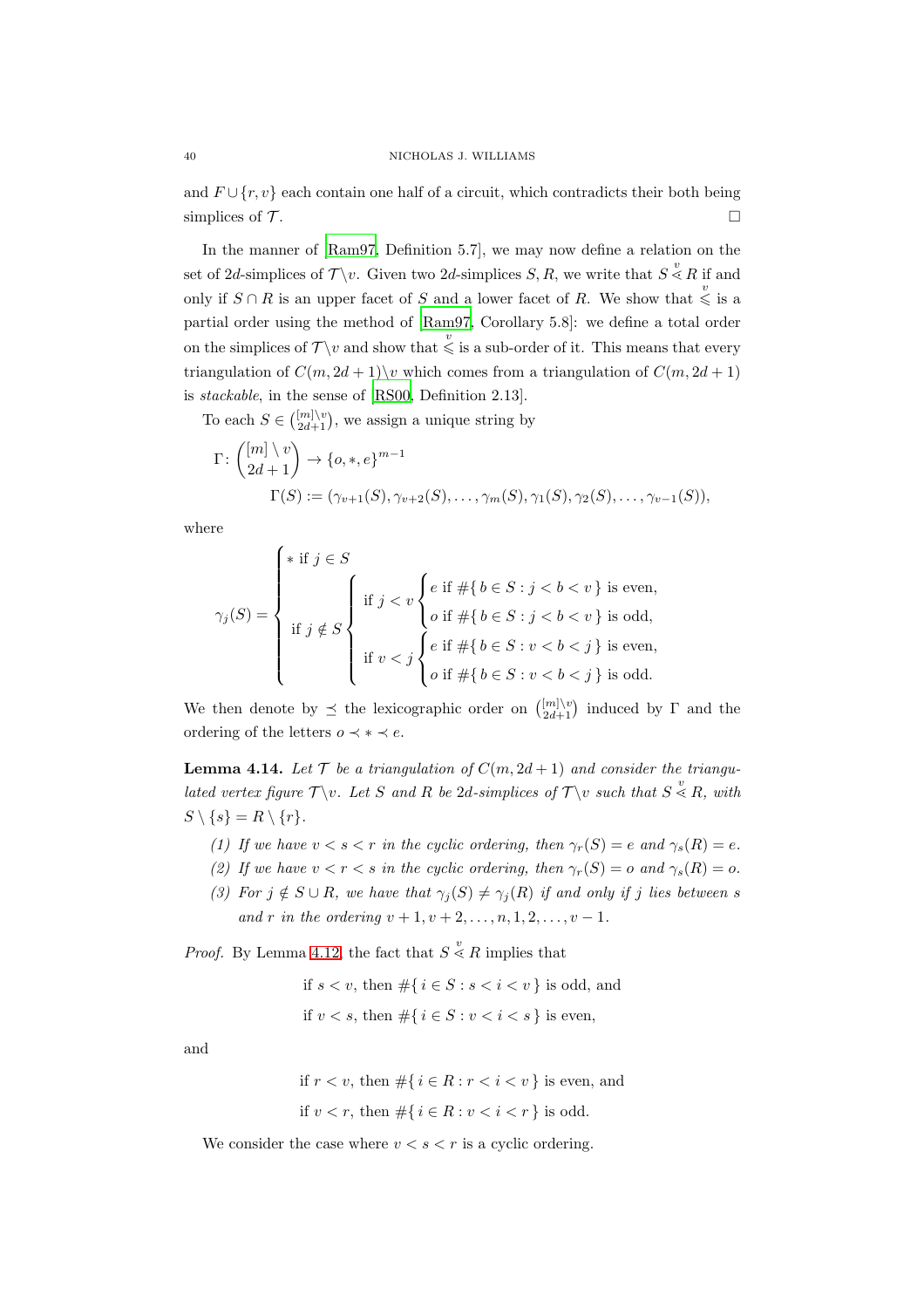and $F \cup \{r, v\}$ each contain one half of a circuit, which contradicts their both being simplices of $\mathcal{T}$. □

In the manner of [Ram97, Definition 5.7], we may now define a relation on the set of $2d$-simplices of $\mathcal{T}\backslash v$. Given two $2d$-simplices $S, R$, we write that $S \overset{v}{\lessdot} R$ if and only if $S \cap R$ is an upper facet of $S$ and a lower facet of $R$. We show that $\overset{v}{\leqslant}$ is a partial order using the method of [Ram97, Corollary 5.8]: we define a total order on the simplices of $\mathcal{T}\backslash v$ and show that $\overset{v}{\leqslant}$ is a sub-order of it. This means that every triangulation of $C(m, 2d+1)\backslash v$ which comes from a triangulation of $C(m, 2d+1)$ is *stackable*, in the sense of [RS00, Definition 2.13].

To each $S \in \binom{[m]\setminus v}{2d+1}$, we assign a unique string by

$$\Gamma \colon \binom{[m] \setminus v}{2d+1} \to \{o, *, e\}^{m-1}$$
$$\Gamma(S) := (\gamma_{v+1}(S), \gamma_{v+2}(S), \ldots, \gamma_m(S), \gamma_1(S), \gamma_2(S), \ldots, \gamma_{v-1}(S)),$$

where

$$\gamma_j(S) = \begin{cases} * \text{ if } j \in S \\ \text{if } j \notin S \begin{cases} \text{if } j < v \begin{cases} e \text{ if } \#\{\, b \in S : j < b < v \,\} \text{ is even,} \\ o \text{ if } \#\{\, b \in S : j < b < v \,\} \text{ is odd,} \end{cases} \\ \text{if } v < j \begin{cases} e \text{ if } \#\{\, b \in S : v < b < j \,\} \text{ is even,} \\ o \text{ if } \#\{\, b \in S : v < b < j \,\} \text{ is odd.} \end{cases} \end{cases} \end{cases}$$

We then denote by $\preceq$ the lexicographic order on $\binom{[m]\setminus v}{2d+1}$ induced by $\Gamma$ and the ordering of the letters $o \prec * \prec e$.

**Lemma 4.14.** *Let $\mathcal{T}$ be a triangulation of $C(m, 2d+1)$ and consider the triangulated vertex figure $\mathcal{T}\backslash v$. Let $S$ and $R$ be $2d$-simplices of $\mathcal{T}\backslash v$ such that $S \overset{v}{\lessdot} R$, with $S \setminus \{s\} = R \setminus \{r\}$.*

1. *If we have $v < s < r$ in the cyclic ordering, then $\gamma_r(S) = e$ and $\gamma_s(R) = e$.*
2. *If we have $v < r < s$ in the cyclic ordering, then $\gamma_r(S) = o$ and $\gamma_s(R) = o$.*
3. *For $j \notin S \cup R$, we have that $\gamma_j(S) \neq \gamma_j(R)$ if and only if $j$ lies between $s$ and $r$ in the ordering $v+1, v+2, \ldots, n, 1, 2, \ldots, v-1$.*

*Proof.* By Lemma 4.12, the fact that $S \overset{v}{\lessdot} R$ implies that

$$\text{if } s < v \text{, then } \#\{\, i \in S : s < i < v \,\} \text{ is odd, and}$$
$$\text{if } v < s \text{, then } \#\{\, i \in S : v < i < s \,\} \text{ is even,}$$

and

$$\text{if } r < v \text{, then } \#\{\, i \in R : r < i < v \,\} \text{ is even, and}$$
$$\text{if } v < r \text{, then } \#\{\, i \in R : v < i < r \,\} \text{ is odd.}$$

We consider the case where $v < s < r$ is a cyclic ordering.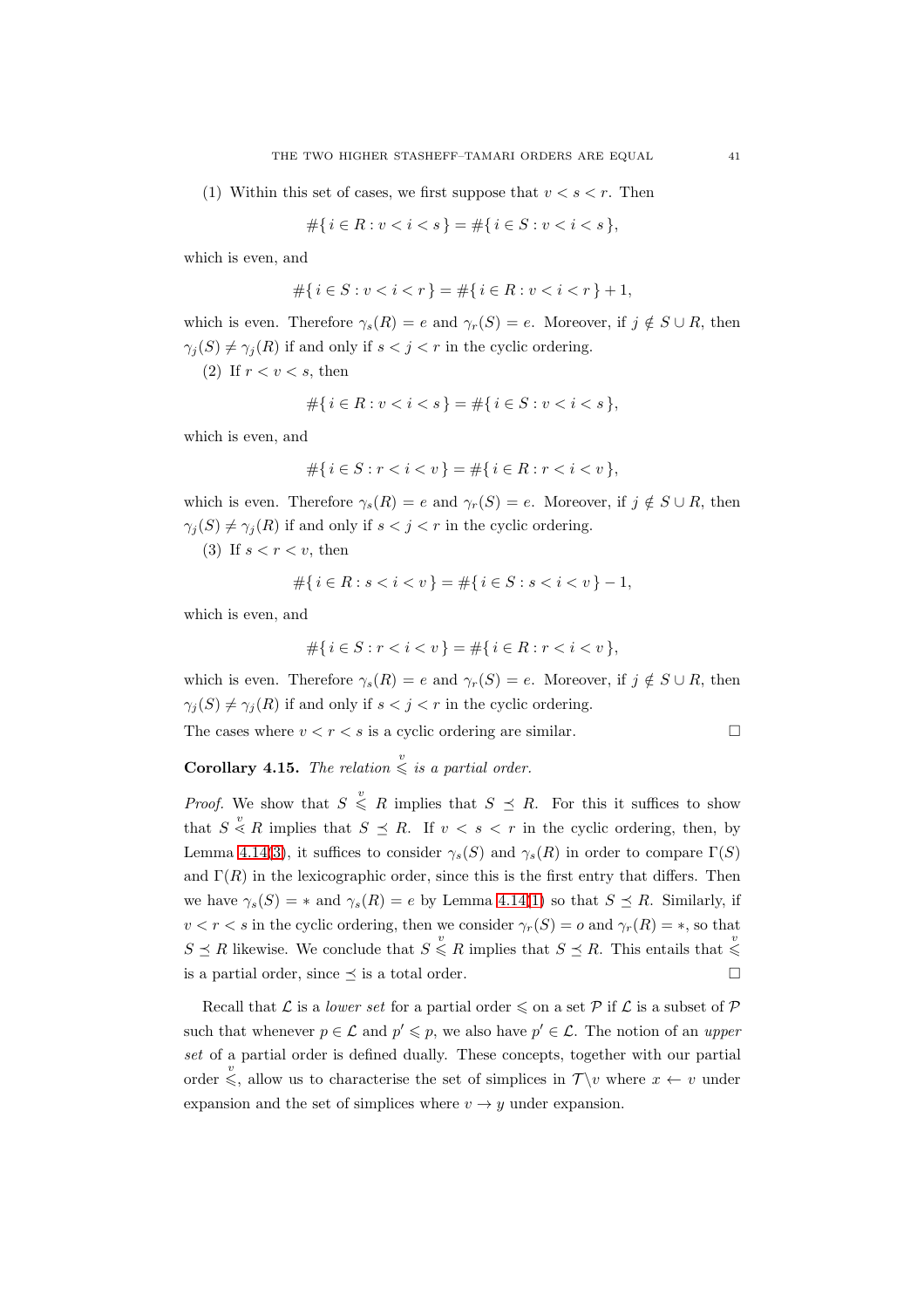(1) Within this set of cases, we first suppose that $v < s < r$. Then

$$\#\{\, i \in R : v < i < s \,\} = \#\{\, i \in S : v < i < s \,\},$$

which is even, and

$$\#\{\, i \in S : v < i < r \,\} = \#\{\, i \in R : v < i < r \,\} + 1,$$

which is even. Therefore $\gamma_s(R) = e$ and $\gamma_r(S) = e$. Moreover, if $j \notin S \cup R$, then $\gamma_j(S) \neq \gamma_j(R)$ if and only if $s < j < r$ in the cyclic ordering.

(2) If $r < v < s$, then

$$\#\{\, i \in R : v < i < s \,\} = \#\{\, i \in S : v < i < s \,\},$$

which is even, and

$$\#\{\, i \in S : r < i < v \,\} = \#\{\, i \in R : r < i < v \,\},$$

which is even. Therefore $\gamma_s(R) = e$ and $\gamma_r(S) = e$. Moreover, if $j \notin S \cup R$, then $\gamma_j(S) \neq \gamma_j(R)$ if and only if $s < j < r$ in the cyclic ordering.

(3) If $s < r < v$, then

$$\#\{\, i \in R : s < i < v \,\} = \#\{\, i \in S : s < i < v \,\} - 1,$$

which is even, and

$$\#\{\, i \in S : r < i < v \,\} = \#\{\, i \in R : r < i < v \,\},$$

which is even. Therefore $\gamma_s(R) = e$ and $\gamma_r(S) = e$. Moreover, if $j \notin S \cup R$, then $\gamma_j(S) \neq \gamma_j(R)$ if and only if $s < j < r$ in the cyclic ordering.

The cases where $v < r < s$ is a cyclic ordering are similar. $\square$

**Corollary 4.15.** *The relation $\overset{v}{\leqslant}$ is a partial order.*

*Proof.* We show that $S \overset{v}{\leqslant} R$ implies that $S \preceq R$. For this it suffices to show that $S \overset{v}{\lessdot} R$ implies that $S \preceq R$. If $v < s < r$ in the cyclic ordering, then, by Lemma 4.14(3), it suffices to consider $\gamma_s(S)$ and $\gamma_s(R)$ in order to compare $\Gamma(S)$ and $\Gamma(R)$ in the lexicographic order, since this is the first entry that differs. Then we have $\gamma_s(S) = *$ and $\gamma_s(R) = e$ by Lemma 4.14(1) so that $S \preceq R$. Similarly, if $v < r < s$ in the cyclic ordering, then we consider $\gamma_r(S) = o$ and $\gamma_r(R) = *$, so that $S \preceq R$ likewise. We conclude that $S \overset{v}{\leqslant} R$ implies that $S \preceq R$. This entails that $\overset{v}{\leqslant}$ is a partial order, since $\preceq$ is a total order. $\square$

Recall that $\mathcal{L}$ is a *lower set* for a partial order $\leqslant$ on a set $\mathcal{P}$ if $\mathcal{L}$ is a subset of $\mathcal{P}$ such that whenever $p \in \mathcal{L}$ and $p' \leqslant p$, we also have $p' \in \mathcal{L}$. The notion of an *upper set* of a partial order is defined dually. These concepts, together with our partial order $\overset{v}{\leqslant}$, allow us to characterise the set of simplices in $\mathcal{T}\backslash v$ where $x \leftarrow v$ under expansion and the set of simplices where $v \rightarrow y$ under expansion.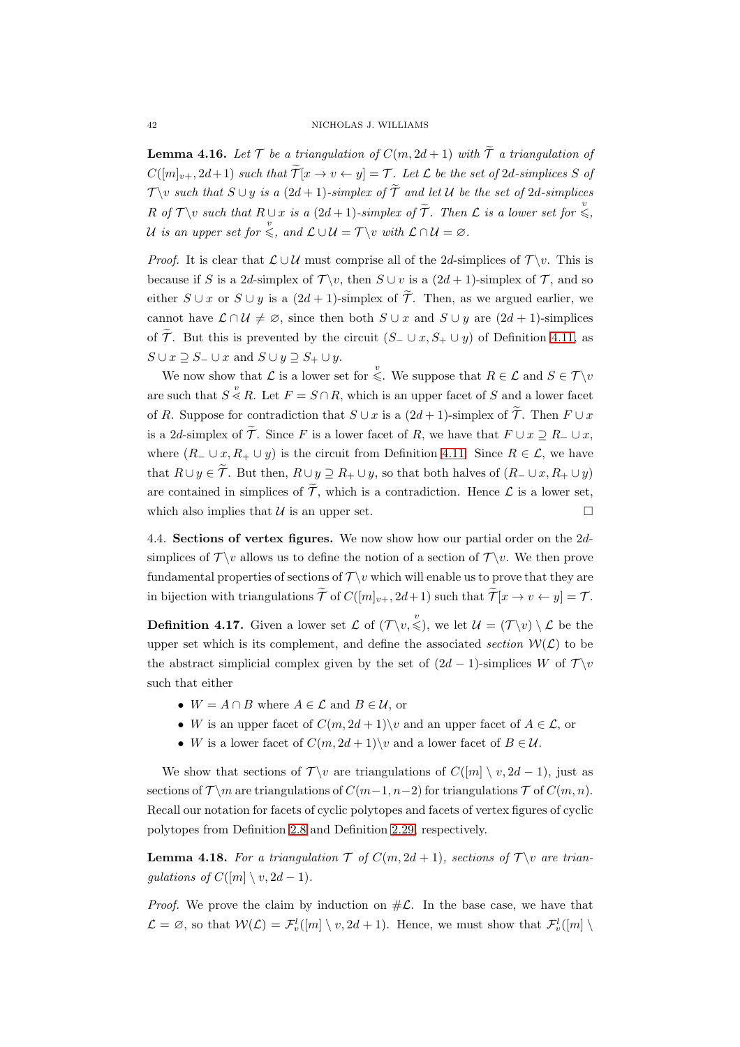**Lemma 4.16.** *Let $\mathcal{T}$ be a triangulation of $C(m, 2d+1)$ with $\widetilde{\mathcal{T}}$ a triangulation of $C([m]_{v+}, 2d+1)$ such that $\widetilde{\mathcal{T}}[x \to v \leftarrow y] = \mathcal{T}$. Let $\mathcal{L}$ be the set of $2d$-simplices $S$ of $\mathcal{T} \backslash v$ such that $S \cup y$ is a $(2d+1)$-simplex of $\widetilde{\mathcal{T}}$ and let $\mathcal{U}$ be the set of $2d$-simplices $R$ of $\mathcal{T} \backslash v$ such that $R \cup x$ is a $(2d+1)$-simplex of $\widetilde{\mathcal{T}}$. Then $\mathcal{L}$ is a lower set for $\overset{v}{\leqslant}$, $\mathcal{U}$ is an upper set for $\overset{v}{\leqslant}$, and $\mathcal{L} \cup \mathcal{U} = \mathcal{T} \backslash v$ with $\mathcal{L} \cap \mathcal{U} = \varnothing$.*

*Proof.* It is clear that $\mathcal{L} \cup \mathcal{U}$ must comprise all of the $2d$-simplices of $\mathcal{T} \backslash v$. This is because if $S$ is a $2d$-simplex of $\mathcal{T} \backslash v$, then $S \cup v$ is a $(2d+1)$-simplex of $\mathcal{T}$, and so either $S \cup x$ or $S \cup y$ is a $(2d+1)$-simplex of $\widetilde{\mathcal{T}}$. Then, as we argued earlier, we cannot have $\mathcal{L} \cap \mathcal{U} \neq \varnothing$, since then both $S \cup x$ and $S \cup y$ are $(2d+1)$-simplices of $\widetilde{\mathcal{T}}$. But this is prevented by the circuit $(S_- \cup x, S_+ \cup y)$ of Definition 4.11, as $S \cup x \supseteq S_- \cup x$ and $S \cup y \supseteq S_+ \cup y$.

We now show that $\mathcal{L}$ is a lower set for $\overset{v}{\leqslant}$. We suppose that $R \in \mathcal{L}$ and $S \in \mathcal{T} \backslash v$ are such that $S \overset{v}{\lessdot} R$. Let $F = S \cap R$, which is an upper facet of $S$ and a lower facet of $R$. Suppose for contradiction that $S \cup x$ is a $(2d+1)$-simplex of $\widetilde{\mathcal{T}}$. Then $F \cup x$ is a $2d$-simplex of $\widetilde{\mathcal{T}}$. Since $F$ is a lower facet of $R$, we have that $F \cup x \supseteq R_- \cup x$, where $(R_- \cup x, R_+ \cup y)$ is the circuit from Definition 4.11. Since $R \in \mathcal{L}$, we have that $R \cup y \in \widetilde{\mathcal{T}}$. But then, $R \cup y \supseteq R_+ \cup y$, so that both halves of $(R_- \cup x, R_+ \cup y)$ are contained in simplices of $\widetilde{\mathcal{T}}$, which is a contradiction. Hence $\mathcal{L}$ is a lower set, which also implies that $\mathcal{U}$ is an upper set. $\square$

4.4. **Sections of vertex figures.** We now show how our partial order on the $2d$-simplices of $\mathcal{T} \backslash v$ allows us to define the notion of a section of $\mathcal{T} \backslash v$. We then prove fundamental properties of sections of $\mathcal{T} \backslash v$ which will enable us to prove that they are in bijection with triangulations $\widetilde{\mathcal{T}}$ of $C([m]_{v+}, 2d+1)$ such that $\widetilde{\mathcal{T}}[x \to v \leftarrow y] = \mathcal{T}$.

**Definition 4.17.** Given a lower set $\mathcal{L}$ of $(\mathcal{T} \backslash v, \overset{v}{\leqslant})$, we let $\mathcal{U} = (\mathcal{T} \backslash v) \setminus \mathcal{L}$ be the upper set which is its complement, and define the associated *section* $\mathcal{W}(\mathcal{L})$ to be the abstract simplicial complex given by the set of $(2d-1)$-simplices $W$ of $\mathcal{T} \backslash v$ such that either

- $W = A \cap B$ where $A \in \mathcal{L}$ and $B \in \mathcal{U}$, or
- $W$ is an upper facet of $C(m, 2d+1) \backslash v$ and an upper facet of $A \in \mathcal{L}$, or
- $W$ is a lower facet of $C(m, 2d+1) \backslash v$ and a lower facet of $B \in \mathcal{U}$.

We show that sections of $\mathcal{T} \backslash v$ are triangulations of $C([m] \setminus v, 2d-1)$, just as sections of $\mathcal{T} \backslash m$ are triangulations of $C(m-1, n-2)$ for triangulations $\mathcal{T}$ of $C(m, n)$. Recall our notation for facets of cyclic polytopes and facets of vertex figures of cyclic polytopes from Definition 2.8 and Definition 2.29, respectively.

**Lemma 4.18.** *For a triangulation $\mathcal{T}$ of $C(m, 2d+1)$, sections of $\mathcal{T} \backslash v$ are triangulations of $C([m] \setminus v, 2d-1)$.*

*Proof.* We prove the claim by induction on $\#\mathcal{L}$. In the base case, we have that $\mathcal{L} = \varnothing$, so that $\mathcal{W}(\mathcal{L}) = \mathcal{F}_v^l([m] \setminus v, 2d+1)$. Hence, we must show that $\mathcal{F}_v^l([m] \setminus$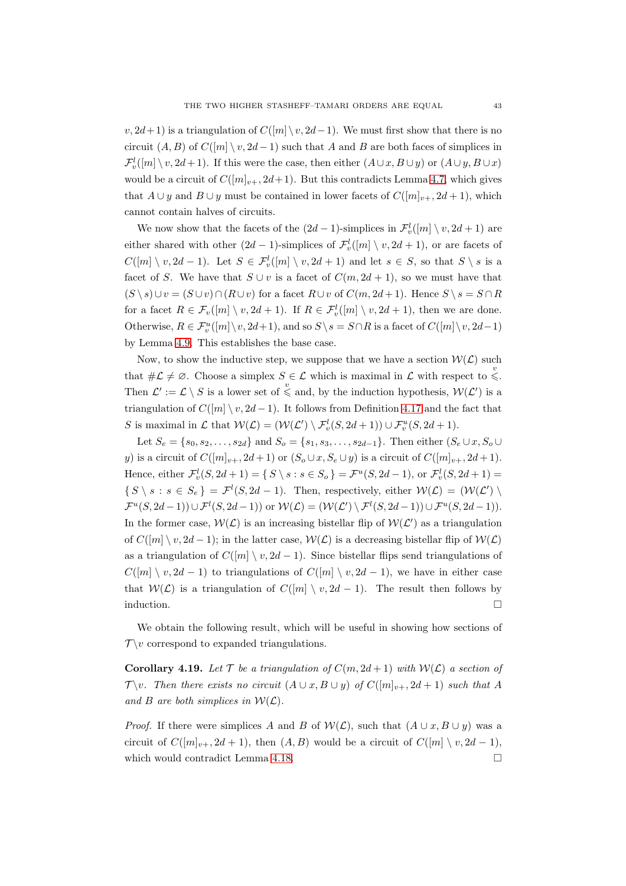$v, 2d+1)$ is a triangulation of $C([m] \setminus v, 2d-1)$. We must first show that there is no circuit $(A, B)$ of $C([m] \setminus v, 2d-1)$ such that $A$ and $B$ are both faces of simplices in $\mathcal{F}^l_v([m] \setminus v, 2d+1)$. If this were the case, then either $(A \cup x, B \cup y)$ or $(A \cup y, B \cup x)$ would be a circuit of $C([m]_{v+}, 2d+1)$. But this contradicts Lemma 4.7, which gives that $A \cup y$ and $B \cup y$ must be contained in lower facets of $C([m]_{v+}, 2d+1)$, which cannot contain halves of circuits.

We now show that the facets of the $(2d-1)$-simplices in $\mathcal{F}^l_v([m] \setminus v, 2d+1)$ are either shared with other $(2d-1)$-simplices of $\mathcal{F}^l_v([m] \setminus v, 2d+1)$, or are facets of $C([m] \setminus v, 2d-1)$. Let $S \in \mathcal{F}^l_v([m] \setminus v, 2d+1)$ and let $s \in S$, so that $S \setminus s$ is a facet of $S$. We have that $S \cup v$ is a facet of $C(m, 2d+1)$, so we must have that $(S \setminus s) \cup v = (S \cup v) \cap (R \cup v)$ for a facet $R \cup v$ of $C(m, 2d+1)$. Hence $S \setminus s = S \cap R$ for a facet $R \in \mathcal{F}_v([m] \setminus v, 2d+1)$. If $R \in \mathcal{F}^l_v([m] \setminus v, 2d+1)$, then we are done. Otherwise, $R \in \mathcal{F}^u_v([m] \setminus v, 2d+1)$, and so $S \setminus s = S \cap R$ is a facet of $C([m] \setminus v, 2d-1)$ by Lemma 4.9. This establishes the base case.

Now, to show the inductive step, we suppose that we have a section $\mathcal{W}(\mathcal{L})$ such that $\#\mathcal{L} \neq \varnothing$. Choose a simplex $S \in \mathcal{L}$ which is maximal in $\mathcal{L}$ with respect to $\overset{v}{\leqslant}$. Then $\mathcal{L}' := \mathcal{L} \setminus S$ is a lower set of $\overset{v}{\leqslant}$ and, by the induction hypothesis, $\mathcal{W}(\mathcal{L}')$ is a triangulation of $C([m] \setminus v, 2d-1)$. It follows from Definition 4.17 and the fact that $S$ is maximal in $\mathcal{L}$ that $\mathcal{W}(\mathcal{L}) = (\mathcal{W}(\mathcal{L}') \setminus \mathcal{F}^l_v(S, 2d+1)) \cup \mathcal{F}^u_v(S, 2d+1)$.

Let $S_e = \{s_0, s_2, \dots, s_{2d}\}$ and $S_o = \{s_1, s_3, \dots, s_{2d-1}\}$. Then either $(S_e \cup x, S_o \cup y)$ is a circuit of $C([m]_{v+}, 2d+1)$ or $(S_o \cup x, S_e \cup y)$ is a circuit of $C([m]_{v+}, 2d+1)$. Hence, either $\mathcal{F}^l_v(S, 2d+1) = \{\, S \setminus s : s \in S_o \,\} = \mathcal{F}^u(S, 2d-1)$, or $\mathcal{F}^l_v(S, 2d+1) = \{\, S \setminus s : s \in S_e \,\} = \mathcal{F}^l(S, 2d-1)$. Then, respectively, either $\mathcal{W}(\mathcal{L}) = (\mathcal{W}(\mathcal{L}') \setminus \mathcal{F}^u(S, 2d-1)) \cup \mathcal{F}^l(S, 2d-1))$ or $\mathcal{W}(\mathcal{L}) = (\mathcal{W}(\mathcal{L}') \setminus \mathcal{F}^l(S, 2d-1)) \cup \mathcal{F}^u(S, 2d-1))$. In the former case, $\mathcal{W}(\mathcal{L})$ is an increasing bistellar flip of $\mathcal{W}(\mathcal{L}')$ as a triangulation of $C([m] \setminus v, 2d-1)$; in the latter case, $\mathcal{W}(\mathcal{L})$ is a decreasing bistellar flip of $\mathcal{W}(\mathcal{L})$ as a triangulation of $C([m] \setminus v, 2d-1)$. Since bistellar flips send triangulations of $C([m] \setminus v, 2d-1)$ to triangulations of $C([m] \setminus v, 2d-1)$, we have in either case that $\mathcal{W}(\mathcal{L})$ is a triangulation of $C([m] \setminus v, 2d-1)$. The result then follows by induction. □

We obtain the following result, which will be useful in showing how sections of $\mathcal{T} \backslash v$ correspond to expanded triangulations.

**Corollary 4.19.** *Let $\mathcal{T}$ be a triangulation of $C(m, 2d+1)$ with $\mathcal{W}(\mathcal{L})$ a section of $\mathcal{T} \backslash v$. Then there exists no circuit $(A \cup x, B \cup y)$ of $C([m]_{v+}, 2d+1)$ such that $A$ and $B$ are both simplices in $\mathcal{W}(\mathcal{L})$.*

*Proof.* If there were simplices $A$ and $B$ of $\mathcal{W}(\mathcal{L})$, such that $(A \cup x, B \cup y)$ was a circuit of $C([m]_{v+}, 2d+1)$, then $(A, B)$ would be a circuit of $C([m] \setminus v, 2d-1)$, which would contradict Lemma 4.18. □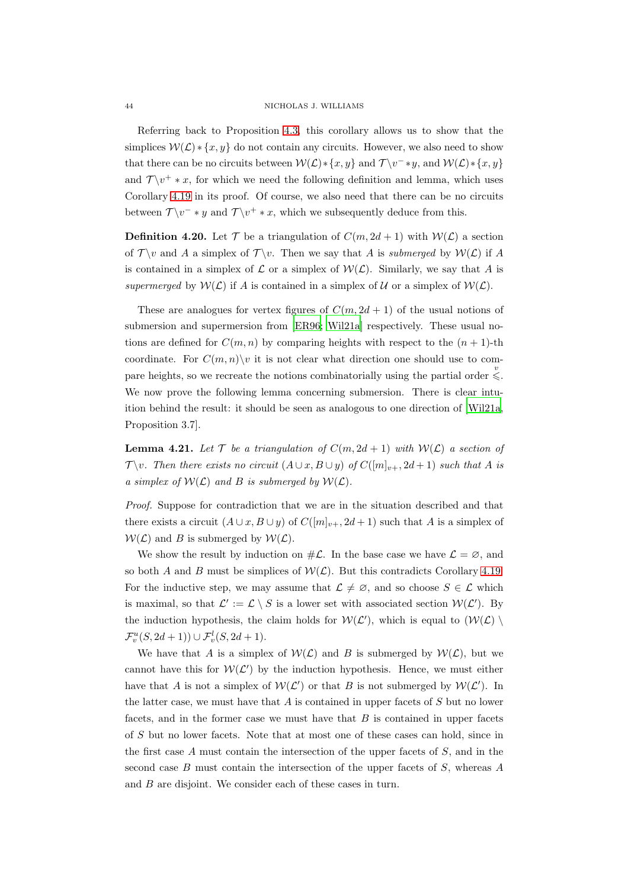Referring back to Proposition 4.3, this corollary allows us to show that the simplices $\mathcal{W}(\mathcal{L}) * \{x, y\}$ do not contain any circuits. However, we also need to show that there can be no circuits between $\mathcal{W}(\mathcal{L}) * \{x, y\}$ and $\mathcal{T} \backslash v^- * y$, and $\mathcal{W}(\mathcal{L}) * \{x, y\}$ and $\mathcal{T} \backslash v^+ * x$, for which we need the following definition and lemma, which uses Corollary 4.19 in its proof. Of course, we also need that there can be no circuits between $\mathcal{T} \backslash v^- * y$ and $\mathcal{T} \backslash v^+ * x$, which we subsequently deduce from this.

**Definition 4.20.** Let $\mathcal{T}$ be a triangulation of $C(m, 2d+1)$ with $\mathcal{W}(\mathcal{L})$ a section of $\mathcal{T} \backslash v$ and $A$ a simplex of $\mathcal{T} \backslash v$. Then we say that $A$ is *submerged* by $\mathcal{W}(\mathcal{L})$ if $A$ is contained in a simplex of $\mathcal{L}$ or a simplex of $\mathcal{W}(\mathcal{L})$. Similarly, we say that $A$ is *supermerged* by $\mathcal{W}(\mathcal{L})$ if $A$ is contained in a simplex of $\mathcal{U}$ or a simplex of $\mathcal{W}(\mathcal{L})$.

These are analogues for vertex figures of $C(m, 2d+1)$ of the usual notions of submersion and supermersion from [ER96; Wil21a] respectively. These usual notions are defined for $C(m, n)$ by comparing heights with respect to the $(n+1)$-th coordinate. For $C(m, n) \backslash v$ it is not clear what direction one should use to compare heights, so we recreate the notions combinatorially using the partial order $\overset{v}{\leqslant}$. We now prove the following lemma concerning submersion. There is clear intuition behind the result: it should be seen as analogous to one direction of [Wil21a, Proposition 3.7].

**Lemma 4.21.** *Let $\mathcal{T}$ be a triangulation of $C(m, 2d+1)$ with $\mathcal{W}(\mathcal{L})$ a section of $\mathcal{T} \backslash v$. Then there exists no circuit $(A \cup x, B \cup y)$ of $C([m]_{v+}, 2d+1)$ such that $A$ is a simplex of $\mathcal{W}(\mathcal{L})$ and $B$ is submerged by $\mathcal{W}(\mathcal{L})$.*

*Proof.* Suppose for contradiction that we are in the situation described and that there exists a circuit $(A \cup x, B \cup y)$ of $C([m]_{v+}, 2d+1)$ such that $A$ is a simplex of $\mathcal{W}(\mathcal{L})$ and $B$ is submerged by $\mathcal{W}(\mathcal{L})$.

We show the result by induction on $\#\mathcal{L}$. In the base case we have $\mathcal{L} = \varnothing$, and so both $A$ and $B$ must be simplices of $\mathcal{W}(\mathcal{L})$. But this contradicts Corollary 4.19. For the inductive step, we may assume that $\mathcal{L} \neq \varnothing$, and so choose $S \in \mathcal{L}$ which is maximal, so that $\mathcal{L}' := \mathcal{L} \setminus S$ is a lower set with associated section $\mathcal{W}(\mathcal{L}')$. By the induction hypothesis, the claim holds for $\mathcal{W}(\mathcal{L}')$, which is equal to $(\mathcal{W}(\mathcal{L}) \setminus \mathcal{F}^u_v(S, 2d+1)) \cup \mathcal{F}^l_v(S, 2d+1)$.

We have that $A$ is a simplex of $\mathcal{W}(\mathcal{L})$ and $B$ is submerged by $\mathcal{W}(\mathcal{L})$, but we cannot have this for $\mathcal{W}(\mathcal{L}')$ by the induction hypothesis. Hence, we must either have that $A$ is not a simplex of $\mathcal{W}(\mathcal{L}')$ or that $B$ is not submerged by $\mathcal{W}(\mathcal{L}')$. In the latter case, we must have that $A$ is contained in upper facets of $S$ but no lower facets, and in the former case we must have that $B$ is contained in upper facets of $S$ but no lower facets. Note that at most one of these cases can hold, since in the first case $A$ must contain the intersection of the upper facets of $S$, and in the second case $B$ must contain the intersection of the upper facets of $S$, whereas $A$ and $B$ are disjoint. We consider each of these cases in turn.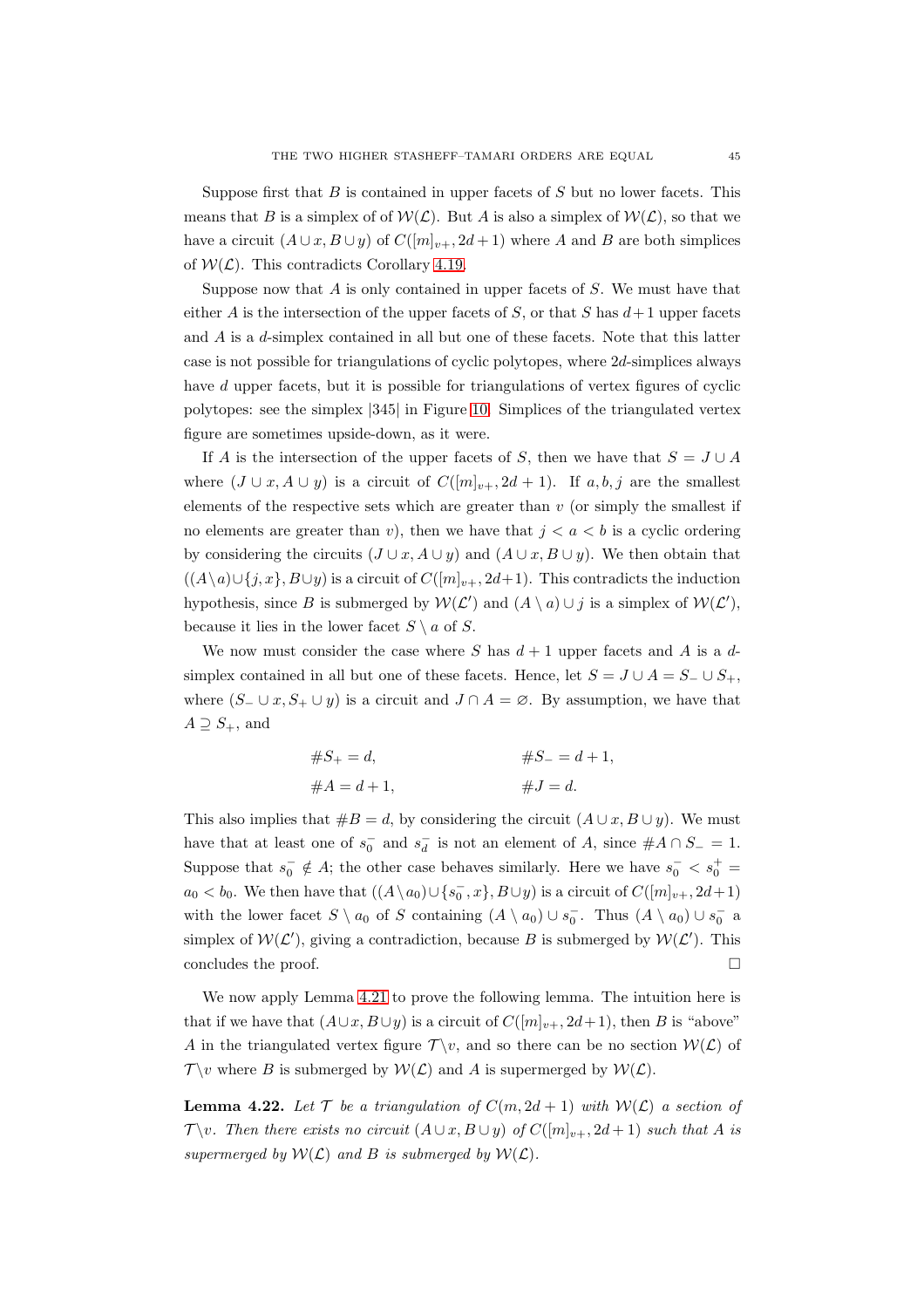Suppose first that $B$ is contained in upper facets of $S$ but no lower facets. This means that $B$ is a simplex of of $\mathcal{W}(\mathcal{L})$. But $A$ is also a simplex of $\mathcal{W}(\mathcal{L})$, so that we have a circuit $(A \cup x, B \cup y)$ of $C([m]_{v+}, 2d+1)$ where $A$ and $B$ are both simplices of $\mathcal{W}(\mathcal{L})$. This contradicts Corollary 4.19.

Suppose now that $A$ is only contained in upper facets of $S$. We must have that either $A$ is the intersection of the upper facets of $S$, or that $S$ has $d+1$ upper facets and $A$ is a $d$-simplex contained in all but one of these facets. Note that this latter case is not possible for triangulations of cyclic polytopes, where $2d$-simplices always have $d$ upper facets, but it is possible for triangulations of vertex figures of cyclic polytopes: see the simplex $|345|$ in Figure 10. Simplices of the triangulated vertex figure are sometimes upside-down, as it were.

If $A$ is the intersection of the upper facets of $S$, then we have that $S = J \cup A$ where $(J \cup x, A \cup y)$ is a circuit of $C([m]_{v+}, 2d+1)$. If $a, b, j$ are the smallest elements of the respective sets which are greater than $v$ (or simply the smallest if no elements are greater than $v$), then we have that $j < a < b$ is a cyclic ordering by considering the circuits $(J \cup x, A \cup y)$ and $(A \cup x, B \cup y)$. We then obtain that $((A \setminus a) \cup \{j, x\}, B \cup y)$ is a circuit of $C([m]_{v+}, 2d+1)$. This contradicts the induction hypothesis, since $B$ is submerged by $\mathcal{W}(\mathcal{L}')$ and $(A \setminus a) \cup j$ is a simplex of $\mathcal{W}(\mathcal{L}')$, because it lies in the lower facet $S \setminus a$ of $S$.

We now must consider the case where $S$ has $d+1$ upper facets and $A$ is a $d$-simplex contained in all but one of these facets. Hence, let $S = J \cup A = S_- \cup S_+$, where $(S_- \cup x, S_+ \cup y)$ is a circuit and $J \cap A = \varnothing$. By assumption, we have that $A \supseteq S_+$, and

$$\#S_+ = d, \qquad \#S_- = d+1,$$
$$\#A = d+1, \qquad \#J = d.$$

This also implies that $\#B = d$, by considering the circuit $(A \cup x, B \cup y)$. We must have that at least one of $s_0^-$ and $s_d^-$ is not an element of $A$, since $\#A \cap S_- = 1$. Suppose that $s_0^- \notin A$; the other case behaves similarly. Here we have $s_0^- < s_0^+ = a_0 < b_0$. We then have that $((A \setminus a_0) \cup \{s_0^-, x\}, B \cup y)$ is a circuit of $C([m]_{v+}, 2d+1)$ with the lower facet $S \setminus a_0$ of $S$ containing $(A \setminus a_0) \cup s_0^-$. Thus $(A \setminus a_0) \cup s_0^-$ a simplex of $\mathcal{W}(\mathcal{L}')$, giving a contradiction, because $B$ is submerged by $\mathcal{W}(\mathcal{L}')$. This concludes the proof. □

We now apply Lemma 4.21 to prove the following lemma. The intuition here is that if we have that $(A \cup x, B \cup y)$ is a circuit of $C([m]_{v+}, 2d+1)$, then $B$ is "above" $A$ in the triangulated vertex figure $\mathcal{T} \backslash v$, and so there can be no section $\mathcal{W}(\mathcal{L})$ of $\mathcal{T} \backslash v$ where $B$ is submerged by $\mathcal{W}(\mathcal{L})$ and $A$ is supermerged by $\mathcal{W}(\mathcal{L})$.

**Lemma 4.22.** *Let $\mathcal{T}$ be a triangulation of $C(m, 2d+1)$ with $\mathcal{W}(\mathcal{L})$ a section of $\mathcal{T} \backslash v$. Then there exists no circuit $(A \cup x, B \cup y)$ of $C([m]_{v+}, 2d+1)$ such that $A$ is supermerged by $\mathcal{W}(\mathcal{L})$ and $B$ is submerged by $\mathcal{W}(\mathcal{L})$.*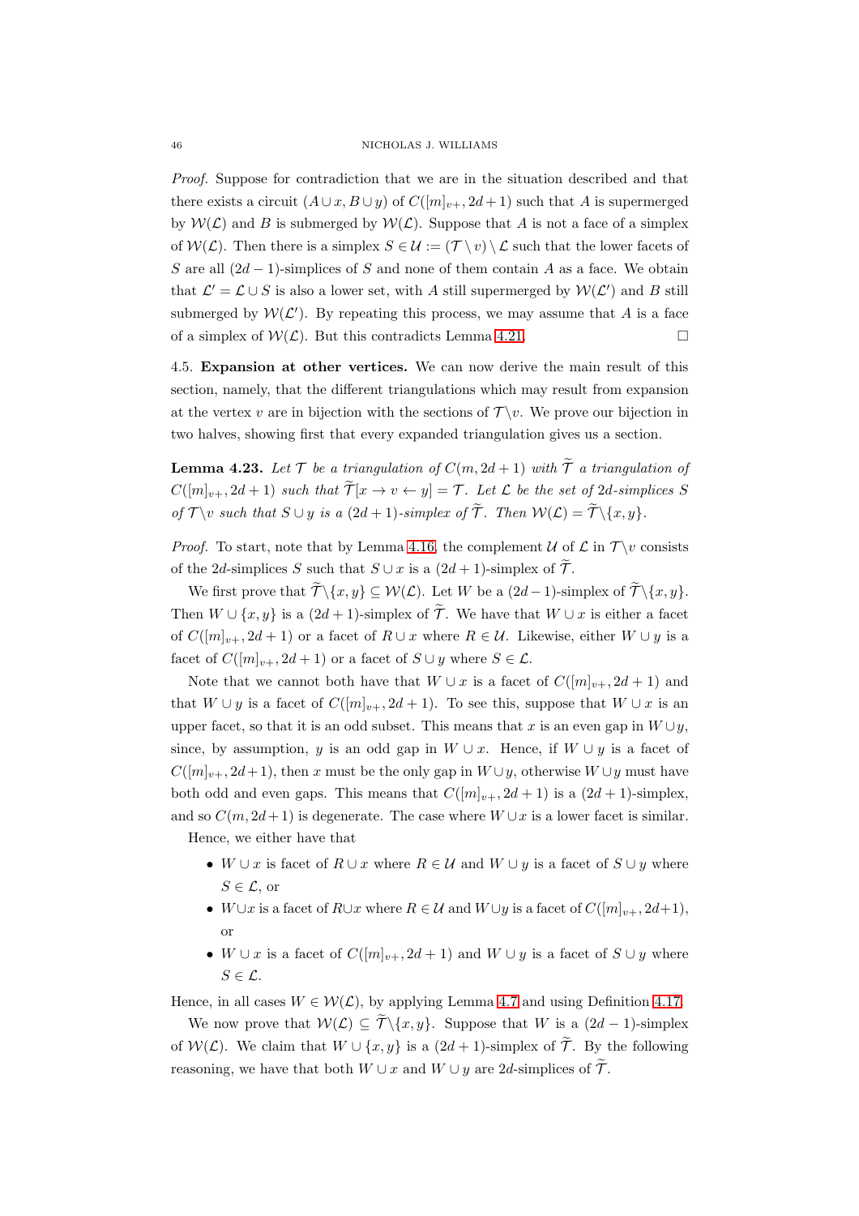*Proof.* Suppose for contradiction that we are in the situation described and that there exists a circuit $(A \cup x, B \cup y)$ of $C([m]_{v+}, 2d+1)$ such that $A$ is supermerged by $\mathcal{W}(\mathcal{L})$ and $B$ is submerged by $\mathcal{W}(\mathcal{L})$. Suppose that $A$ is not a face of a simplex of $\mathcal{W}(\mathcal{L})$. Then there is a simplex $S \in \mathcal{U} := (\mathcal{T} \setminus v) \setminus \mathcal{L}$ such that the lower facets of $S$ are all $(2d-1)$-simplices of $S$ and none of them contain $A$ as a face. We obtain that $\mathcal{L}' = \mathcal{L} \cup S$ is also a lower set, with $A$ still supermerged by $\mathcal{W}(\mathcal{L}')$ and $B$ still submerged by $\mathcal{W}(\mathcal{L}')$. By repeating this process, we may assume that $A$ is a face of a simplex of $\mathcal{W}(\mathcal{L})$. But this contradicts Lemma 4.21. □

4.5. **Expansion at other vertices.** We can now derive the main result of this section, namely, that the different triangulations which may result from expansion at the vertex $v$ are in bijection with the sections of $\mathcal{T} \backslash v$. We prove our bijection in two halves, showing first that every expanded triangulation gives us a section.

**Lemma 4.23.** *Let $\mathcal{T}$ be a triangulation of $C(m, 2d+1)$ with $\widetilde{\mathcal{T}}$ a triangulation of $C([m]_{v+}, 2d+1)$ such that $\widetilde{\mathcal{T}}[x \to v \leftarrow y] = \mathcal{T}$. Let $\mathcal{L}$ be the set of $2d$-simplices $S$ of $\mathcal{T} \backslash v$ such that $S \cup y$ is a $(2d+1)$-simplex of $\widetilde{\mathcal{T}}$. Then $\mathcal{W}(\mathcal{L}) = \widetilde{\mathcal{T}} \backslash \{x, y\}$.*

*Proof.* To start, note that by Lemma 4.16, the complement $\mathcal{U}$ of $\mathcal{L}$ in $\mathcal{T} \backslash v$ consists of the $2d$-simplices $S$ such that $S \cup x$ is a $(2d+1)$-simplex of $\widetilde{\mathcal{T}}$.

We first prove that $\widetilde{\mathcal{T}} \backslash \{x, y\} \subseteq \mathcal{W}(\mathcal{L})$. Let $W$ be a $(2d-1)$-simplex of $\widetilde{\mathcal{T}} \backslash \{x, y\}$. Then $W \cup \{x, y\}$ is a $(2d+1)$-simplex of $\widetilde{\mathcal{T}}$. We have that $W \cup x$ is either a facet of $C([m]_{v+}, 2d+1)$ or a facet of $R \cup x$ where $R \in \mathcal{U}$. Likewise, either $W \cup y$ is a facet of $C([m]_{v+}, 2d+1)$ or a facet of $S \cup y$ where $S \in \mathcal{L}$.

Note that we cannot both have that $W \cup x$ is a facet of $C([m]_{v+}, 2d+1)$ and that $W \cup y$ is a facet of $C([m]_{v+}, 2d+1)$. To see this, suppose that $W \cup x$ is an upper facet, so that it is an odd subset. This means that $x$ is an even gap in $W \cup y$, since, by assumption, $y$ is an odd gap in $W \cup x$. Hence, if $W \cup y$ is a facet of $C([m]_{v+}, 2d+1)$, then $x$ must be the only gap in $W \cup y$, otherwise $W \cup y$ must have both odd and even gaps. This means that $C([m]_{v+}, 2d+1)$ is a $(2d+1)$-simplex, and so $C(m, 2d+1)$ is degenerate. The case where $W \cup x$ is a lower facet is similar.

Hence, we either have that

- $W \cup x$ is facet of $R \cup x$ where $R \in \mathcal{U}$ and $W \cup y$ is a facet of $S \cup y$ where $S \in \mathcal{L}$, or
- $W \cup x$ is a facet of $R \cup x$ where $R \in \mathcal{U}$ and $W \cup y$ is a facet of $C([m]_{v+}, 2d+1)$, or
- $W \cup x$ is a facet of $C([m]_{v+}, 2d+1)$ and $W \cup y$ is a facet of $S \cup y$ where $S \in \mathcal{L}$.

Hence, in all cases $W \in \mathcal{W}(\mathcal{L})$, by applying Lemma 4.7 and using Definition 4.17.

We now prove that $\mathcal{W}(\mathcal{L}) \subseteq \widetilde{\mathcal{T}} \backslash \{x, y\}$. Suppose that $W$ is a $(2d-1)$-simplex of $\mathcal{W}(\mathcal{L})$. We claim that $W \cup \{x, y\}$ is a $(2d+1)$-simplex of $\widetilde{\mathcal{T}}$. By the following reasoning, we have that both $W \cup x$ and $W \cup y$ are $2d$-simplices of $\widetilde{\mathcal{T}}$.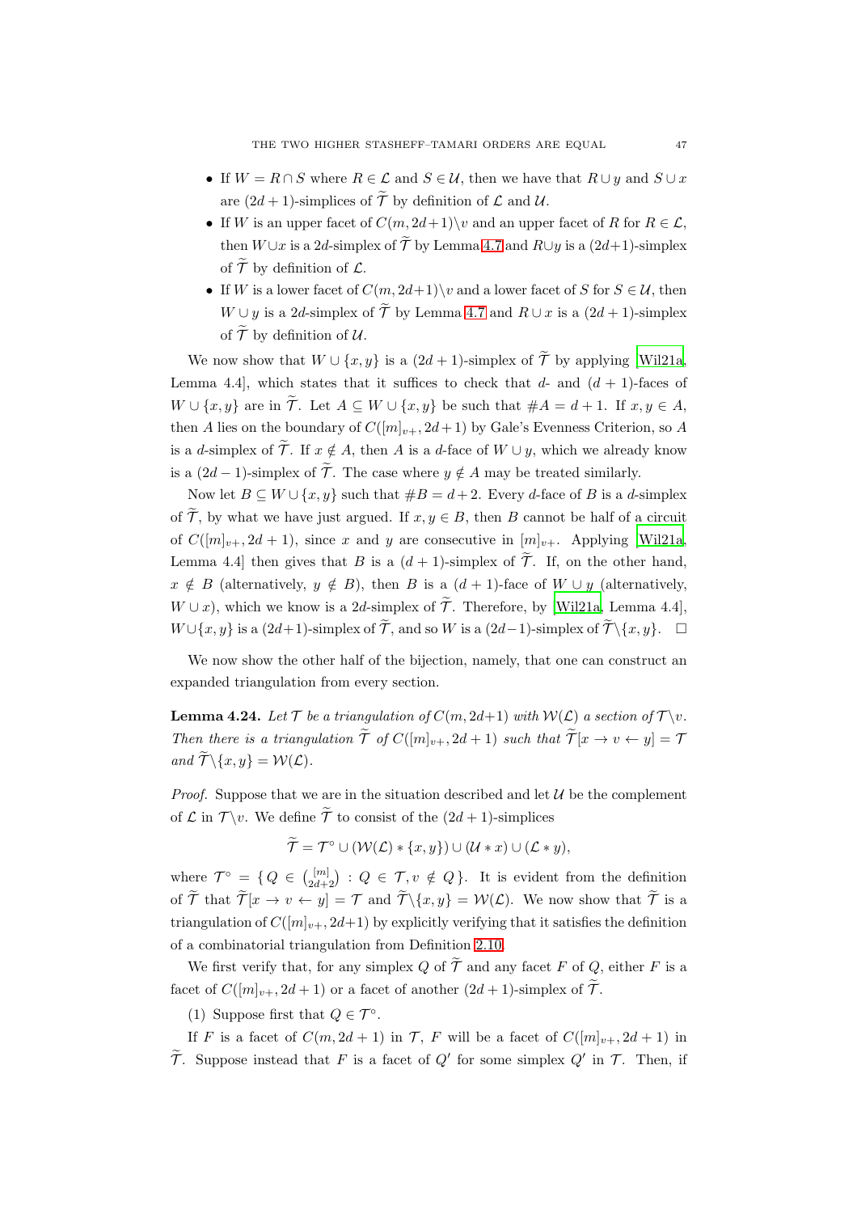- If $W = R \cap S$ where $R \in \mathcal{L}$ and $S \in \mathcal{U}$, then we have that $R \cup y$ and $S \cup x$ are $(2d+1)$-simplices of $\widetilde{\mathcal{T}}$ by definition of $\mathcal{L}$ and $\mathcal{U}$.
- If $W$ is an upper facet of $C(m, 2d+1)\backslash v$ and an upper facet of $R$ for $R \in \mathcal{L}$, then $W \cup x$ is a $2d$-simplex of $\widetilde{\mathcal{T}}$ by Lemma 4.7 and $R \cup y$ is a $(2d+1)$-simplex of $\widetilde{\mathcal{T}}$ by definition of $\mathcal{L}$.
- If $W$ is a lower facet of $C(m, 2d+1)\backslash v$ and a lower facet of $S$ for $S \in \mathcal{U}$, then $W \cup y$ is a $2d$-simplex of $\widetilde{\mathcal{T}}$ by Lemma 4.7 and $R \cup x$ is a $(2d+1)$-simplex of $\widetilde{\mathcal{T}}$ by definition of $\mathcal{U}$.

We now show that $W \cup \{x, y\}$ is a $(2d+1)$-simplex of $\widetilde{\mathcal{T}}$ by applying [Wil21a, Lemma 4.4], which states that it suffices to check that $d$- and $(d+1)$-faces of $W \cup \{x, y\}$ are in $\widetilde{\mathcal{T}}$. Let $A \subseteq W \cup \{x, y\}$ be such that $\#A = d+1$. If $x, y \in A$, then $A$ lies on the boundary of $C([m]_{v+}, 2d+1)$ by Gale's Evenness Criterion, so $A$ is a $d$-simplex of $\widetilde{\mathcal{T}}$. If $x \notin A$, then $A$ is a $d$-face of $W \cup y$, which we already know is a $(2d-1)$-simplex of $\widetilde{\mathcal{T}}$. The case where $y \notin A$ may be treated similarly.

Now let $B \subseteq W \cup \{x, y\}$ such that $\#B = d+2$. Every $d$-face of $B$ is a $d$-simplex of $\widetilde{\mathcal{T}}$, by what we have just argued. If $x, y \in B$, then $B$ cannot be half of a circuit of $C([m]_{v+}, 2d+1)$, since $x$ and $y$ are consecutive in $[m]_{v+}$. Applying [Wil21a, Lemma 4.4] then gives that $B$ is a $(d+1)$-simplex of $\widetilde{\mathcal{T}}$. If, on the other hand, $x \notin B$ (alternatively, $y \notin B$), then $B$ is a $(d+1)$-face of $W \cup y$ (alternatively, $W \cup x$), which we know is a $2d$-simplex of $\widetilde{\mathcal{T}}$. Therefore, by [Wil21a, Lemma 4.4], $W \cup \{x, y\}$ is a $(2d+1)$-simplex of $\widetilde{\mathcal{T}}$, and so $W$ is a $(2d-1)$-simplex of $\widetilde{\mathcal{T}}\backslash\{x, y\}$. □

We now show the other half of the bijection, namely, that one can construct an expanded triangulation from every section.

**Lemma 4.24.** *Let $\mathcal{T}$ be a triangulation of $C(m, 2d+1)$ with $\mathcal{W}(\mathcal{L})$ a section of $\mathcal{T}\backslash v$. Then there is a triangulation $\widetilde{\mathcal{T}}$ of $C([m]_{v+}, 2d+1)$ such that $\widetilde{\mathcal{T}}[x \to v \leftarrow y] = \mathcal{T}$ and $\widetilde{\mathcal{T}}\backslash\{x, y\} = \mathcal{W}(\mathcal{L})$.*

*Proof.* Suppose that we are in the situation described and let $\mathcal{U}$ be the complement of $\mathcal{L}$ in $\mathcal{T}\backslash v$. We define $\widetilde{\mathcal{T}}$ to consist of the $(2d+1)$-simplices

$$\widetilde{\mathcal{T}} = \mathcal{T}^{\circ} \cup (\mathcal{W}(\mathcal{L}) * \{x, y\}) \cup (\mathcal{U} * x) \cup (\mathcal{L} * y),$$

where $\mathcal{T}^{\circ} = \{\, Q \in \binom{[m]}{2d+2} : Q \in \mathcal{T}, v \notin Q \,\}$. It is evident from the definition of $\widetilde{\mathcal{T}}$ that $\widetilde{\mathcal{T}}[x \to v \leftarrow y] = \mathcal{T}$ and $\widetilde{\mathcal{T}}\backslash\{x, y\} = \mathcal{W}(\mathcal{L})$. We now show that $\widetilde{\mathcal{T}}$ is a triangulation of $C([m]_{v+}, 2d+1)$ by explicitly verifying that it satisfies the definition of a combinatorial triangulation from Definition 2.10.

We first verify that, for any simplex $Q$ of $\widetilde{\mathcal{T}}$ and any facet $F$ of $Q$, either $F$ is a facet of $C([m]_{v+}, 2d+1)$ or a facet of another $(2d+1)$-simplex of $\widetilde{\mathcal{T}}$.

(1) Suppose first that $Q \in \mathcal{T}^{\circ}$.

If $F$ is a facet of $C(m, 2d+1)$ in $\mathcal{T}$, $F$ will be a facet of $C([m]_{v+}, 2d+1)$ in $\widetilde{\mathcal{T}}$. Suppose instead that $F$ is a facet of $Q'$ for some simplex $Q'$ in $\mathcal{T}$. Then, if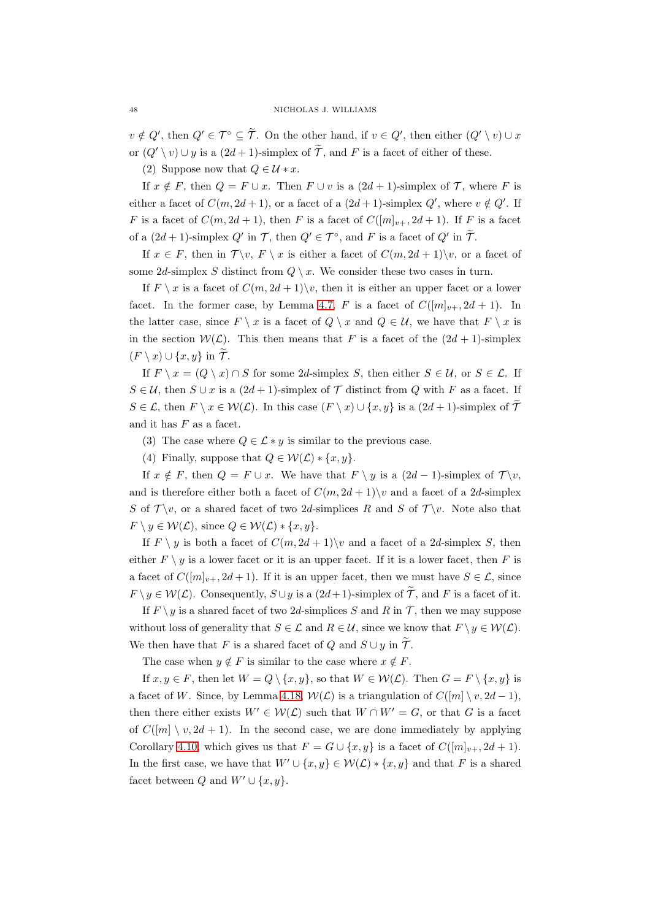$v \notin Q'$, then $Q' \in \mathcal{T}^\circ \subseteq \widetilde{\mathcal{T}}$. On the other hand, if $v \in Q'$, then either $(Q' \setminus v) \cup x$ or $(Q' \setminus v) \cup y$ is a $(2d+1)$-simplex of $\widetilde{\mathcal{T}}$, and $F$ is a facet of either of these.

(2) Suppose now that $Q \in \mathcal{U} * x$.

If $x \notin F$, then $Q = F \cup x$. Then $F \cup v$ is a $(2d+1)$-simplex of $\mathcal{T}$, where $F$ is either a facet of $C(m, 2d+1)$, or a facet of a $(2d+1)$-simplex $Q'$, where $v \notin Q'$. If $F$ is a facet of $C(m, 2d+1)$, then $F$ is a facet of $C([m]_{v+}, 2d+1)$. If $F$ is a facet of a $(2d+1)$-simplex $Q'$ in $\mathcal{T}$, then $Q' \in \mathcal{T}^\circ$, and $F$ is a facet of $Q'$ in $\widetilde{\mathcal{T}}$.

If $x \in F$, then in $\mathcal{T} \backslash v$, $F \setminus x$ is either a facet of $C(m, 2d+1) \backslash v$, or a facet of some $2d$-simplex $S$ distinct from $Q \setminus x$. We consider these two cases in turn.

If $F \setminus x$ is a facet of $C(m, 2d+1) \backslash v$, then it is either an upper facet or a lower facet. In the former case, by Lemma 4.7, $F$ is a facet of $C([m]_{v+}, 2d+1)$. In the latter case, since $F \setminus x$ is a facet of $Q \setminus x$ and $Q \in \mathcal{U}$, we have that $F \setminus x$ is in the section $\mathcal{W}(\mathcal{L})$. This then means that $F$ is a facet of the $(2d+1)$-simplex $(F \setminus x) \cup \{x, y\}$ in $\widetilde{\mathcal{T}}$.

If $F \setminus x = (Q \setminus x) \cap S$ for some $2d$-simplex $S$, then either $S \in \mathcal{U}$, or $S \in \mathcal{L}$. If $S \in \mathcal{U}$, then $S \cup x$ is a $(2d+1)$-simplex of $\mathcal{T}$ distinct from $Q$ with $F$ as a facet. If $S \in \mathcal{L}$, then $F \setminus x \in \mathcal{W}(\mathcal{L})$. In this case $(F \setminus x) \cup \{x, y\}$ is a $(2d+1)$-simplex of $\widetilde{\mathcal{T}}$ and it has $F$ as a facet.

(3) The case where $Q \in \mathcal{L} * y$ is similar to the previous case.

(4) Finally, suppose that $Q \in \mathcal{W}(\mathcal{L}) * \{x, y\}$.

If $x \notin F$, then $Q = F \cup x$. We have that $F \setminus y$ is a $(2d-1)$-simplex of $\mathcal{T} \backslash v$, and is therefore either both a facet of $C(m, 2d+1) \backslash v$ and a facet of a $2d$-simplex $S$ of $\mathcal{T} \backslash v$, or a shared facet of two $2d$-simplices $R$ and $S$ of $\mathcal{T} \backslash v$. Note also that $F \setminus y \in \mathcal{W}(\mathcal{L})$, since $Q \in \mathcal{W}(\mathcal{L}) * \{x, y\}$.

If $F \setminus y$ is both a facet of $C(m, 2d+1) \backslash v$ and a facet of a $2d$-simplex $S$, then either $F \setminus y$ is a lower facet or it is an upper facet. If it is a lower facet, then $F$ is a facet of $C([m]_{v+}, 2d+1)$. If it is an upper facet, then we must have $S \in \mathcal{L}$, since $F \setminus y \in \mathcal{W}(\mathcal{L})$. Consequently, $S \cup y$ is a $(2d+1)$-simplex of $\widetilde{\mathcal{T}}$, and $F$ is a facet of it.

If $F \setminus y$ is a shared facet of two $2d$-simplices $S$ and $R$ in $\mathcal{T}$, then we may suppose without loss of generality that $S \in \mathcal{L}$ and $R \in \mathcal{U}$, since we know that $F \setminus y \in \mathcal{W}(\mathcal{L})$. We then have that $F$ is a shared facet of $Q$ and $S \cup y$ in $\widetilde{\mathcal{T}}$.

The case when $y \notin F$ is similar to the case where $x \notin F$.

If $x, y \in F$, then let $W = Q \setminus \{x, y\}$, so that $W \in \mathcal{W}(\mathcal{L})$. Then $G = F \setminus \{x, y\}$ is a facet of $W$. Since, by Lemma 4.18, $\mathcal{W}(\mathcal{L})$ is a triangulation of $C([m] \setminus v, 2d-1)$, then there either exists $W' \in \mathcal{W}(\mathcal{L})$ such that $W \cap W' = G$, or that $G$ is a facet of $C([m] \setminus v, 2d+1)$. In the second case, we are done immediately by applying Corollary 4.10, which gives us that $F = G \cup \{x, y\}$ is a facet of $C([m]_{v+}, 2d+1)$. In the first case, we have that $W' \cup \{x, y\} \in \mathcal{W}(\mathcal{L}) * \{x, y\}$ and that $F$ is a shared facet between $Q$ and $W' \cup \{x, y\}$.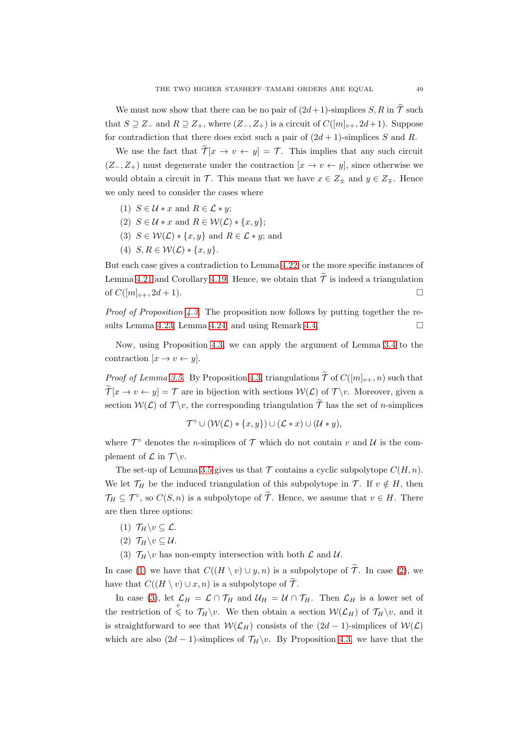We must now show that there can be no pair of $(2d+1)$-simplices $S, R$ in $\widetilde{\mathcal{T}}$ such that $S \supseteq Z_-$ and $R \supseteq Z_+$, where $(Z_-, Z_+)$ is a circuit of $C([m]_{v+}, 2d+1)$. Suppose for contradiction that there does exist such a pair of $(2d+1)$-simplices $S$ and $R$.

We use the fact that $\widetilde{\mathcal{T}}[x \to v \leftarrow y] = \mathcal{T}$. This implies that any such circuit $(Z_-, Z_+)$ must degenerate under the contraction $[x \to v \leftarrow y]$, since otherwise we would obtain a circuit in $\mathcal{T}$. This means that we have $x \in Z_\pm$ and $y \in Z_\mp$. Hence we only need to consider the cases where

1. $S \in \mathcal{U} * x$ and $R \in \mathcal{L} * y$;
2. $S \in \mathcal{U} * x$ and $R \in \mathcal{W}(\mathcal{L}) * \{x, y\}$;
3. $S \in \mathcal{W}(\mathcal{L}) * \{x, y\}$ and $R \in \mathcal{L} * y$; and
4. $S, R \in \mathcal{W}(\mathcal{L}) * \{x, y\}$.

But each case gives a contradiction to Lemma 4.22, or the more specific instances of Lemma 4.21 and Corollary 4.19. Hence, we obtain that $\widetilde{\mathcal{T}}$ is indeed a triangulation of $C([m]_{v+}, 2d+1)$. □

*Proof of Proposition 4.3.* The proposition now follows by putting together the results Lemma 4.23, Lemma 4.24, and using Remark 4.4. □

Now, using Proposition 4.3, we can apply the argument of Lemma 3.4 to the contraction $[x \to v \leftarrow y]$.

*Proof of Lemma 3.5.* By Proposition 4.3, triangulations $\widetilde{\mathcal{T}}$ of $C([m]_{v+}, n)$ such that $\widetilde{\mathcal{T}}[x \to v \leftarrow y] = \mathcal{T}$ are in bijection with sections $\mathcal{W}(\mathcal{L})$ of $\mathcal{T} \backslash v$. Moreover, given a section $\mathcal{W}(\mathcal{L})$ of $\mathcal{T} \backslash v$, the corresponding triangulation $\widetilde{\mathcal{T}}$ has the set of $n$-simplices

$$\mathcal{T}^\circ \cup (\mathcal{W}(\mathcal{L}) * \{x, y\}) \cup (\mathcal{L} * x) \cup (\mathcal{U} * y),$$

where $\mathcal{T}^\circ$ denotes the $n$-simplices of $\mathcal{T}$ which do not contain $v$ and $\mathcal{U}$ is the complement of $\mathcal{L}$ in $\mathcal{T} \backslash v$.

The set-up of Lemma 3.5 gives us that $\mathcal{T}$ contains a cyclic subpolytope $C(H, n)$. We let $\mathcal{T}_H$ be the induced triangulation of this subpolytope in $\mathcal{T}$. If $v \notin H$, then $\mathcal{T}_H \subseteq \mathcal{T}^\circ$, so $C(S, n)$ is a subpolytope of $\widetilde{\mathcal{T}}$. Hence, we assume that $v \in H$. There are then three options:

1. $\mathcal{T}_H \backslash v \subseteq \mathcal{L}$.
2. $\mathcal{T}_H \backslash v \subseteq \mathcal{U}$.
3. $\mathcal{T}_H \backslash v$ has non-empty intersection with both $\mathcal{L}$ and $\mathcal{U}$.

In case (1) we have that $C((H \setminus v) \cup y, n)$ is a subpolytope of $\widetilde{\mathcal{T}}$. In case (2), we have that $C((H \setminus v) \cup x, n)$ is a subpolytope of $\widetilde{\mathcal{T}}$.

In case (3), let $\mathcal{L}_H = \mathcal{L} \cap \mathcal{T}_H$ and $\mathcal{U}_H = \mathcal{U} \cap \mathcal{T}_H$. Then $\mathcal{L}_H$ is a lower set of the restriction of $\overset{v}{\leqslant}$ to $\mathcal{T}_H \backslash v$. We then obtain a section $\mathcal{W}(\mathcal{L}_H)$ of $\mathcal{T}_H \backslash v$, and it is straightforward to see that $\mathcal{W}(\mathcal{L}_H)$ consists of the $(2d-1)$-simplices of $\mathcal{W}(\mathcal{L})$ which are also $(2d-1)$-simplices of $\mathcal{T}_H \backslash v$. By Proposition 4.3, we have that the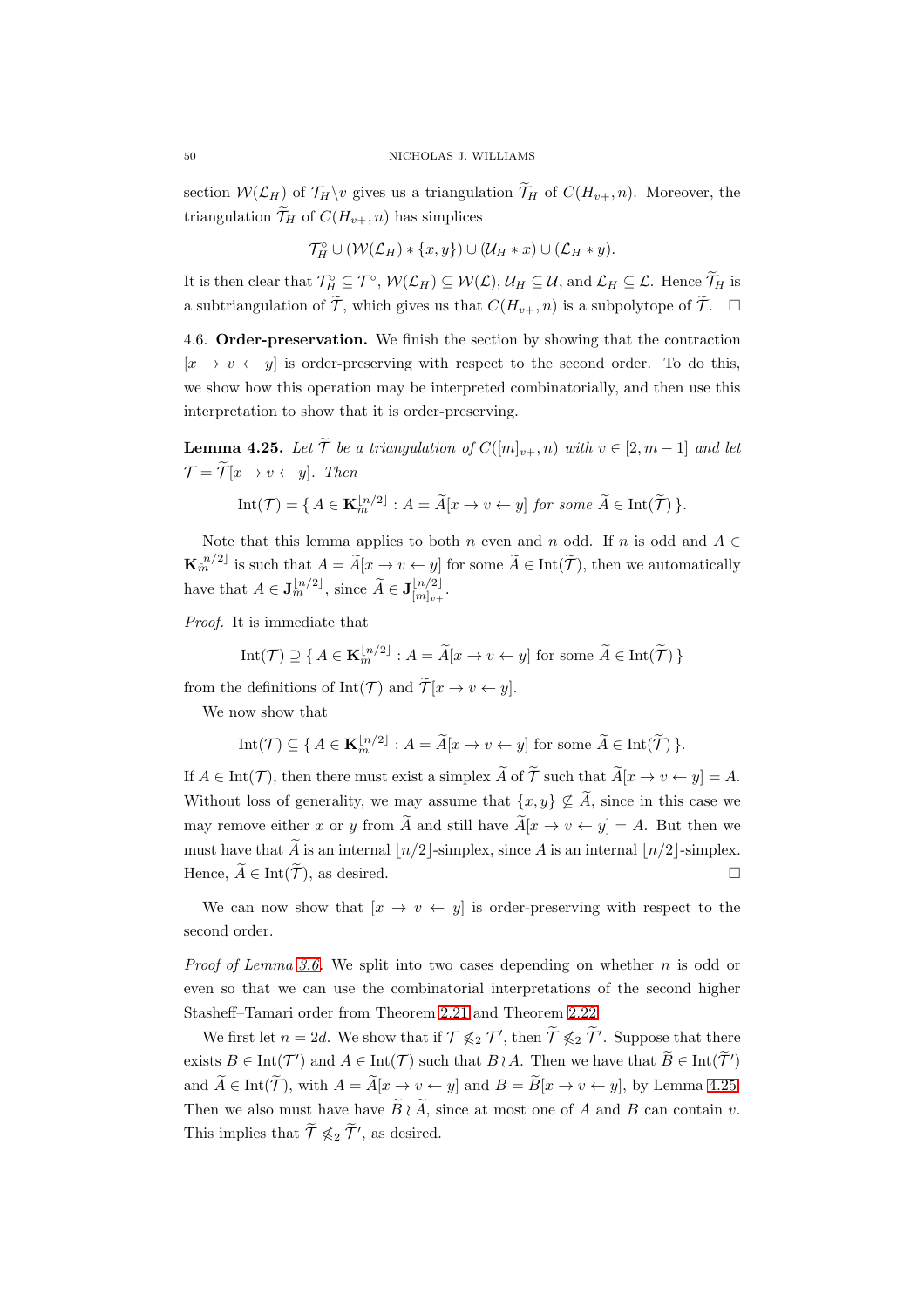section $\mathcal{W}(\mathcal{L}_H)$ of $\mathcal{T}_H \backslash v$ gives us a triangulation $\widetilde{\mathcal{T}}_H$ of $C(H_{v+}, n)$. Moreover, the triangulation $\widetilde{\mathcal{T}}_H$ of $C(H_{v+}, n)$ has simplices

$$\mathcal{T}_H^\circ \cup (\mathcal{W}(\mathcal{L}_H) * \{x, y\}) \cup (\mathcal{U}_H * x) \cup (\mathcal{L}_H * y).$$

It is then clear that $\mathcal{T}_H^\circ \subseteq \mathcal{T}^\circ$, $\mathcal{W}(\mathcal{L}_H) \subseteq \mathcal{W}(\mathcal{L})$, $\mathcal{U}_H \subseteq \mathcal{U}$, and $\mathcal{L}_H \subseteq \mathcal{L}$. Hence $\widetilde{\mathcal{T}}_H$ is a subtriangulation of $\widetilde{\mathcal{T}}$, which gives us that $C(H_{v+}, n)$ is a subpolytope of $\widetilde{\mathcal{T}}$. $\square$

4.6. **Order-preservation.** We finish the section by showing that the contraction $[x \to v \leftarrow y]$ is order-preserving with respect to the second order. To do this, we show how this operation may be interpreted combinatorially, and then use this interpretation to show that it is order-preserving.

**Lemma 4.25.** *Let $\widetilde{\mathcal{T}}$ be a triangulation of $C([m]_{v+}, n)$ with $v \in [2, m-1]$ and let $\mathcal{T} = \widetilde{\mathcal{T}}[x \to v \leftarrow y]$. Then*

$$\operatorname{Int}(\mathcal{T}) = \{\, A \in \mathbf{K}_m^{\lfloor n/2 \rfloor} : A = \widetilde{A}[x \to v \leftarrow y] \text{ for some } \widetilde{A} \in \operatorname{Int}(\widetilde{\mathcal{T}}) \,\}.$$

Note that this lemma applies to both $n$ even and $n$ odd. If $n$ is odd and $A \in \mathbf{K}_m^{\lfloor n/2 \rfloor}$ is such that $A = \widetilde{A}[x \to v \leftarrow y]$ for some $\widetilde{A} \in \operatorname{Int}(\widetilde{\mathcal{T}})$, then we automatically have that $A \in \mathbf{J}_m^{\lfloor n/2 \rfloor}$, since $\widetilde{A} \in \mathbf{J}_{[m]_{v+}}^{\lfloor n/2 \rfloor}$.

*Proof.* It is immediate that

$$\operatorname{Int}(\mathcal{T}) \supseteq \{\, A \in \mathbf{K}_m^{\lfloor n/2 \rfloor} : A = \widetilde{A}[x \to v \leftarrow y] \text{ for some } \widetilde{A} \in \operatorname{Int}(\widetilde{\mathcal{T}}) \,\}$$

from the definitions of $\operatorname{Int}(\mathcal{T})$ and $\widetilde{\mathcal{T}}[x \to v \leftarrow y]$.

We now show that

$$\operatorname{Int}(\mathcal{T}) \subseteq \{\, A \in \mathbf{K}_m^{\lfloor n/2 \rfloor} : A = \widetilde{A}[x \to v \leftarrow y] \text{ for some } \widetilde{A} \in \operatorname{Int}(\widetilde{\mathcal{T}}) \,\}.$$

If $A \in \operatorname{Int}(\mathcal{T})$, then there must exist a simplex $\widetilde{A}$ of $\widetilde{\mathcal{T}}$ such that $\widetilde{A}[x \to v \leftarrow y] = A$. Without loss of generality, we may assume that $\{x, y\} \not\subseteq \widetilde{A}$, since in this case we may remove either $x$ or $y$ from $\widetilde{A}$ and still have $\widetilde{A}[x \to v \leftarrow y] = A$. But then we must have that $\widetilde{A}$ is an internal $\lfloor n/2 \rfloor$-simplex, since $A$ is an internal $\lfloor n/2 \rfloor$-simplex. Hence, $\widetilde{A} \in \operatorname{Int}(\widetilde{\mathcal{T}})$, as desired. $\square$

We can now show that $[x \to v \leftarrow y]$ is order-preserving with respect to the second order.

*Proof of Lemma 3.6.* We split into two cases depending on whether $n$ is odd or even so that we can use the combinatorial interpretations of the second higher Stasheff–Tamari order from Theorem 2.21 and Theorem 2.22.

We first let $n = 2d$. We show that if $\mathcal{T} \not\leqslant_2 \mathcal{T}'$, then $\widetilde{\mathcal{T}} \not\leqslant_2 \widetilde{\mathcal{T}}'$. Suppose that there exists $B \in \operatorname{Int}(\mathcal{T}')$ and $A \in \operatorname{Int}(\mathcal{T})$ such that $B \wr A$. Then we have that $\widetilde{B} \in \operatorname{Int}(\widetilde{\mathcal{T}}')$ and $\widetilde{A} \in \operatorname{Int}(\widetilde{\mathcal{T}})$, with $A = \widetilde{A}[x \to v \leftarrow y]$ and $B = \widetilde{B}[x \to v \leftarrow y]$, by Lemma 4.25. Then we also must have have $\widetilde{B} \wr \widetilde{A}$, since at most one of $A$ and $B$ can contain $v$. This implies that $\widetilde{\mathcal{T}} \not\leqslant_2 \widetilde{\mathcal{T}}'$, as desired.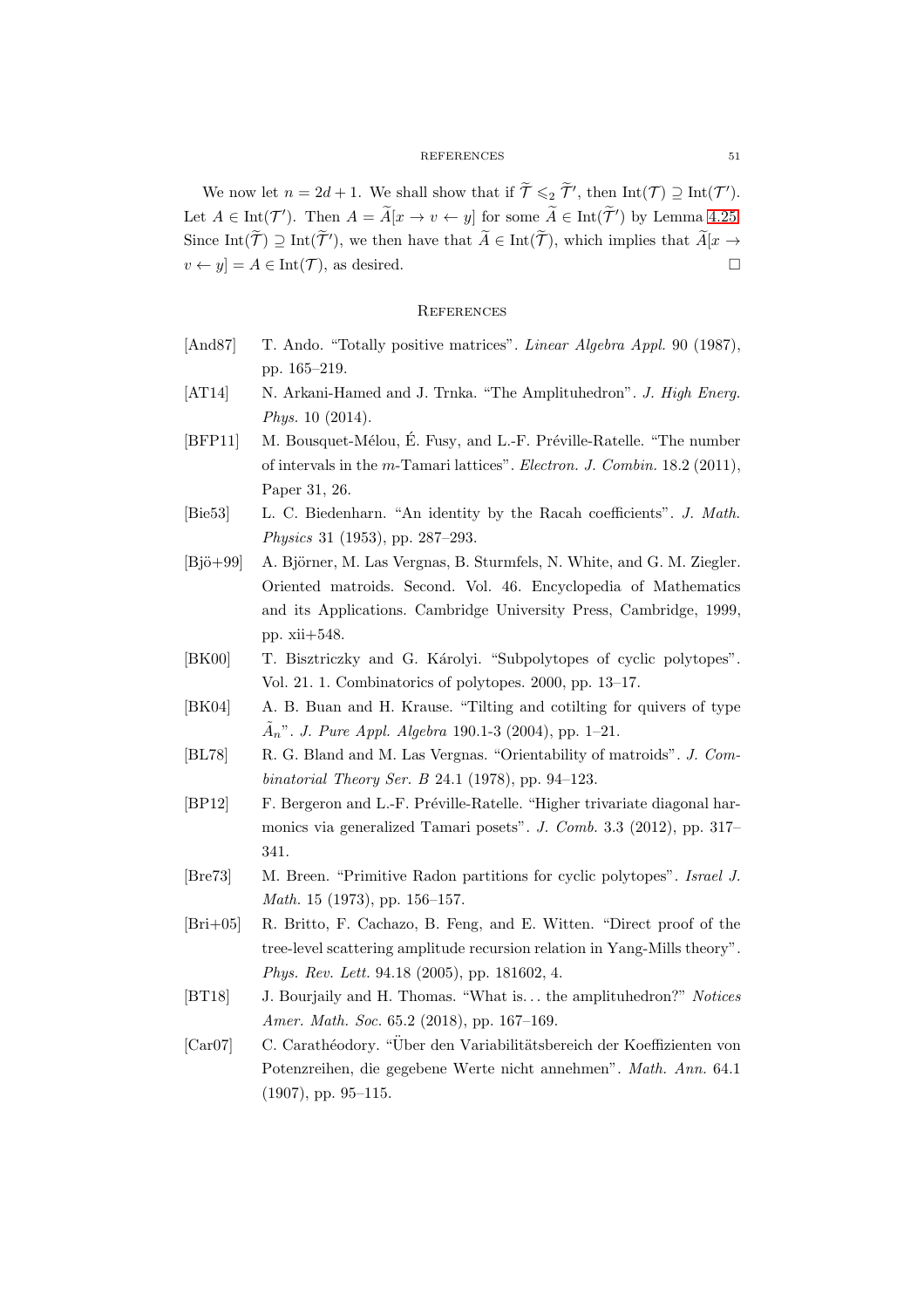We now let $n = 2d + 1$. We shall show that if $\widetilde{\mathcal{T}} \leqslant_2 \widetilde{\mathcal{T}}'$, then $\mathrm{Int}(\mathcal{T}) \supseteq \mathrm{Int}(\mathcal{T}')$. Let $A \in \mathrm{Int}(\mathcal{T}')$. Then $A = \widetilde{A}[x \to v \leftarrow y]$ for some $\widetilde{A} \in \mathrm{Int}(\widetilde{\mathcal{T}}')$ by Lemma 4.25. Since $\mathrm{Int}(\widetilde{\mathcal{T}}) \supseteq \mathrm{Int}(\widetilde{\mathcal{T}}')$, we then have that $\widetilde{A} \in \mathrm{Int}(\widetilde{\mathcal{T}})$, which implies that $\widetilde{A}[x \to v \leftarrow y] = A \in \mathrm{Int}(\mathcal{T})$, as desired. □

## References

[And87] T. Ando. "Totally positive matrices". *Linear Algebra Appl.* 90 (1987), pp. 165–219.

[AT14] N. Arkani-Hamed and J. Trnka. "The Amplituhedron". *J. High Energ. Phys.* 10 (2014).

[BFP11] M. Bousquet-Mélou, É. Fusy, and L.-F. Préville-Ratelle. "The number of intervals in the $m$-Tamari lattices". *Electron. J. Combin.* 18.2 (2011), Paper 31, 26.

[Bie53] L. C. Biedenharn. "An identity by the Racah coefficients". *J. Math. Physics* 31 (1953), pp. 287–293.

[Bjö+99] A. Björner, M. Las Vergnas, B. Sturmfels, N. White, and G. M. Ziegler. Oriented matroids. Second. Vol. 46. Encyclopedia of Mathematics and its Applications. Cambridge University Press, Cambridge, 1999, pp. xii+548.

[BK00] T. Bisztriczky and G. Károlyi. "Subpolytopes of cyclic polytopes". Vol. 21. 1. Combinatorics of polytopes. 2000, pp. 13–17.

[BK04] A. B. Buan and H. Krause. "Tilting and cotilting for quivers of type $\tilde{A}_n$". *J. Pure Appl. Algebra* 190.1-3 (2004), pp. 1–21.

[BL78] R. G. Bland and M. Las Vergnas. "Orientability of matroids". *J. Combinatorial Theory Ser. B* 24.1 (1978), pp. 94–123.

[BP12] F. Bergeron and L.-F. Préville-Ratelle. "Higher trivariate diagonal harmonics via generalized Tamari posets". *J. Comb.* 3.3 (2012), pp. 317–341.

[Bre73] M. Breen. "Primitive Radon partitions for cyclic polytopes". *Israel J. Math.* 15 (1973), pp. 156–157.

[Bri+05] R. Britto, F. Cachazo, B. Feng, and E. Witten. "Direct proof of the tree-level scattering amplitude recursion relation in Yang-Mills theory". *Phys. Rev. Lett.* 94.18 (2005), pp. 181602, 4.

[BT18] J. Bourjaily and H. Thomas. "What is… the amplituhedron?" *Notices Amer. Math. Soc.* 65.2 (2018), pp. 167–169.

[Car07] C. Carathéodory. "Über den Variabilitätsbereich der Koeffizienten von Potenzreihen, die gegebene Werte nicht annehmen". *Math. Ann.* 64.1 (1907), pp. 95–115.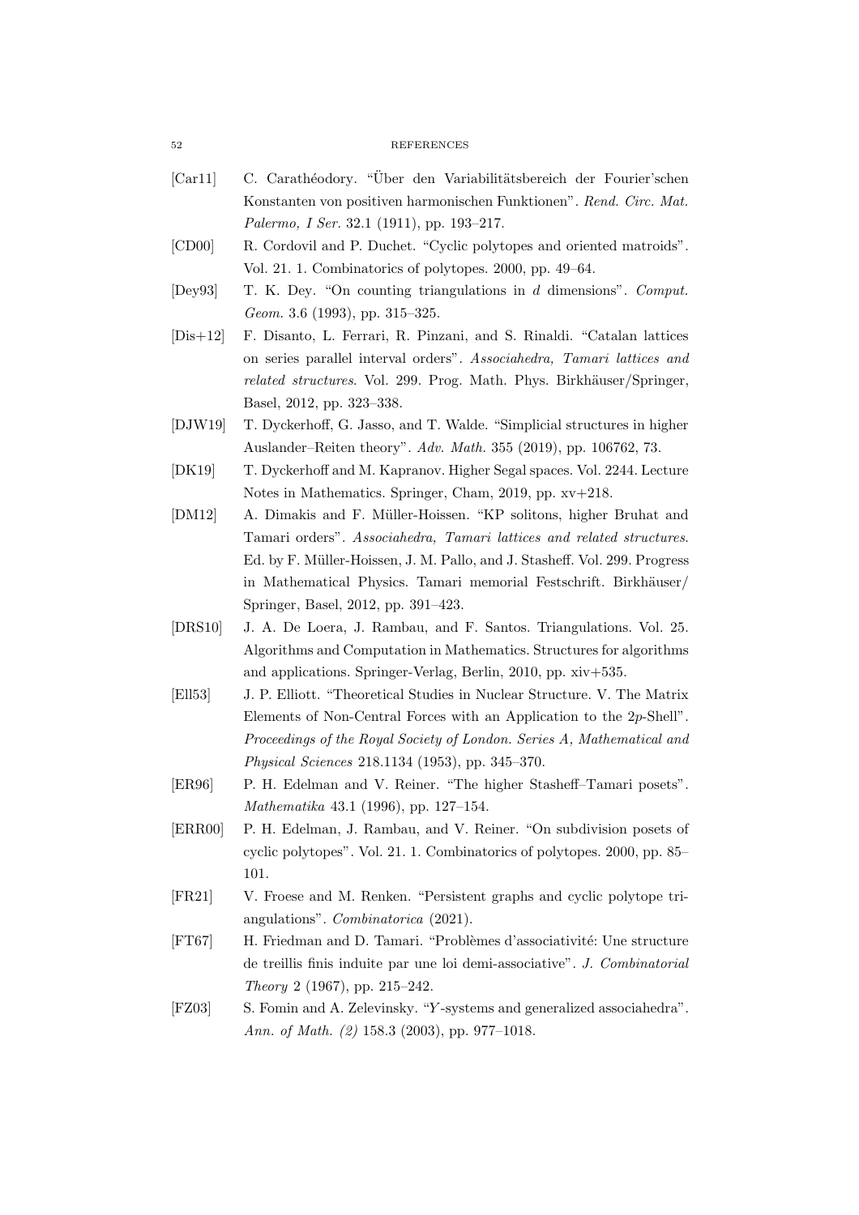[Car11] C. Carathéodory. "Über den Variabilitätsbereich der Fourier'schen Konstanten von positiven harmonischen Funktionen". *Rend. Circ. Mat. Palermo, I Ser.* 32.1 (1911), pp. 193–217.

[CD00] R. Cordovil and P. Duchet. "Cyclic polytopes and oriented matroids". Vol. 21. 1. Combinatorics of polytopes. 2000, pp. 49–64.

[Dey93] T. K. Dey. "On counting triangulations in $d$ dimensions". *Comput. Geom.* 3.6 (1993), pp. 315–325.

[Dis+12] F. Disanto, L. Ferrari, R. Pinzani, and S. Rinaldi. "Catalan lattices on series parallel interval orders". *Associahedra, Tamari lattices and related structures*. Vol. 299. Prog. Math. Phys. Birkhäuser/Springer, Basel, 2012, pp. 323–338.

[DJW19] T. Dyckerhoff, G. Jasso, and T. Walde. "Simplicial structures in higher Auslander–Reiten theory". *Adv. Math.* 355 (2019), pp. 106762, 73.

[DK19] T. Dyckerhoff and M. Kapranov. Higher Segal spaces. Vol. 2244. Lecture Notes in Mathematics. Springer, Cham, 2019, pp. xv+218.

[DM12] A. Dimakis and F. Müller-Hoissen. "KP solitons, higher Bruhat and Tamari orders". *Associahedra, Tamari lattices and related structures.* Ed. by F. Müller-Hoissen, J. M. Pallo, and J. Stasheff. Vol. 299. Progress in Mathematical Physics. Tamari memorial Festschrift. Birkhäuser/Springer, Basel, 2012, pp. 391–423.

[DRS10] J. A. De Loera, J. Rambau, and F. Santos. Triangulations. Vol. 25. Algorithms and Computation in Mathematics. Structures for algorithms and applications. Springer-Verlag, Berlin, 2010, pp. xiv+535.

[Ell53] J. P. Elliott. "Theoretical Studies in Nuclear Structure. V. The Matrix Elements of Non-Central Forces with an Application to the $2p$-Shell". *Proceedings of the Royal Society of London. Series A, Mathematical and Physical Sciences* 218.1134 (1953), pp. 345–370.

[ER96] P. H. Edelman and V. Reiner. "The higher Stasheff–Tamari posets". *Mathematika* 43.1 (1996), pp. 127–154.

[ERR00] P. H. Edelman, J. Rambau, and V. Reiner. "On subdivision posets of cyclic polytopes". Vol. 21. 1. Combinatorics of polytopes. 2000, pp. 85–101.

[FR21] V. Froese and M. Renken. "Persistent graphs and cyclic polytope triangulations". *Combinatorica* (2021).

[FT67] H. Friedman and D. Tamari. "Problèmes d'associativité: Une structure de treillis finis induite par une loi demi-associative". *J. Combinatorial Theory* 2 (1967), pp. 215–242.

[FZ03] S. Fomin and A. Zelevinsky. "$Y$-systems and generalized associahedra". *Ann. of Math. (2)* 158.3 (2003), pp. 977–1018.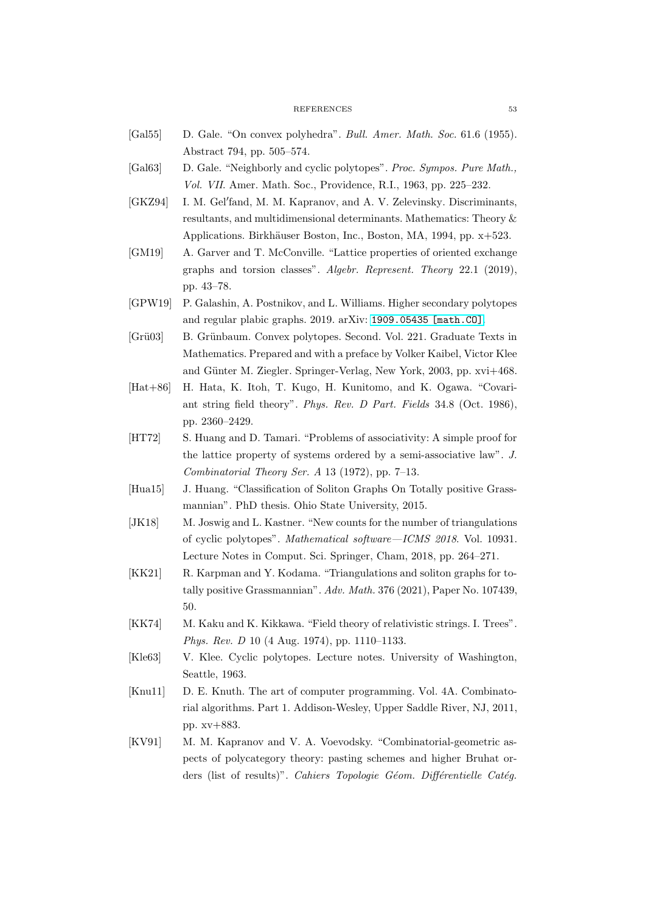[Gal55] D. Gale. "On convex polyhedra". *Bull. Amer. Math. Soc.* 61.6 (1955). Abstract 794, pp. 505–574.

[Gal63] D. Gale. "Neighborly and cyclic polytopes". *Proc. Sympos. Pure Math., Vol. VII*. Amer. Math. Soc., Providence, R.I., 1963, pp. 225–232.

[GKZ94] I. M. Gel′fand, M. M. Kapranov, and A. V. Zelevinsky. Discriminants, resultants, and multidimensional determinants. Mathematics: Theory & Applications. Birkhäuser Boston, Inc., Boston, MA, 1994, pp. x+523.

[GM19] A. Garver and T. McConville. "Lattice properties of oriented exchange graphs and torsion classes". *Algebr. Represent. Theory* 22.1 (2019), pp. 43–78.

[GPW19] P. Galashin, A. Postnikov, and L. Williams. Higher secondary polytopes and regular plabic graphs. 2019. arXiv: 1909.05435 [math.CO].

[Grü03] B. Grünbaum. Convex polytopes. Second. Vol. 221. Graduate Texts in Mathematics. Prepared and with a preface by Volker Kaibel, Victor Klee and Günter M. Ziegler. Springer-Verlag, New York, 2003, pp. xvi+468.

[Hat+86] H. Hata, K. Itoh, T. Kugo, H. Kunitomo, and K. Ogawa. "Covariant string field theory". *Phys. Rev. D Part. Fields* 34.8 (Oct. 1986), pp. 2360–2429.

[HT72] S. Huang and D. Tamari. "Problems of associativity: A simple proof for the lattice property of systems ordered by a semi-associative law". *J. Combinatorial Theory Ser. A* 13 (1972), pp. 7–13.

[Hua15] J. Huang. "Classification of Soliton Graphs On Totally positive Grassmannian". PhD thesis. Ohio State University, 2015.

[JK18] M. Joswig and L. Kastner. "New counts for the number of triangulations of cyclic polytopes". *Mathematical software—ICMS 2018*. Vol. 10931. Lecture Notes in Comput. Sci. Springer, Cham, 2018, pp. 264–271.

[KK21] R. Karpman and Y. Kodama. "Triangulations and soliton graphs for totally positive Grassmannian". *Adv. Math.* 376 (2021), Paper No. 107439, 50.

[KK74] M. Kaku and K. Kikkawa. "Field theory of relativistic strings. I. Trees". *Phys. Rev. D* 10 (4 Aug. 1974), pp. 1110–1133.

[Kle63] V. Klee. Cyclic polytopes. Lecture notes. University of Washington, Seattle, 1963.

[Knu11] D. E. Knuth. The art of computer programming. Vol. 4A. Combinatorial algorithms. Part 1. Addison-Wesley, Upper Saddle River, NJ, 2011, pp. xv+883.

[KV91] M. M. Kapranov and V. A. Voevodsky. "Combinatorial-geometric aspects of polycategory theory: pasting schemes and higher Bruhat orders (list of results)". *Cahiers Topologie Géom. Différentielle Catég.*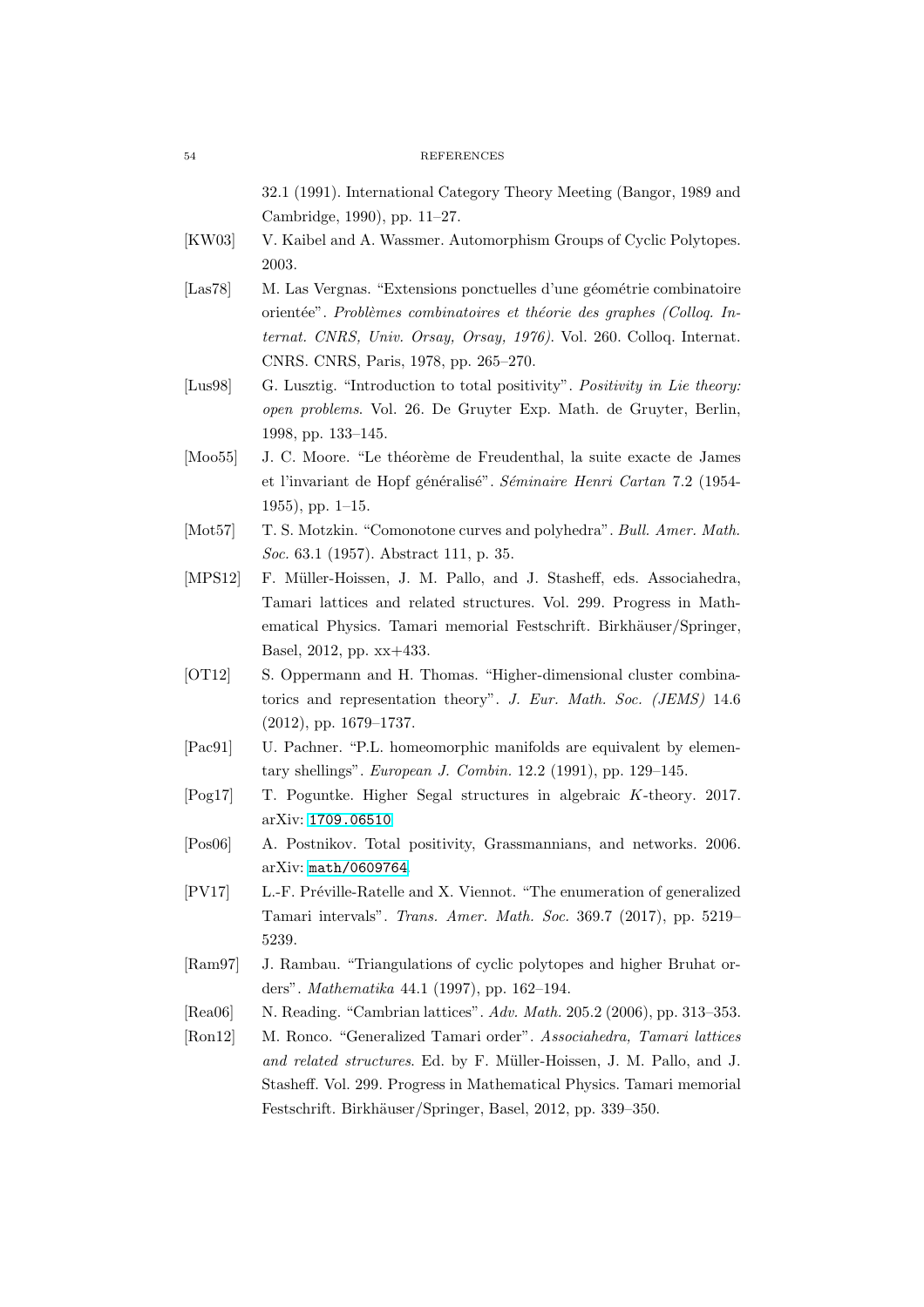32.1 (1991). International Category Theory Meeting (Bangor, 1989 and Cambridge, 1990), pp. 11–27.

[KW03] V. Kaibel and A. Wassmer. Automorphism Groups of Cyclic Polytopes. 2003.

[Las78] M. Las Vergnas. "Extensions ponctuelles d'une géométrie combinatoire orientée". *Problèmes combinatoires et théorie des graphes (Colloq. Internat. CNRS, Univ. Orsay, Orsay, 1976)*. Vol. 260. Colloq. Internat. CNRS. CNRS, Paris, 1978, pp. 265–270.

[Lus98] G. Lusztig. "Introduction to total positivity". *Positivity in Lie theory: open problems*. Vol. 26. De Gruyter Exp. Math. de Gruyter, Berlin, 1998, pp. 133–145.

[Moo55] J. C. Moore. "Le théorème de Freudenthal, la suite exacte de James et l'invariant de Hopf généralisé". *Séminaire Henri Cartan* 7.2 (1954-1955), pp. 1–15.

[Mot57] T. S. Motzkin. "Comonotone curves and polyhedra". *Bull. Amer. Math. Soc.* 63.1 (1957). Abstract 111, p. 35.

[MPS12] F. Müller-Hoissen, J. M. Pallo, and J. Stasheff, eds. Associahedra, Tamari lattices and related structures. Vol. 299. Progress in Mathematical Physics. Tamari memorial Festschrift. Birkhäuser/Springer, Basel, 2012, pp. xx+433.

[OT12] S. Oppermann and H. Thomas. "Higher-dimensional cluster combinatorics and representation theory". *J. Eur. Math. Soc. (JEMS)* 14.6 (2012), pp. 1679–1737.

[Pac91] U. Pachner. "P.L. homeomorphic manifolds are equivalent by elementary shellings". *European J. Combin.* 12.2 (1991), pp. 129–145.

[Pog17] T. Poguntke. Higher Segal structures in algebraic $K$-theory. 2017. arXiv: 1709.06510.

[Pos06] A. Postnikov. Total positivity, Grassmannians, and networks. 2006. arXiv: math/0609764.

[PV17] L.-F. Préville-Ratelle and X. Viennot. "The enumeration of generalized Tamari intervals". *Trans. Amer. Math. Soc.* 369.7 (2017), pp. 5219–5239.

[Ram97] J. Rambau. "Triangulations of cyclic polytopes and higher Bruhat orders". *Mathematika* 44.1 (1997), pp. 162–194.

[Rea06] N. Reading. "Cambrian lattices". *Adv. Math.* 205.2 (2006), pp. 313–353.

[Ron12] M. Ronco. "Generalized Tamari order". *Associahedra, Tamari lattices and related structures*. Ed. by F. Müller-Hoissen, J. M. Pallo, and J. Stasheff. Vol. 299. Progress in Mathematical Physics. Tamari memorial Festschrift. Birkhäuser/Springer, Basel, 2012, pp. 339–350.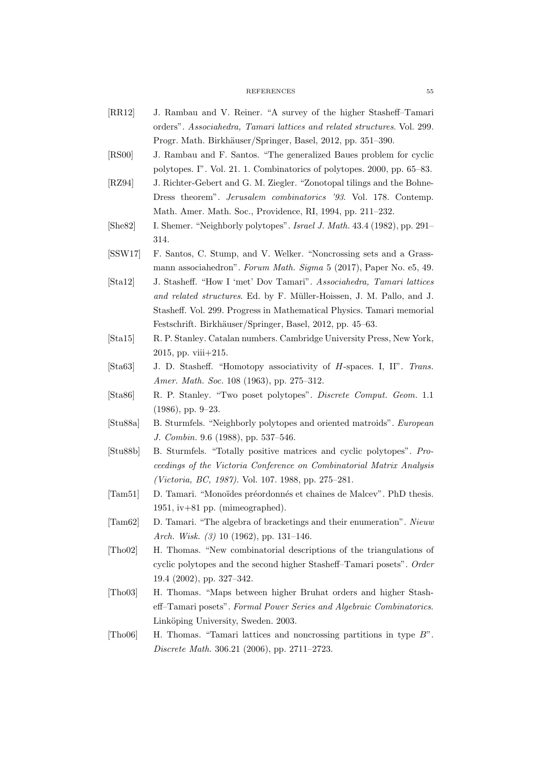[RR12] J. Rambau and V. Reiner. "A survey of the higher Stasheff–Tamari orders". *Associahedra, Tamari lattices and related structures*. Vol. 299. Progr. Math. Birkhäuser/Springer, Basel, 2012, pp. 351–390.

[RS00] J. Rambau and F. Santos. "The generalized Baues problem for cyclic polytopes. I". Vol. 21. 1. Combinatorics of polytopes. 2000, pp. 65–83.

[RZ94] J. Richter-Gebert and G. M. Ziegler. "Zonotopal tilings and the Bohne-Dress theorem". *Jerusalem combinatorics '93*. Vol. 178. Contemp. Math. Amer. Math. Soc., Providence, RI, 1994, pp. 211–232.

[She82] I. Shemer. "Neighborly polytopes". *Israel J. Math.* 43.4 (1982), pp. 291–314.

[SSW17] F. Santos, C. Stump, and V. Welker. "Noncrossing sets and a Grassmann associahedron". *Forum Math. Sigma* 5 (2017), Paper No. e5, 49.

[Sta12] J. Stasheff. "How I 'met' Dov Tamari". *Associahedra, Tamari lattices and related structures*. Ed. by F. Müller-Hoissen, J. M. Pallo, and J. Stasheff. Vol. 299. Progress in Mathematical Physics. Tamari memorial Festschrift. Birkhäuser/Springer, Basel, 2012, pp. 45–63.

[Sta15] R. P. Stanley. Catalan numbers. Cambridge University Press, New York, 2015, pp. viii+215.

[Sta63] J. D. Stasheff. "Homotopy associativity of $H$-spaces. I, II". *Trans. Amer. Math. Soc.* 108 (1963), pp. 275–312.

[Sta86] R. P. Stanley. "Two poset polytopes". *Discrete Comput. Geom.* 1.1 (1986), pp. 9–23.

[Stu88a] B. Sturmfels. "Neighborly polytopes and oriented matroids". *European J. Combin.* 9.6 (1988), pp. 537–546.

[Stu88b] B. Sturmfels. "Totally positive matrices and cyclic polytopes". *Proceedings of the Victoria Conference on Combinatorial Matrix Analysis (Victoria, BC, 1987)*. Vol. 107. 1988, pp. 275–281.

[Tam51] D. Tamari. "Monoïdes préordonnés et chaînes de Malcev". PhD thesis. 1951, iv+81 pp. (mimeographed).

[Tam62] D. Tamari. "The algebra of bracketings and their enumeration". *Nieuw Arch. Wisk. (3)* 10 (1962), pp. 131–146.

[Tho02] H. Thomas. "New combinatorial descriptions of the triangulations of cyclic polytopes and the second higher Stasheff–Tamari posets". *Order* 19.4 (2002), pp. 327–342.

[Tho03] H. Thomas. "Maps between higher Bruhat orders and higher Stasheff–Tamari posets". *Formal Power Series and Algebraic Combinatorics*. Linköping University, Sweden. 2003.

[Tho06] H. Thomas. "Tamari lattices and noncrossing partitions in type $B$". *Discrete Math.* 306.21 (2006), pp. 2711–2723.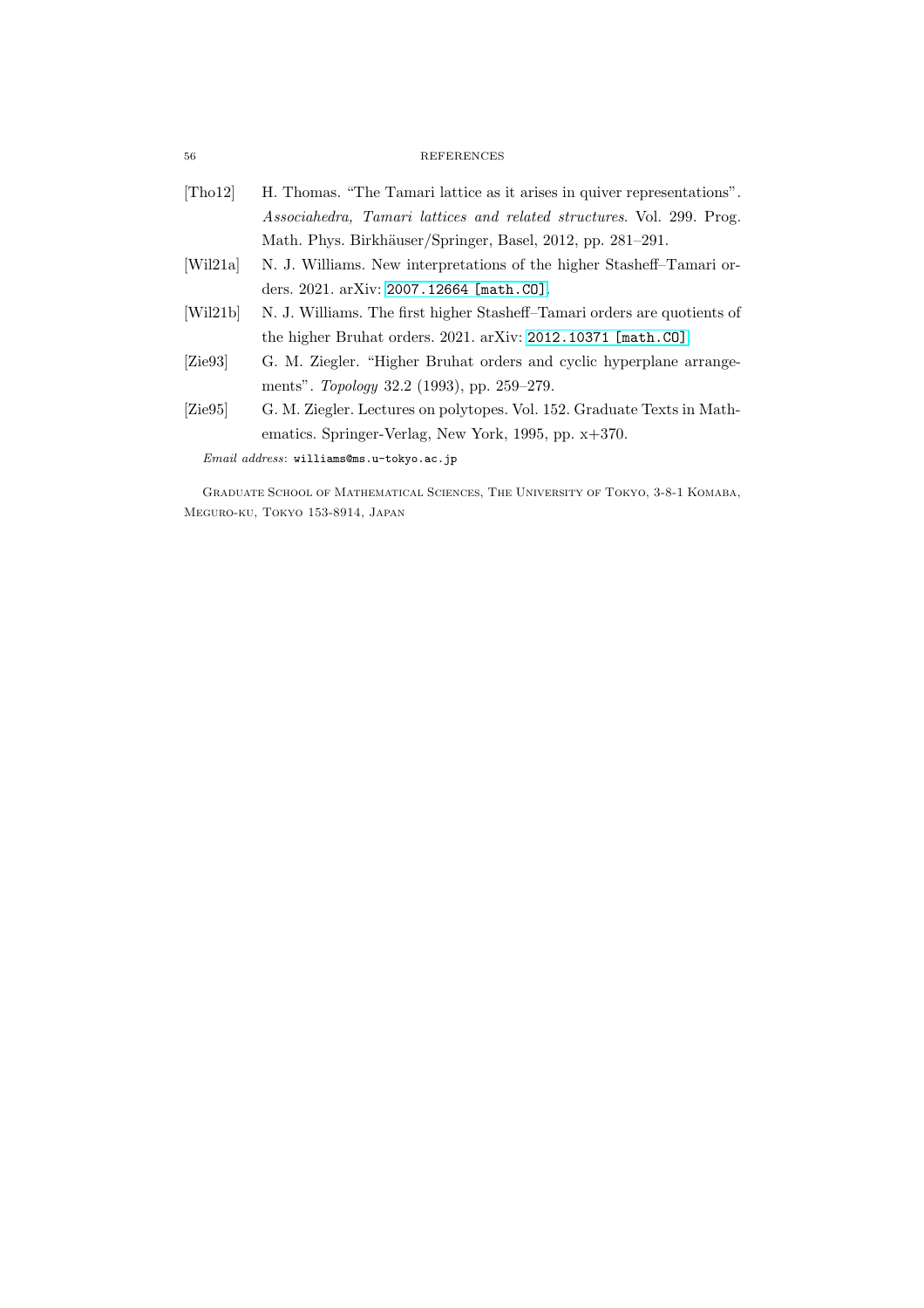[Tho12] H. Thomas. "The Tamari lattice as it arises in quiver representations". *Associahedra, Tamari lattices and related structures*. Vol. 299. Prog. Math. Phys. Birkhäuser/Springer, Basel, 2012, pp. 281–291.

[Wil21a] N. J. Williams. New interpretations of the higher Stasheff–Tamari orders. 2021. arXiv: 2007.12664 [math.CO].

[Wil21b] N. J. Williams. The first higher Stasheff–Tamari orders are quotients of the higher Bruhat orders. 2021. arXiv: 2012.10371 [math.CO].

[Zie93] G. M. Ziegler. "Higher Bruhat orders and cyclic hyperplane arrangements". *Topology* 32.2 (1993), pp. 259–279.

[Zie95] G. M. Ziegler. Lectures on polytopes. Vol. 152. Graduate Texts in Mathematics. Springer-Verlag, New York, 1995, pp. x+370.

*Email address*: williams@ms.u-tokyo.ac.jp

Graduate School of Mathematical Sciences, The University of Tokyo, 3-8-1 Komaba, Meguro-ku, Tokyo 153-8914, Japan